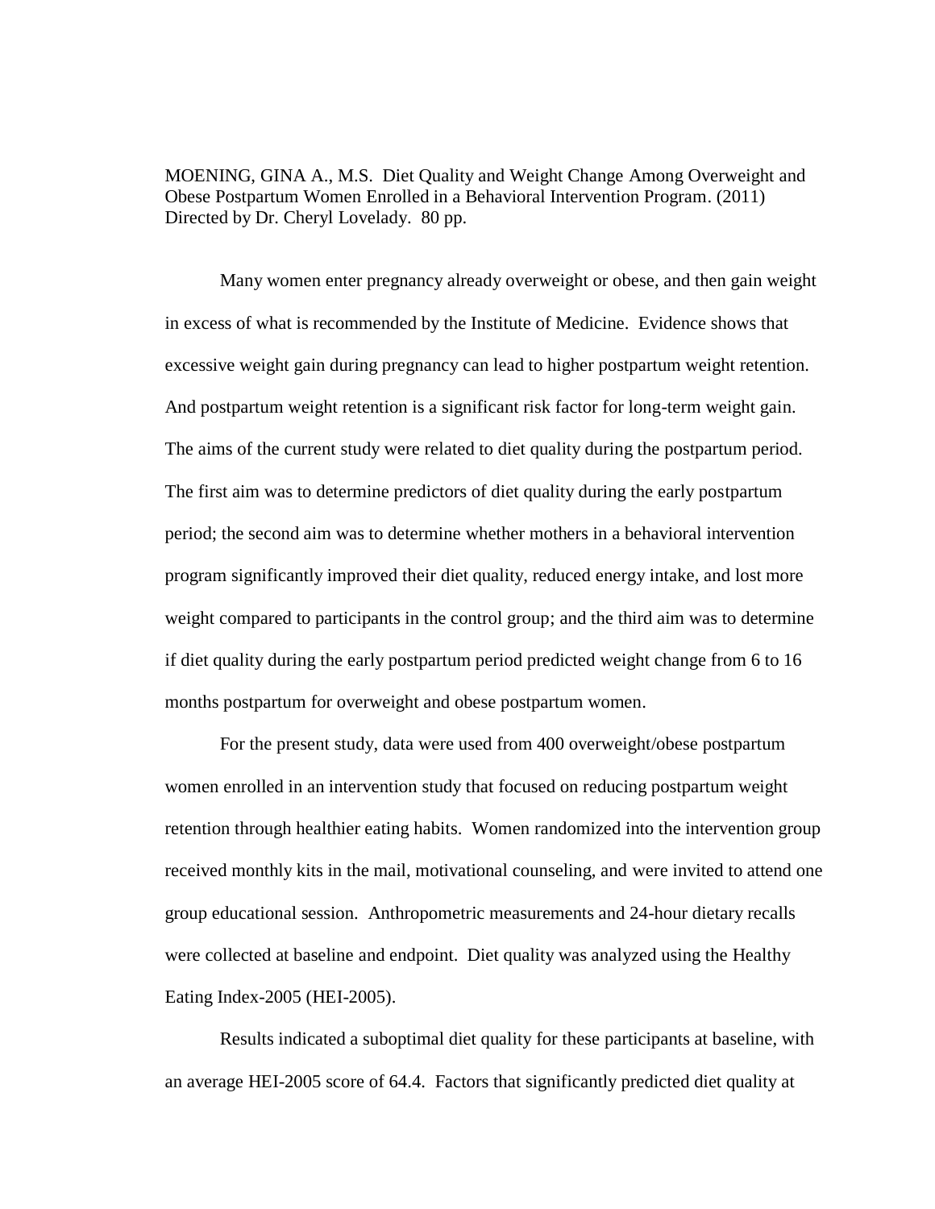MOENING, GINA A., M.S. Diet Quality and Weight Change Among Overweight and Obese Postpartum Women Enrolled in a Behavioral Intervention Program. (2011) Directed by Dr. Cheryl Lovelady. 80 pp.

Many women enter pregnancy already overweight or obese, and then gain weight in excess of what is recommended by the Institute of Medicine. Evidence shows that excessive weight gain during pregnancy can lead to higher postpartum weight retention. And postpartum weight retention is a significant risk factor for long-term weight gain. The aims of the current study were related to diet quality during the postpartum period. The first aim was to determine predictors of diet quality during the early postpartum period; the second aim was to determine whether mothers in a behavioral intervention program significantly improved their diet quality, reduced energy intake, and lost more weight compared to participants in the control group; and the third aim was to determine if diet quality during the early postpartum period predicted weight change from 6 to 16 months postpartum for overweight and obese postpartum women.

For the present study, data were used from 400 overweight/obese postpartum women enrolled in an intervention study that focused on reducing postpartum weight retention through healthier eating habits. Women randomized into the intervention group received monthly kits in the mail, motivational counseling, and were invited to attend one group educational session. Anthropometric measurements and 24-hour dietary recalls were collected at baseline and endpoint. Diet quality was analyzed using the Healthy Eating Index-2005 (HEI-2005).

Results indicated a suboptimal diet quality for these participants at baseline, with an average HEI-2005 score of 64.4. Factors that significantly predicted diet quality at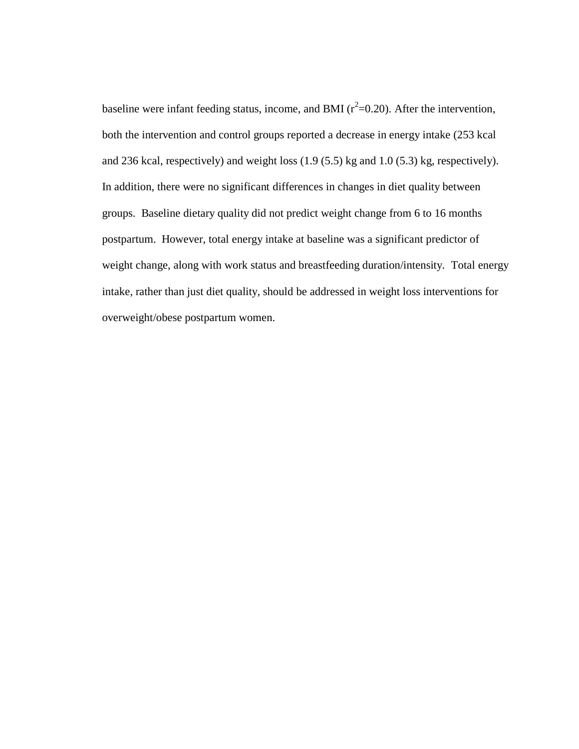baseline were infant feeding status, income, and BMI ($r^2$=0.20). After the intervention, both the intervention and control groups reported a decrease in energy intake (253 kcal and 236 kcal, respectively) and weight loss (1.9 (5.5) kg and 1.0 (5.3) kg, respectively). In addition, there were no significant differences in changes in diet quality between groups. Baseline dietary quality did not predict weight change from 6 to 16 months postpartum. However, total energy intake at baseline was a significant predictor of weight change, along with work status and breastfeeding duration/intensity. Total energy intake, rather than just diet quality, should be addressed in weight loss interventions for overweight/obese postpartum women.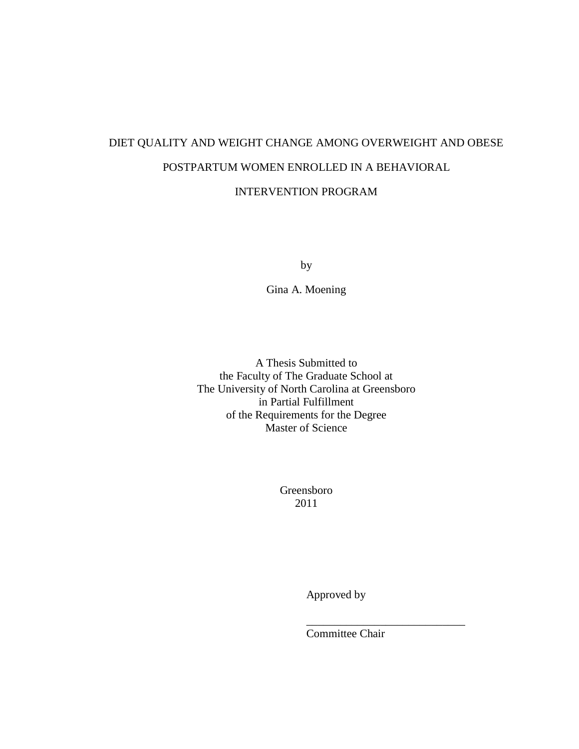DIET QUALITY AND WEIGHT CHANGE AMONG OVERWEIGHT AND OBESE

POSTPARTUM WOMEN ENROLLED IN A BEHAVIORAL

INTERVENTION PROGRAM

by

Gina A. Moening

A Thesis Submitted to
the Faculty of The Graduate School at
The University of North Carolina at Greensboro
in Partial Fulfillment
of the Requirements for the Degree
Master of Science

Greensboro
2011

Approved by

_____________________________
Committee Chair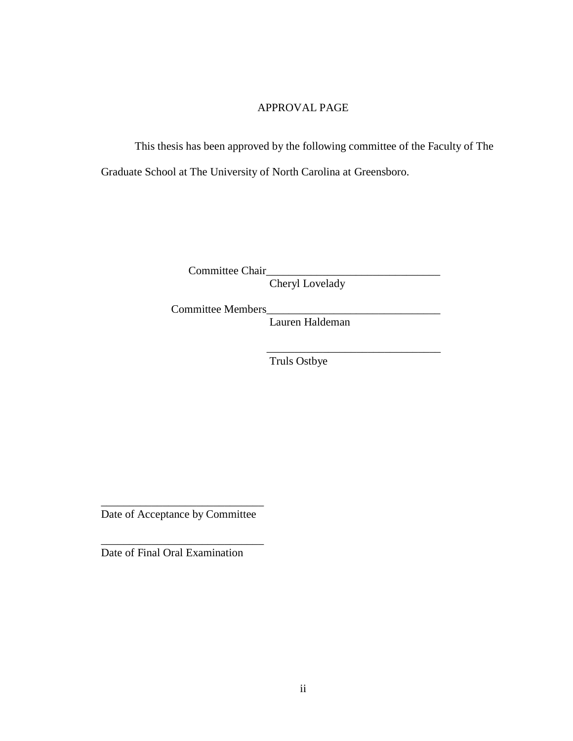## APPROVAL PAGE

This thesis has been approved by the following committee of the Faculty of The Graduate School at The University of North Carolina at Greensboro.

Committee Chair_______________________________
Cheryl Lovelady

Committee Members_______________________________
Lauren Haldeman

_______________________________
Truls Ostbye

_____________________________
Date of Acceptance by Committee

_____________________________
Date of Final Oral Examination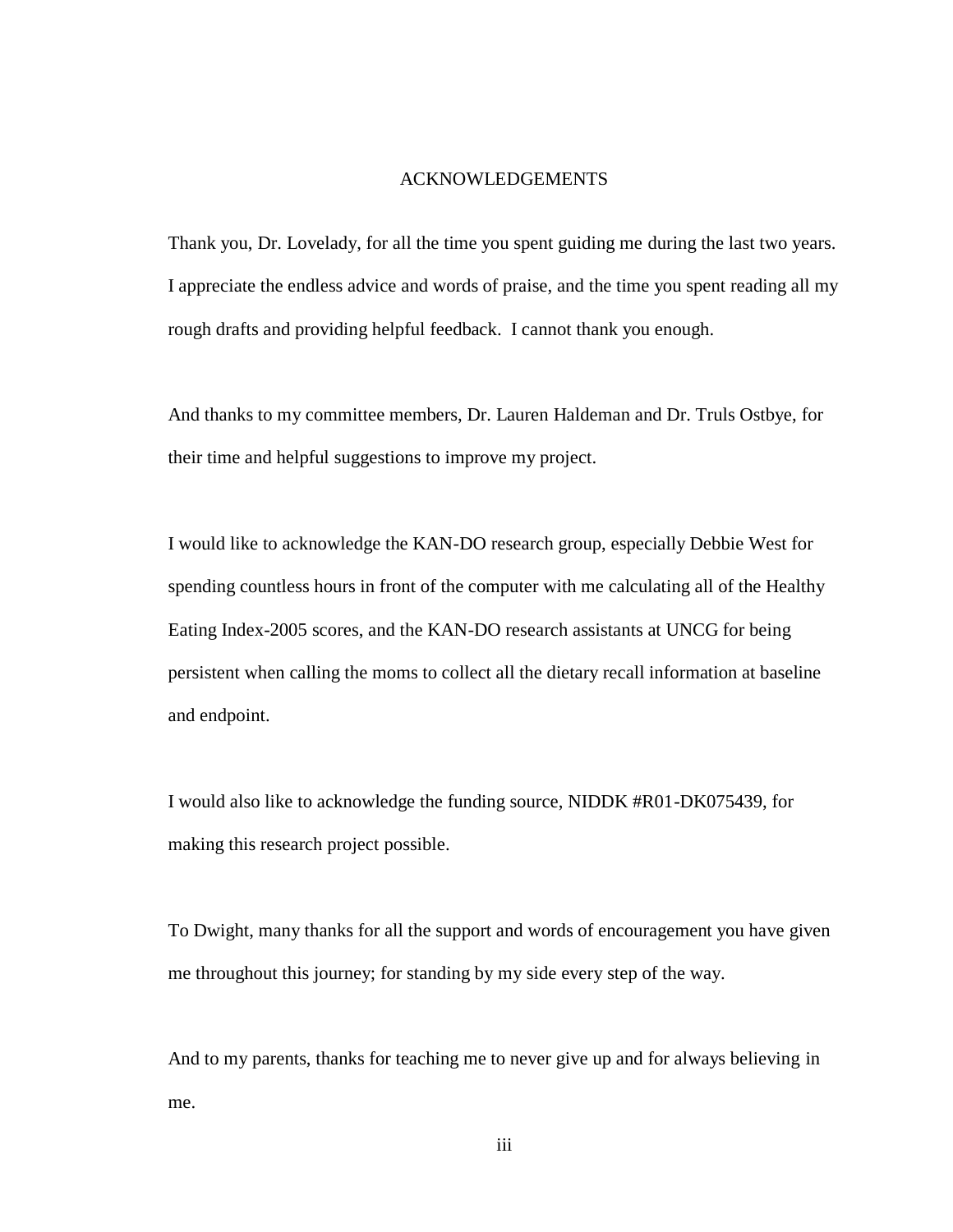# ACKNOWLEDGEMENTS

Thank you, Dr. Lovelady, for all the time you spent guiding me during the last two years. I appreciate the endless advice and words of praise, and the time you spent reading all my rough drafts and providing helpful feedback. I cannot thank you enough.

And thanks to my committee members, Dr. Lauren Haldeman and Dr. Truls Ostbye, for their time and helpful suggestions to improve my project.

I would like to acknowledge the KAN-DO research group, especially Debbie West for spending countless hours in front of the computer with me calculating all of the Healthy Eating Index-2005 scores, and the KAN-DO research assistants at UNCG for being persistent when calling the moms to collect all the dietary recall information at baseline and endpoint.

I would also like to acknowledge the funding source, NIDDK #R01-DK075439, for making this research project possible.

To Dwight, many thanks for all the support and words of encouragement you have given me throughout this journey; for standing by my side every step of the way.

And to my parents, thanks for teaching me to never give up and for always believing in me.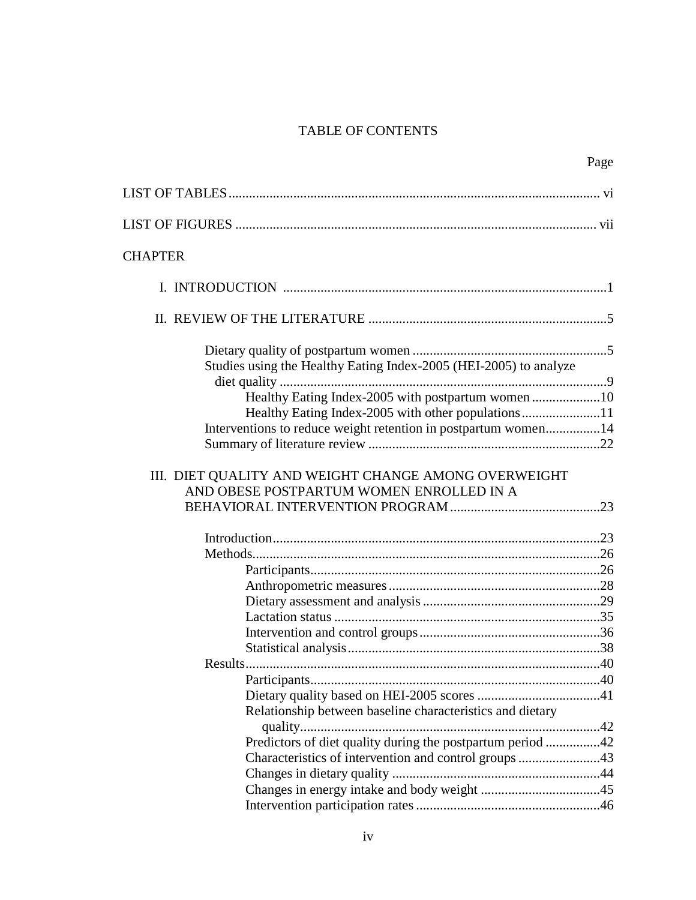# TABLE OF CONTENTS

Page

LIST OF TABLES ........................................................................................................... vi

LIST OF FIGURES ......................................................................................................... vii

CHAPTER

I. INTRODUCTION ..............................................................................................1

II. REVIEW OF THE LITERATURE .....................................................................5

- Dietary quality of postpartum women .........................................................5
- Studies using the Healthy Eating Index-2005 (HEI-2005) to analyze diet quality ...............................................................................................9
  - Healthy Eating Index-2005 with postpartum women ....................10
  - Healthy Eating Index-2005 with other populations.......................11
- Interventions to reduce weight retention in postpartum women................14
- Summary of literature review ...................................................................22

III. DIET QUALITY AND WEIGHT CHANGE AMONG OVERWEIGHT AND OBESE POSTPARTUM WOMEN ENROLLED IN A BEHAVIORAL INTERVENTION PROGRAM ............................................23

- Introduction...............................................................................................23
- Methods.....................................................................................................26
  - Participants.....................................................................................26
  - Anthropometric measures..............................................................28
  - Dietary assessment and analysis....................................................29
  - Lactation status ..............................................................................35
  - Intervention and control groups.....................................................36
  - Statistical analysis..........................................................................38
- Results.......................................................................................................40
  - Participants.....................................................................................40
  - Dietary quality based on HEI-2005 scores ....................................41
  - Relationship between baseline characteristics and dietary quality........................................................................................42
  - Predictors of diet quality during the postpartum period ................42
  - Characteristics of intervention and control groups ........................43
  - Changes in dietary quality .............................................................44
  - Changes in energy intake and body weight ...................................45
  - Intervention participation rates ......................................................46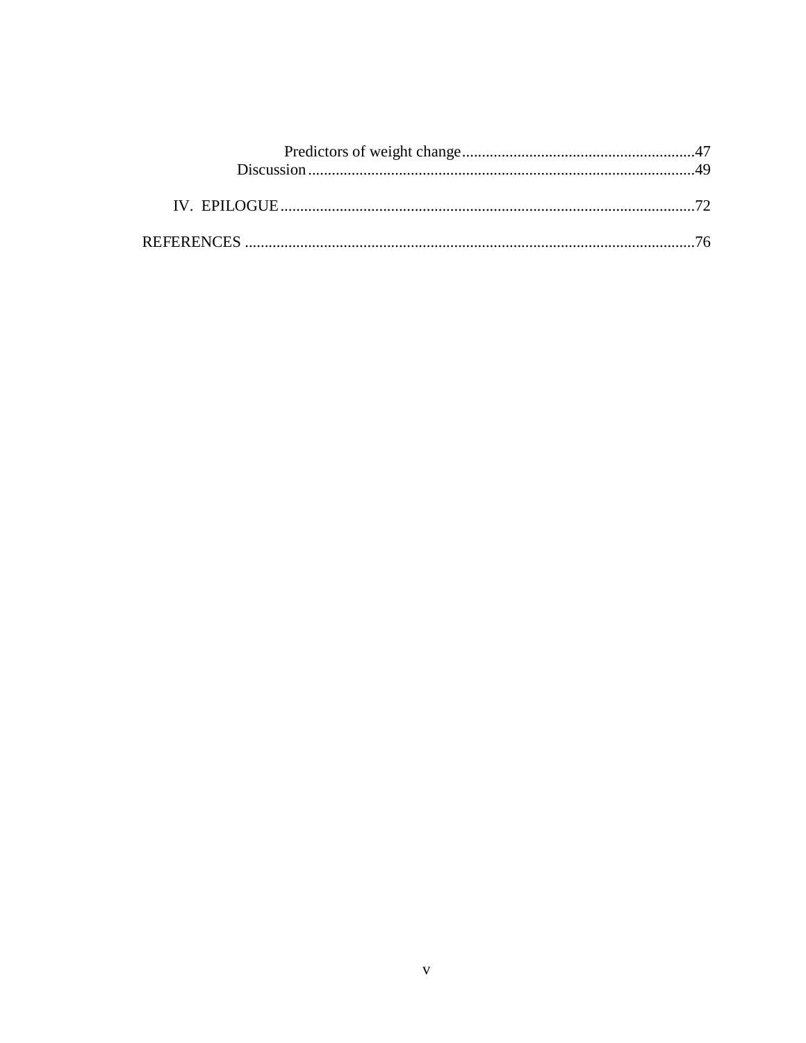Predictors of weight change ........................................................... 47
Discussion ................................................................................................. 49

IV. EPILOGUE ........................................................................................................ 72

REFERENCES ................................................................................................................. 76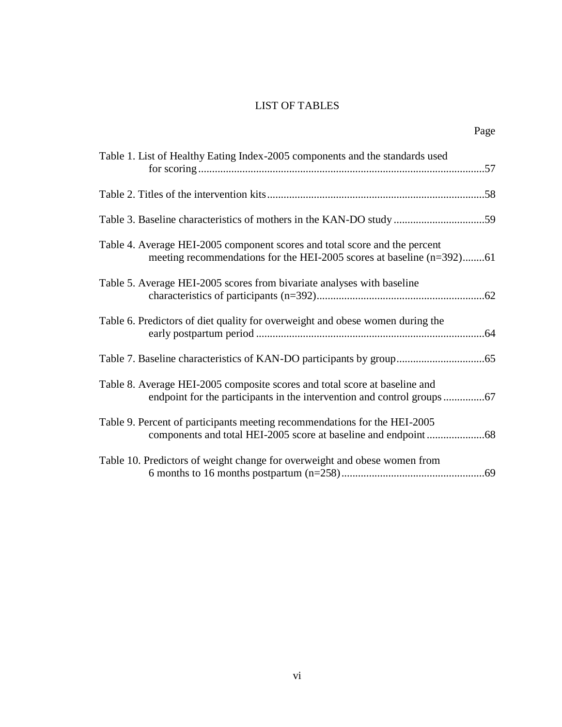# LIST OF TABLES

Page

Table 1. List of Healthy Eating Index-2005 components and the standards used for scoring ........................................................................................................ 57

Table 2. Titles of the intervention kits ............................................................................... 58

Table 3. Baseline characteristics of mothers in the KAN-DO study ................................. 59

Table 4. Average HEI-2005 component scores and total score and the percent meeting recommendations for the HEI-2005 scores at baseline (n=392) ........ 61

Table 5. Average HEI-2005 scores from bivariate analyses with baseline characteristics of participants (n=392) ............................................................. 62

Table 6. Predictors of diet quality for overweight and obese women during the early postpartum period .................................................................................. 64

Table 7. Baseline characteristics of KAN-DO participants by group ................................ 65

Table 8. Average HEI-2005 composite scores and total score at baseline and endpoint for the participants in the intervention and control groups ............... 67

Table 9. Percent of participants meeting recommendations for the HEI-2005 components and total HEI-2005 score at baseline and endpoint ..................... 68

Table 10. Predictors of weight change for overweight and obese women from 6 months to 16 months postpartum (n=258) .................................................... 69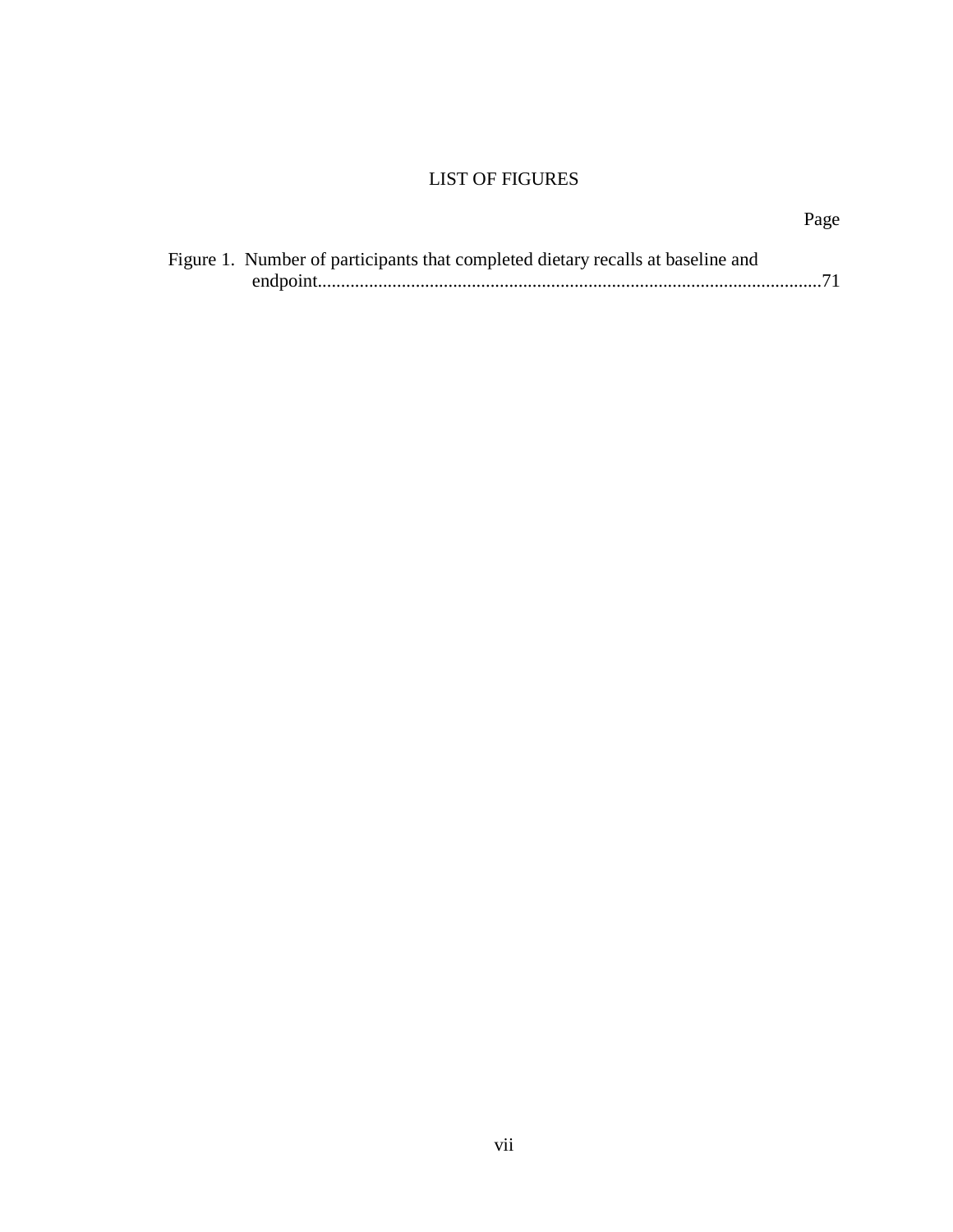# LIST OF FIGURES

Page

Figure 1. Number of participants that completed dietary recalls at baseline and endpoint.....71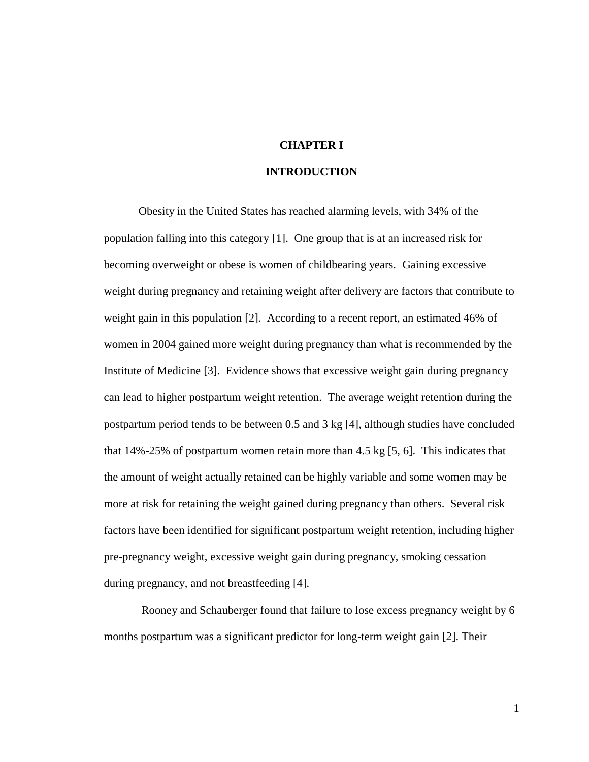# CHAPTER I

# INTRODUCTION

Obesity in the United States has reached alarming levels, with 34% of the population falling into this category [1]. One group that is at an increased risk for becoming overweight or obese is women of childbearing years. Gaining excessive weight during pregnancy and retaining weight after delivery are factors that contribute to weight gain in this population [2]. According to a recent report, an estimated 46% of women in 2004 gained more weight during pregnancy than what is recommended by the Institute of Medicine [3]. Evidence shows that excessive weight gain during pregnancy can lead to higher postpartum weight retention. The average weight retention during the postpartum period tends to be between 0.5 and 3 kg [4], although studies have concluded that 14%-25% of postpartum women retain more than 4.5 kg [5, 6]. This indicates that the amount of weight actually retained can be highly variable and some women may be more at risk for retaining the weight gained during pregnancy than others. Several risk factors have been identified for significant postpartum weight retention, including higher pre-pregnancy weight, excessive weight gain during pregnancy, smoking cessation during pregnancy, and not breastfeeding [4].

Rooney and Schauberger found that failure to lose excess pregnancy weight by 6 months postpartum was a significant predictor for long-term weight gain [2]. Their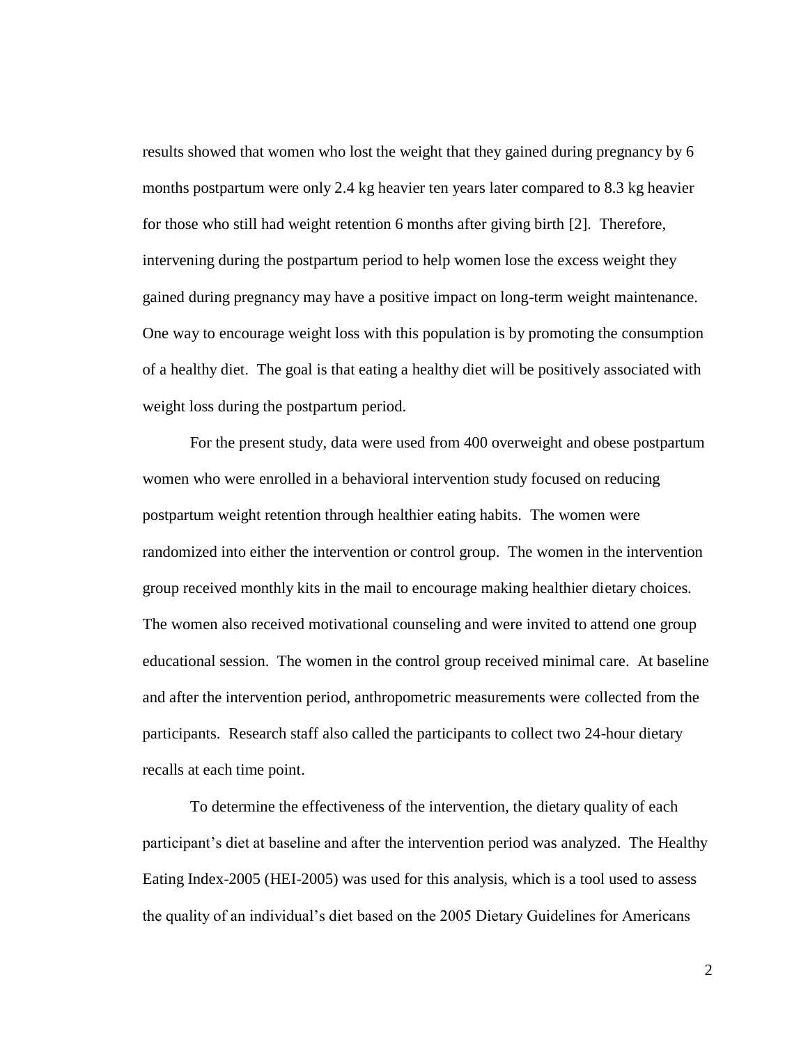results showed that women who lost the weight that they gained during pregnancy by 6 months postpartum were only 2.4 kg heavier ten years later compared to 8.3 kg heavier for those who still had weight retention 6 months after giving birth [2]. Therefore, intervening during the postpartum period to help women lose the excess weight they gained during pregnancy may have a positive impact on long-term weight maintenance. One way to encourage weight loss with this population is by promoting the consumption of a healthy diet. The goal is that eating a healthy diet will be positively associated with weight loss during the postpartum period.

For the present study, data were used from 400 overweight and obese postpartum women who were enrolled in a behavioral intervention study focused on reducing postpartum weight retention through healthier eating habits. The women were randomized into either the intervention or control group. The women in the intervention group received monthly kits in the mail to encourage making healthier dietary choices. The women also received motivational counseling and were invited to attend one group educational session. The women in the control group received minimal care. At baseline and after the intervention period, anthropometric measurements were collected from the participants. Research staff also called the participants to collect two 24-hour dietary recalls at each time point.

To determine the effectiveness of the intervention, the dietary quality of each participant's diet at baseline and after the intervention period was analyzed. The Healthy Eating Index-2005 (HEI-2005) was used for this analysis, which is a tool used to assess the quality of an individual's diet based on the 2005 Dietary Guidelines for Americans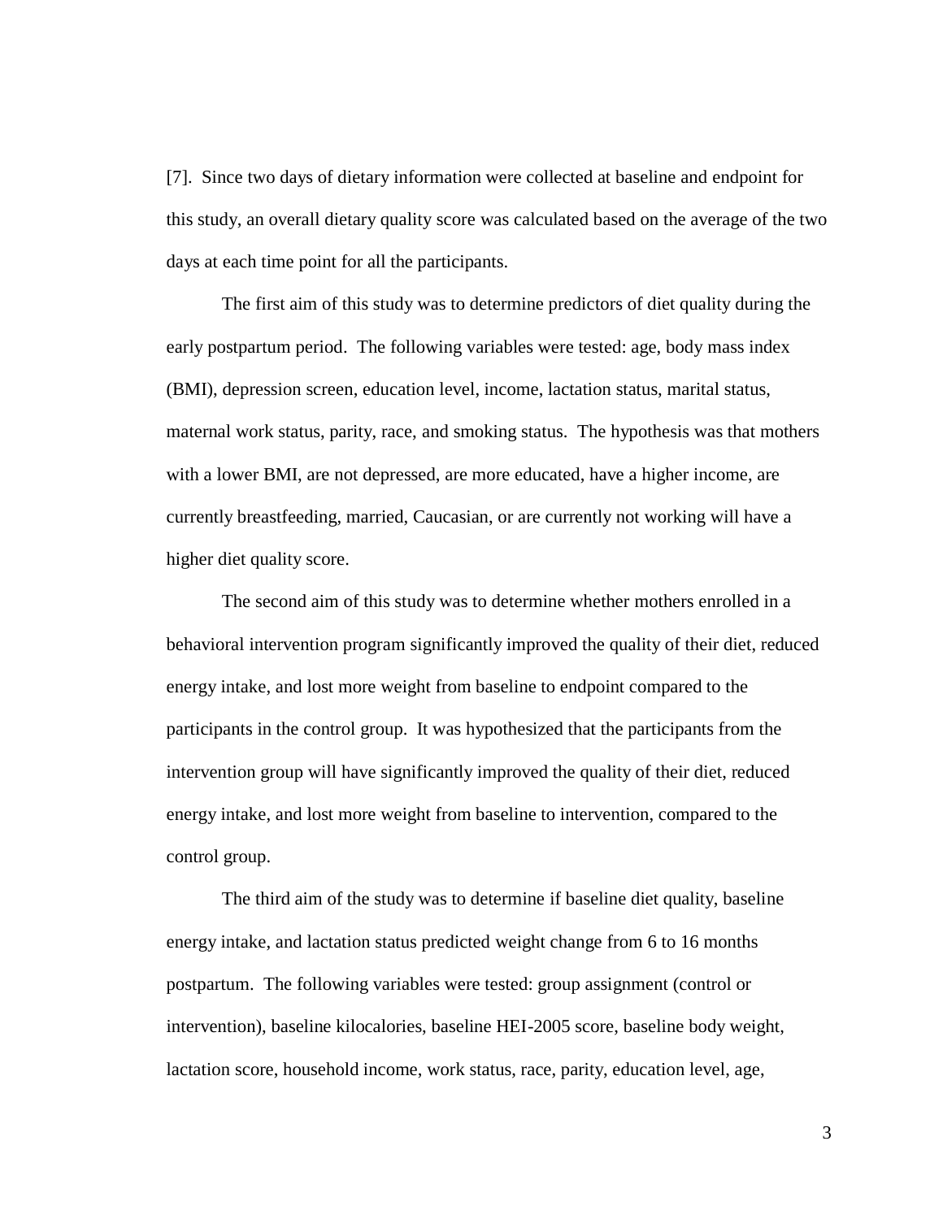[7]. Since two days of dietary information were collected at baseline and endpoint for this study, an overall dietary quality score was calculated based on the average of the two days at each time point for all the participants.

The first aim of this study was to determine predictors of diet quality during the early postpartum period. The following variables were tested: age, body mass index (BMI), depression screen, education level, income, lactation status, marital status, maternal work status, parity, race, and smoking status. The hypothesis was that mothers with a lower BMI, are not depressed, are more educated, have a higher income, are currently breastfeeding, married, Caucasian, or are currently not working will have a higher diet quality score.

The second aim of this study was to determine whether mothers enrolled in a behavioral intervention program significantly improved the quality of their diet, reduced energy intake, and lost more weight from baseline to endpoint compared to the participants in the control group. It was hypothesized that the participants from the intervention group will have significantly improved the quality of their diet, reduced energy intake, and lost more weight from baseline to intervention, compared to the control group.

The third aim of the study was to determine if baseline diet quality, baseline energy intake, and lactation status predicted weight change from 6 to 16 months postpartum. The following variables were tested: group assignment (control or intervention), baseline kilocalories, baseline HEI-2005 score, baseline body weight, lactation score, household income, work status, race, parity, education level, age,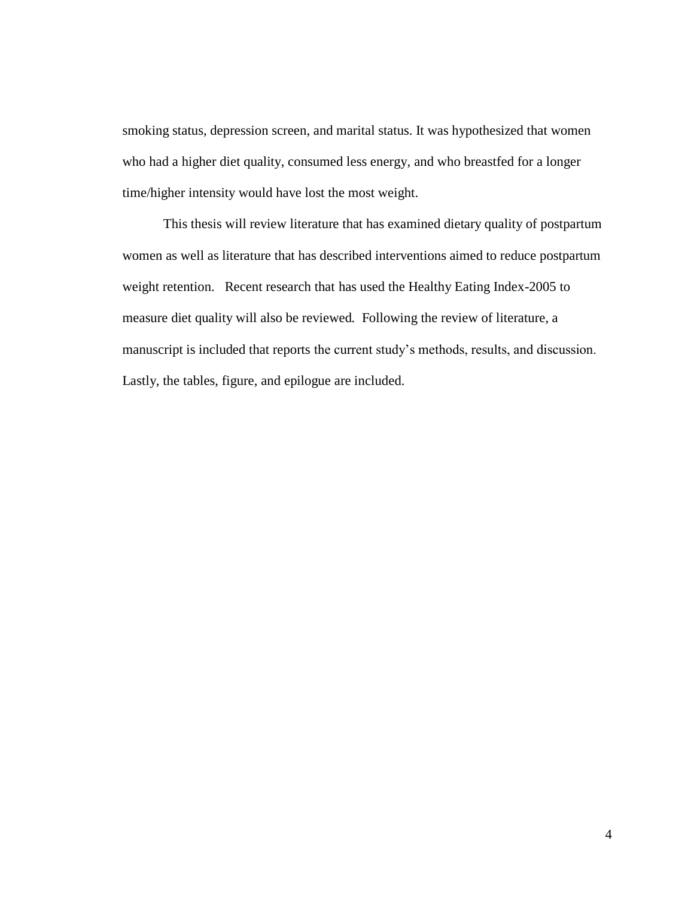smoking status, depression screen, and marital status. It was hypothesized that women who had a higher diet quality, consumed less energy, and who breastfed for a longer time/higher intensity would have lost the most weight.

This thesis will review literature that has examined dietary quality of postpartum women as well as literature that has described interventions aimed to reduce postpartum weight retention. Recent research that has used the Healthy Eating Index-2005 to measure diet quality will also be reviewed. Following the review of literature, a manuscript is included that reports the current study's methods, results, and discussion. Lastly, the tables, figure, and epilogue are included.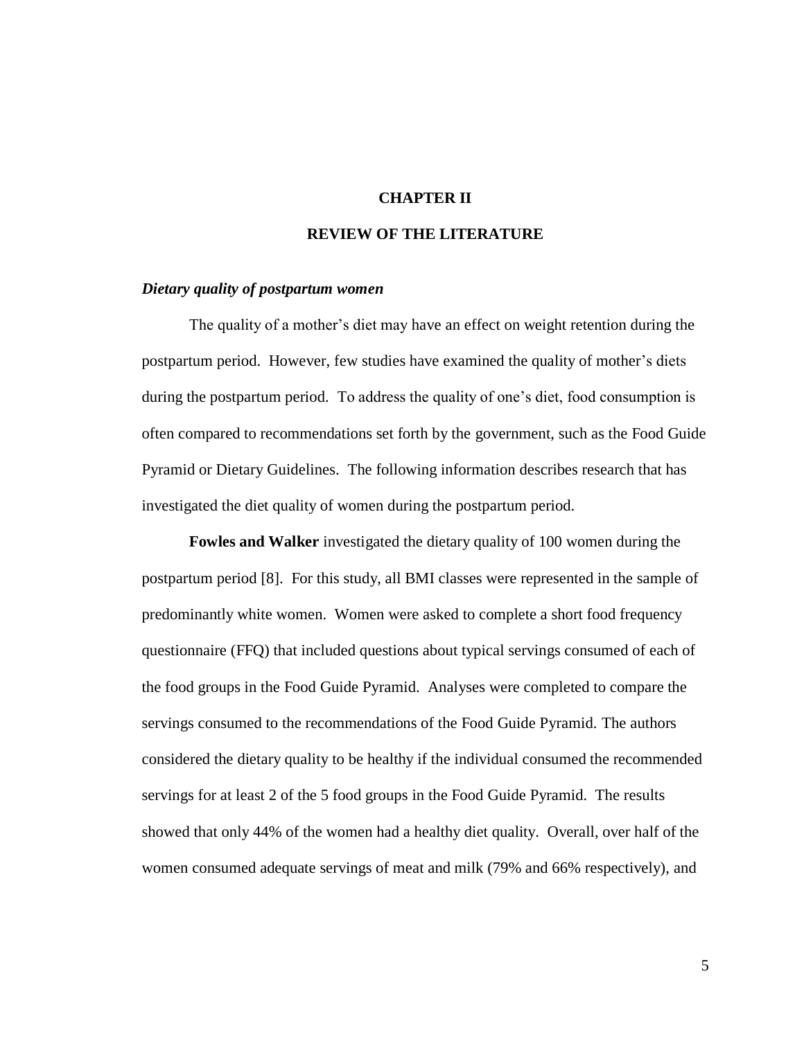# CHAPTER II

# REVIEW OF THE LITERATURE

### *Dietary quality of postpartum women*

The quality of a mother's diet may have an effect on weight retention during the postpartum period. However, few studies have examined the quality of mother's diets during the postpartum period. To address the quality of one's diet, food consumption is often compared to recommendations set forth by the government, such as the Food Guide Pyramid or Dietary Guidelines. The following information describes research that has investigated the diet quality of women during the postpartum period.

**Fowles and Walker** investigated the dietary quality of 100 women during the postpartum period [8]. For this study, all BMI classes were represented in the sample of predominantly white women. Women were asked to complete a short food frequency questionnaire (FFQ) that included questions about typical servings consumed of each of the food groups in the Food Guide Pyramid. Analyses were completed to compare the servings consumed to the recommendations of the Food Guide Pyramid. The authors considered the dietary quality to be healthy if the individual consumed the recommended servings for at least 2 of the 5 food groups in the Food Guide Pyramid. The results showed that only 44% of the women had a healthy diet quality. Overall, over half of the women consumed adequate servings of meat and milk (79% and 66% respectively), and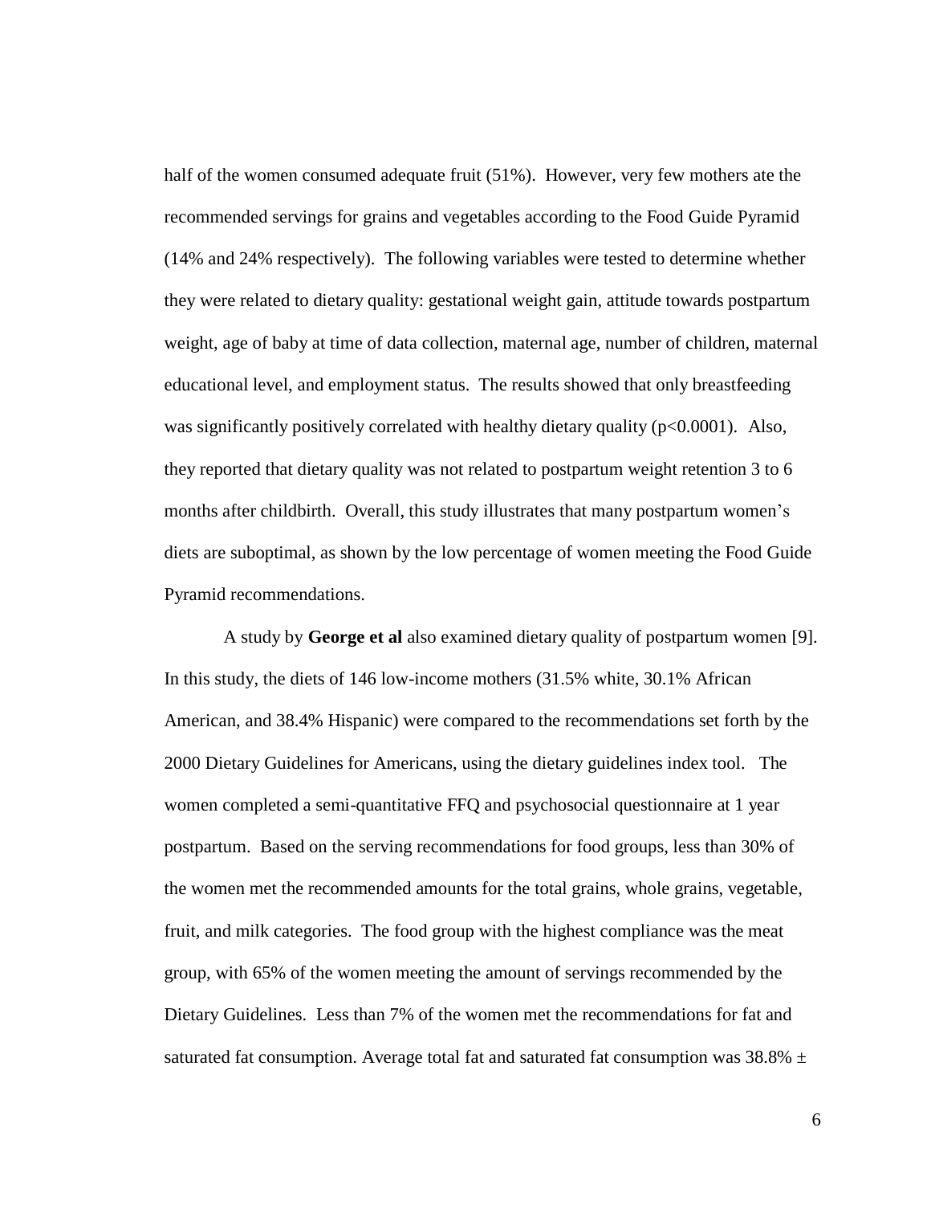half of the women consumed adequate fruit (51%). However, very few mothers ate the recommended servings for grains and vegetables according to the Food Guide Pyramid (14% and 24% respectively). The following variables were tested to determine whether they were related to dietary quality: gestational weight gain, attitude towards postpartum weight, age of baby at time of data collection, maternal age, number of children, maternal educational level, and employment status. The results showed that only breastfeeding was significantly positively correlated with healthy dietary quality ($p<0.0001$). Also, they reported that dietary quality was not related to postpartum weight retention 3 to 6 months after childbirth. Overall, this study illustrates that many postpartum women's diets are suboptimal, as shown by the low percentage of women meeting the Food Guide Pyramid recommendations.

A study by **George et al** also examined dietary quality of postpartum women [9]. In this study, the diets of 146 low-income mothers (31.5% white, 30.1% African American, and 38.4% Hispanic) were compared to the recommendations set forth by the 2000 Dietary Guidelines for Americans, using the dietary guidelines index tool. The women completed a semi-quantitative FFQ and psychosocial questionnaire at 1 year postpartum. Based on the serving recommendations for food groups, less than 30% of the women met the recommended amounts for the total grains, whole grains, vegetable, fruit, and milk categories. The food group with the highest compliance was the meat group, with 65% of the women meeting the amount of servings recommended by the Dietary Guidelines. Less than 7% of the women met the recommendations for fat and saturated fat consumption. Average total fat and saturated fat consumption was 38.8% ±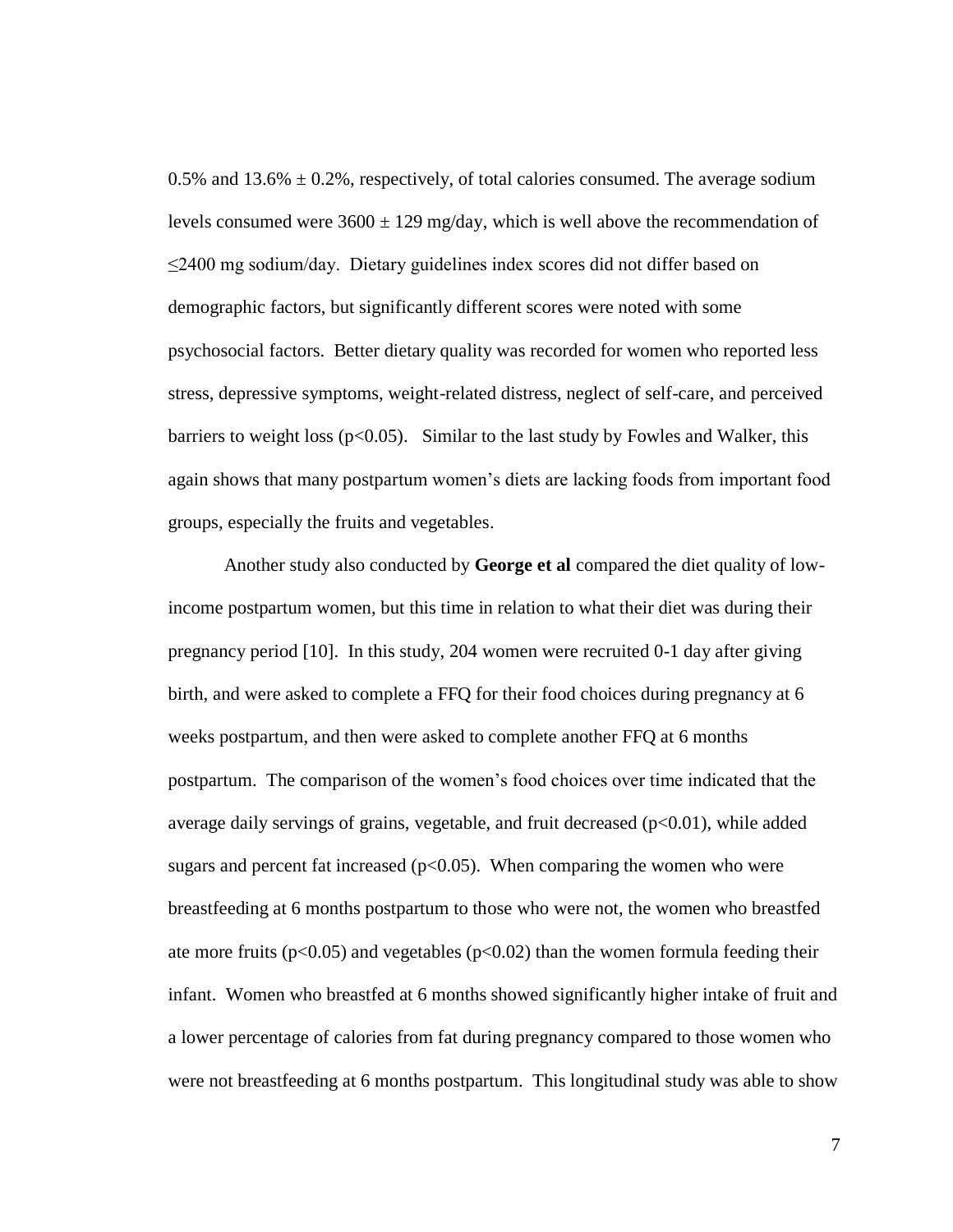0.5% and 13.6% $\pm$ 0.2%, respectively, of total calories consumed. The average sodium levels consumed were 3600 $\pm$ 129 mg/day, which is well above the recommendation of $\leq$2400 mg sodium/day. Dietary guidelines index scores did not differ based on demographic factors, but significantly different scores were noted with some psychosocial factors. Better dietary quality was recorded for women who reported less stress, depressive symptoms, weight-related distress, neglect of self-care, and perceived barriers to weight loss ($p<0.05$). Similar to the last study by Fowles and Walker, this again shows that many postpartum women's diets are lacking foods from important food groups, especially the fruits and vegetables.

Another study also conducted by **George et al** compared the diet quality of low-income postpartum women, but this time in relation to what their diet was during their pregnancy period [10]. In this study, 204 women were recruited 0-1 day after giving birth, and were asked to complete a FFQ for their food choices during pregnancy at 6 weeks postpartum, and then were asked to complete another FFQ at 6 months postpartum. The comparison of the women's food choices over time indicated that the average daily servings of grains, vegetable, and fruit decreased ($p<0.01$), while added sugars and percent fat increased ($p<0.05$). When comparing the women who were breastfeeding at 6 months postpartum to those who were not, the women who breastfed ate more fruits ($p<0.05$) and vegetables ($p<0.02$) than the women formula feeding their infant. Women who breastfed at 6 months showed significantly higher intake of fruit and a lower percentage of calories from fat during pregnancy compared to those women who were not breastfeeding at 6 months postpartum. This longitudinal study was able to show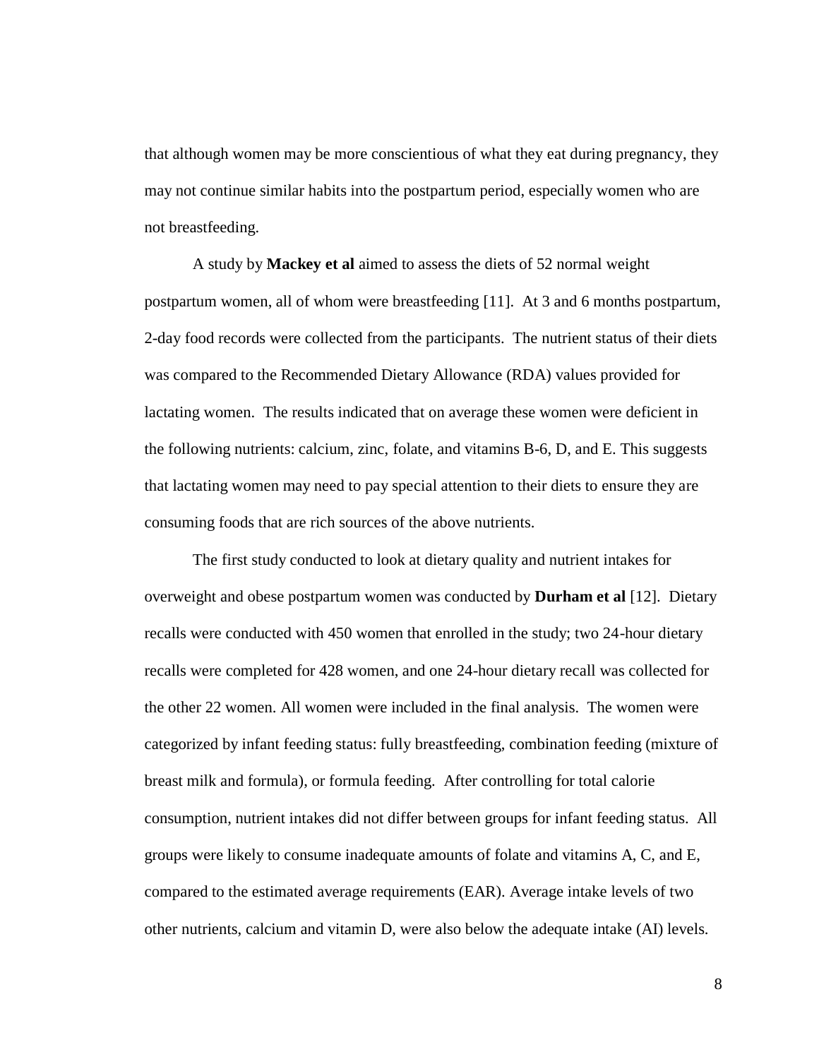that although women may be more conscientious of what they eat during pregnancy, they may not continue similar habits into the postpartum period, especially women who are not breastfeeding.

A study by **Mackey et al** aimed to assess the diets of 52 normal weight postpartum women, all of whom were breastfeeding [11]. At 3 and 6 months postpartum, 2-day food records were collected from the participants. The nutrient status of their diets was compared to the Recommended Dietary Allowance (RDA) values provided for lactating women. The results indicated that on average these women were deficient in the following nutrients: calcium, zinc, folate, and vitamins B-6, D, and E. This suggests that lactating women may need to pay special attention to their diets to ensure they are consuming foods that are rich sources of the above nutrients.

The first study conducted to look at dietary quality and nutrient intakes for overweight and obese postpartum women was conducted by **Durham et al** [12]. Dietary recalls were conducted with 450 women that enrolled in the study; two 24-hour dietary recalls were completed for 428 women, and one 24-hour dietary recall was collected for the other 22 women. All women were included in the final analysis. The women were categorized by infant feeding status: fully breastfeeding, combination feeding (mixture of breast milk and formula), or formula feeding. After controlling for total calorie consumption, nutrient intakes did not differ between groups for infant feeding status. All groups were likely to consume inadequate amounts of folate and vitamins A, C, and E, compared to the estimated average requirements (EAR). Average intake levels of two other nutrients, calcium and vitamin D, were also below the adequate intake (AI) levels.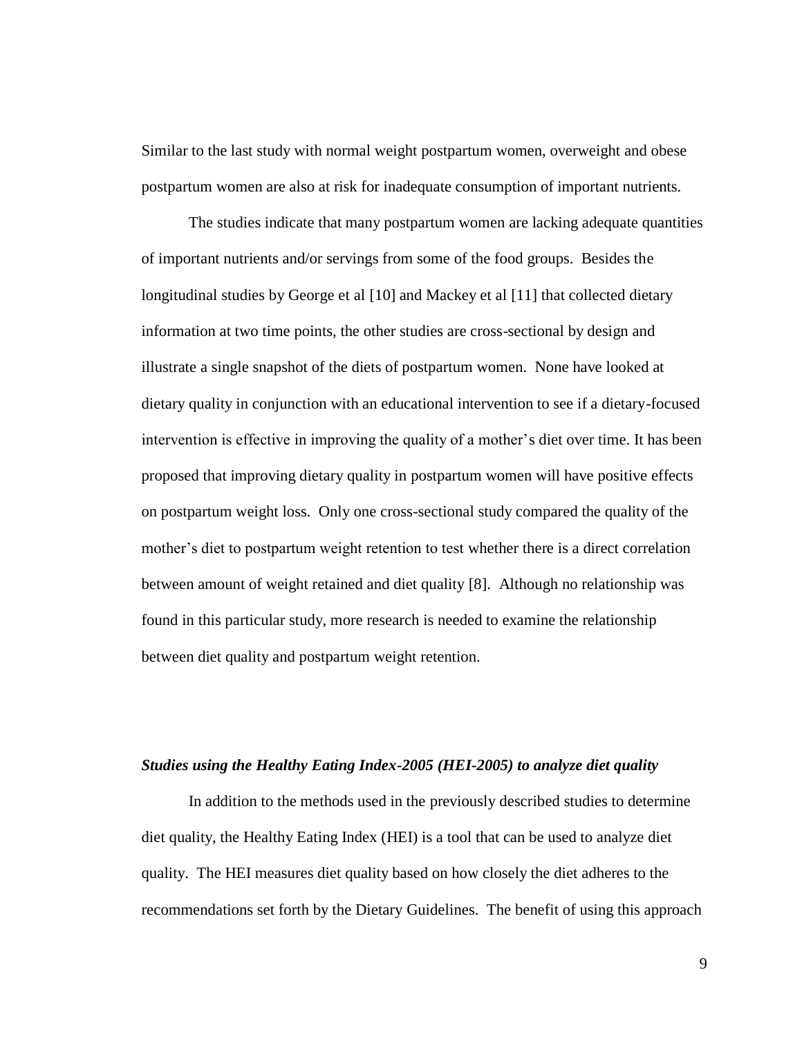Similar to the last study with normal weight postpartum women, overweight and obese postpartum women are also at risk for inadequate consumption of important nutrients.

The studies indicate that many postpartum women are lacking adequate quantities of important nutrients and/or servings from some of the food groups. Besides the longitudinal studies by George et al [10] and Mackey et al [11] that collected dietary information at two time points, the other studies are cross-sectional by design and illustrate a single snapshot of the diets of postpartum women. None have looked at dietary quality in conjunction with an educational intervention to see if a dietary-focused intervention is effective in improving the quality of a mother's diet over time. It has been proposed that improving dietary quality in postpartum women will have positive effects on postpartum weight loss. Only one cross-sectional study compared the quality of the mother's diet to postpartum weight retention to test whether there is a direct correlation between amount of weight retained and diet quality [8]. Although no relationship was found in this particular study, more research is needed to examine the relationship between diet quality and postpartum weight retention.

***Studies using the Healthy Eating Index-2005 (HEI-2005) to analyze diet quality***

In addition to the methods used in the previously described studies to determine diet quality, the Healthy Eating Index (HEI) is a tool that can be used to analyze diet quality. The HEI measures diet quality based on how closely the diet adheres to the recommendations set forth by the Dietary Guidelines. The benefit of using this approach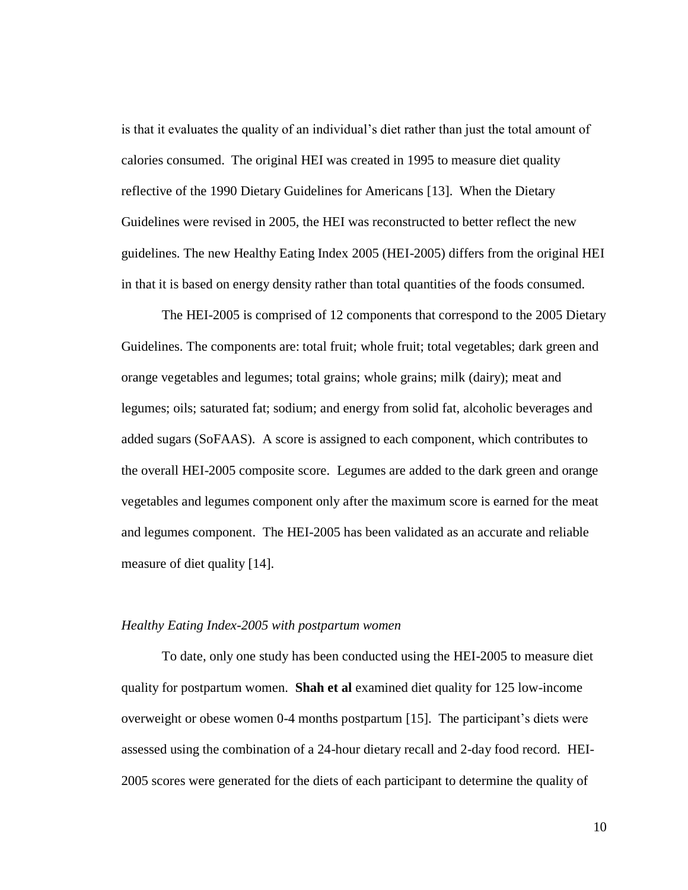is that it evaluates the quality of an individual's diet rather than just the total amount of calories consumed. The original HEI was created in 1995 to measure diet quality reflective of the 1990 Dietary Guidelines for Americans [13]. When the Dietary Guidelines were revised in 2005, the HEI was reconstructed to better reflect the new guidelines. The new Healthy Eating Index 2005 (HEI-2005) differs from the original HEI in that it is based on energy density rather than total quantities of the foods consumed.

The HEI-2005 is comprised of 12 components that correspond to the 2005 Dietary Guidelines. The components are: total fruit; whole fruit; total vegetables; dark green and orange vegetables and legumes; total grains; whole grains; milk (dairy); meat and legumes; oils; saturated fat; sodium; and energy from solid fat, alcoholic beverages and added sugars (SoFAAS). A score is assigned to each component, which contributes to the overall HEI-2005 composite score. Legumes are added to the dark green and orange vegetables and legumes component only after the maximum score is earned for the meat and legumes component. The HEI-2005 has been validated as an accurate and reliable measure of diet quality [14].

*Healthy Eating Index-2005 with postpartum women*

To date, only one study has been conducted using the HEI-2005 to measure diet quality for postpartum women. **Shah et al** examined diet quality for 125 low-income overweight or obese women 0-4 months postpartum [15]. The participant's diets were assessed using the combination of a 24-hour dietary recall and 2-day food record. HEI-2005 scores were generated for the diets of each participant to determine the quality of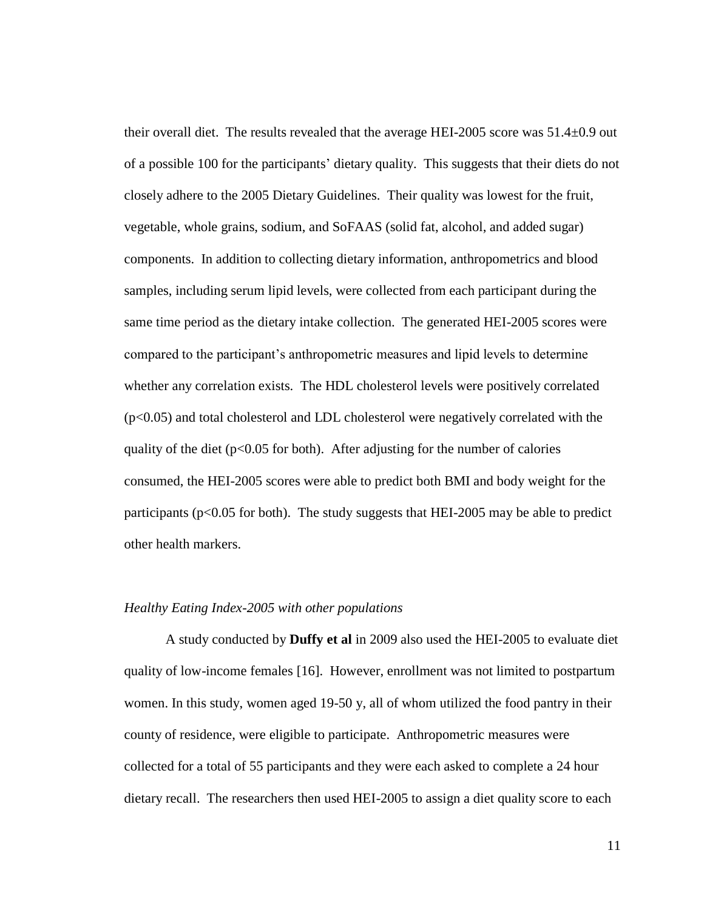their overall diet. The results revealed that the average HEI-2005 score was 51.4±0.9 out of a possible 100 for the participants' dietary quality. This suggests that their diets do not closely adhere to the 2005 Dietary Guidelines. Their quality was lowest for the fruit, vegetable, whole grains, sodium, and SoFAAS (solid fat, alcohol, and added sugar) components. In addition to collecting dietary information, anthropometrics and blood samples, including serum lipid levels, were collected from each participant during the same time period as the dietary intake collection. The generated HEI-2005 scores were compared to the participant's anthropometric measures and lipid levels to determine whether any correlation exists. The HDL cholesterol levels were positively correlated ($p<0.05$) and total cholesterol and LDL cholesterol were negatively correlated with the quality of the diet ($p<0.05$ for both). After adjusting for the number of calories consumed, the HEI-2005 scores were able to predict both BMI and body weight for the participants ($p<0.05$ for both). The study suggests that HEI-2005 may be able to predict other health markers.

*Healthy Eating Index-2005 with other populations*

A study conducted by **Duffy et al** in 2009 also used the HEI-2005 to evaluate diet quality of low-income females [16]. However, enrollment was not limited to postpartum women. In this study, women aged 19-50 y, all of whom utilized the food pantry in their county of residence, were eligible to participate. Anthropometric measures were collected for a total of 55 participants and they were each asked to complete a 24 hour dietary recall. The researchers then used HEI-2005 to assign a diet quality score to each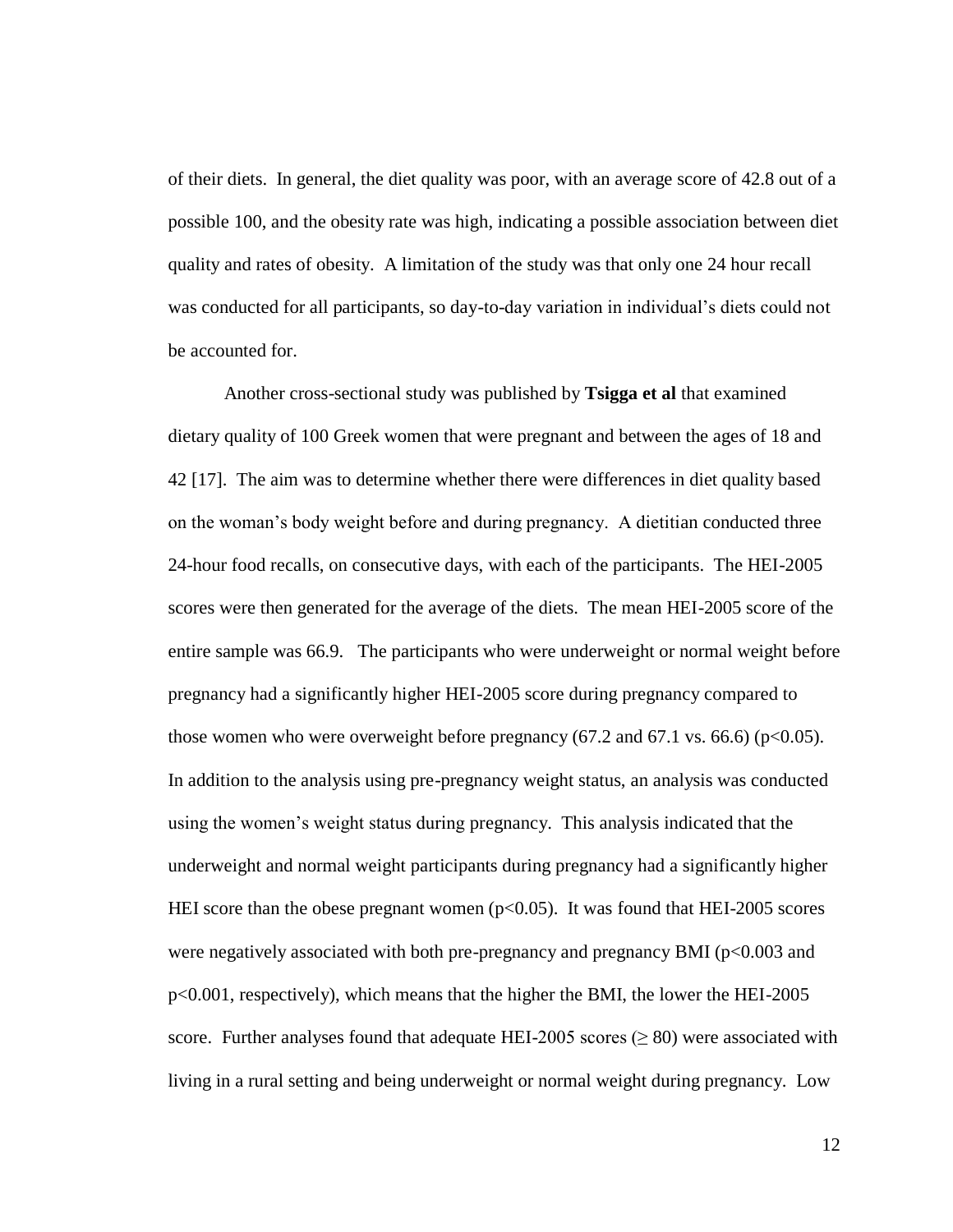of their diets. In general, the diet quality was poor, with an average score of 42.8 out of a possible 100, and the obesity rate was high, indicating a possible association between diet quality and rates of obesity. A limitation of the study was that only one 24 hour recall was conducted for all participants, so day-to-day variation in individual's diets could not be accounted for.

Another cross-sectional study was published by **Tsigga et al** that examined dietary quality of 100 Greek women that were pregnant and between the ages of 18 and 42 [17]. The aim was to determine whether there were differences in diet quality based on the woman's body weight before and during pregnancy. A dietitian conducted three 24-hour food recalls, on consecutive days, with each of the participants. The HEI-2005 scores were then generated for the average of the diets. The mean HEI-2005 score of the entire sample was 66.9. The participants who were underweight or normal weight before pregnancy had a significantly higher HEI-2005 score during pregnancy compared to those women who were overweight before pregnancy (67.2 and 67.1 vs. 66.6) ($p<0.05$). In addition to the analysis using pre-pregnancy weight status, an analysis was conducted using the women's weight status during pregnancy. This analysis indicated that the underweight and normal weight participants during pregnancy had a significantly higher HEI score than the obese pregnant women ($p<0.05$). It was found that HEI-2005 scores were negatively associated with both pre-pregnancy and pregnancy BMI ($p<0.003$ and $p<0.001$, respectively), which means that the higher the BMI, the lower the HEI-2005 score. Further analyses found that adequate HEI-2005 scores ($\geq 80$) were associated with living in a rural setting and being underweight or normal weight during pregnancy. Low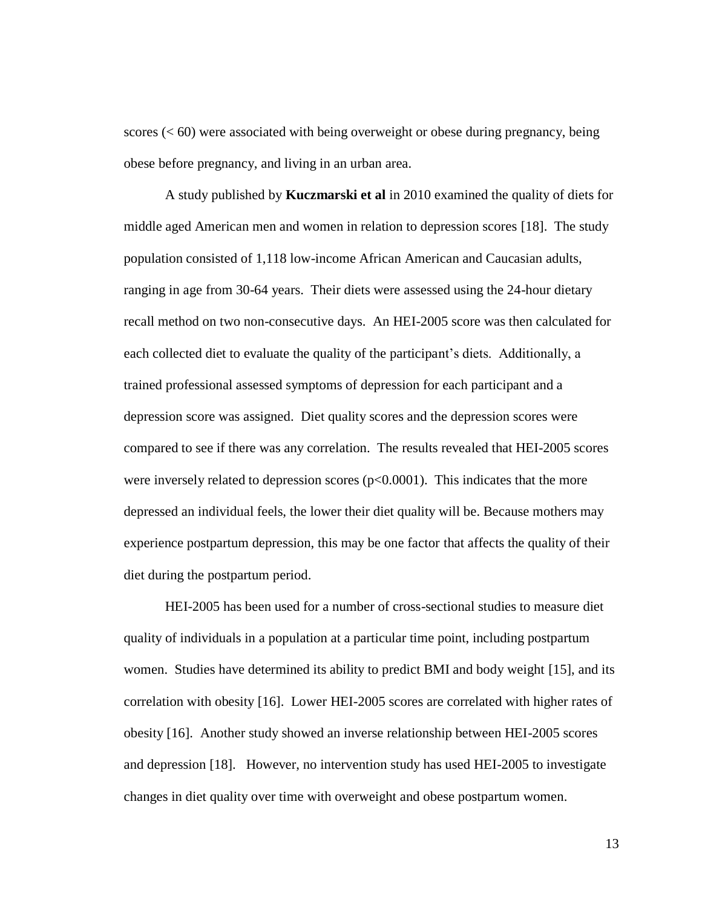scores (< 60) were associated with being overweight or obese during pregnancy, being obese before pregnancy, and living in an urban area.

A study published by **Kuczmarski et al** in 2010 examined the quality of diets for middle aged American men and women in relation to depression scores [18]. The study population consisted of 1,118 low-income African American and Caucasian adults, ranging in age from 30-64 years. Their diets were assessed using the 24-hour dietary recall method on two non-consecutive days. An HEI-2005 score was then calculated for each collected diet to evaluate the quality of the participant's diets. Additionally, a trained professional assessed symptoms of depression for each participant and a depression score was assigned. Diet quality scores and the depression scores were compared to see if there was any correlation. The results revealed that HEI-2005 scores were inversely related to depression scores ($p<0.0001$). This indicates that the more depressed an individual feels, the lower their diet quality will be. Because mothers may experience postpartum depression, this may be one factor that affects the quality of their diet during the postpartum period.

HEI-2005 has been used for a number of cross-sectional studies to measure diet quality of individuals in a population at a particular time point, including postpartum women. Studies have determined its ability to predict BMI and body weight [15], and its correlation with obesity [16]. Lower HEI-2005 scores are correlated with higher rates of obesity [16]. Another study showed an inverse relationship between HEI-2005 scores and depression [18]. However, no intervention study has used HEI-2005 to investigate changes in diet quality over time with overweight and obese postpartum women.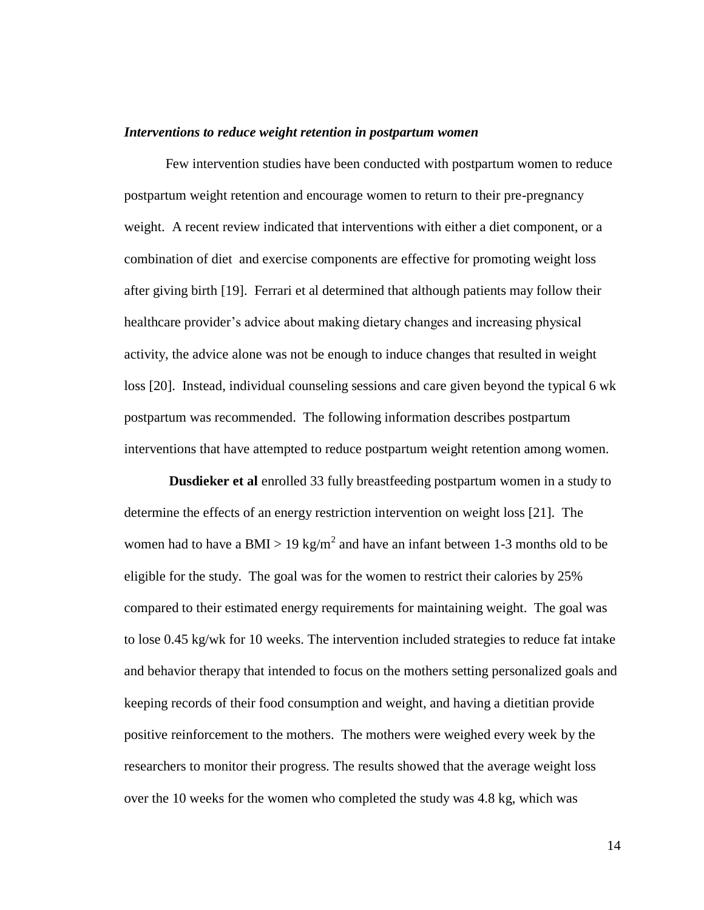***Interventions to reduce weight retention in postpartum women***

Few intervention studies have been conducted with postpartum women to reduce postpartum weight retention and encourage women to return to their pre-pregnancy weight. A recent review indicated that interventions with either a diet component, or a combination of diet and exercise components are effective for promoting weight loss after giving birth [19]. Ferrari et al determined that although patients may follow their healthcare provider's advice about making dietary changes and increasing physical activity, the advice alone was not be enough to induce changes that resulted in weight loss [20]. Instead, individual counseling sessions and care given beyond the typical 6 wk postpartum was recommended. The following information describes postpartum interventions that have attempted to reduce postpartum weight retention among women.

**Dusdieker et al** enrolled 33 fully breastfeeding postpartum women in a study to determine the effects of an energy restriction intervention on weight loss [21]. The women had to have a BMI > 19 kg/$m^2$ and have an infant between 1-3 months old to be eligible for the study. The goal was for the women to restrict their calories by 25% compared to their estimated energy requirements for maintaining weight. The goal was to lose 0.45 kg/wk for 10 weeks. The intervention included strategies to reduce fat intake and behavior therapy that intended to focus on the mothers setting personalized goals and keeping records of their food consumption and weight, and having a dietitian provide positive reinforcement to the mothers. The mothers were weighed every week by the researchers to monitor their progress. The results showed that the average weight loss over the 10 weeks for the women who completed the study was 4.8 kg, which was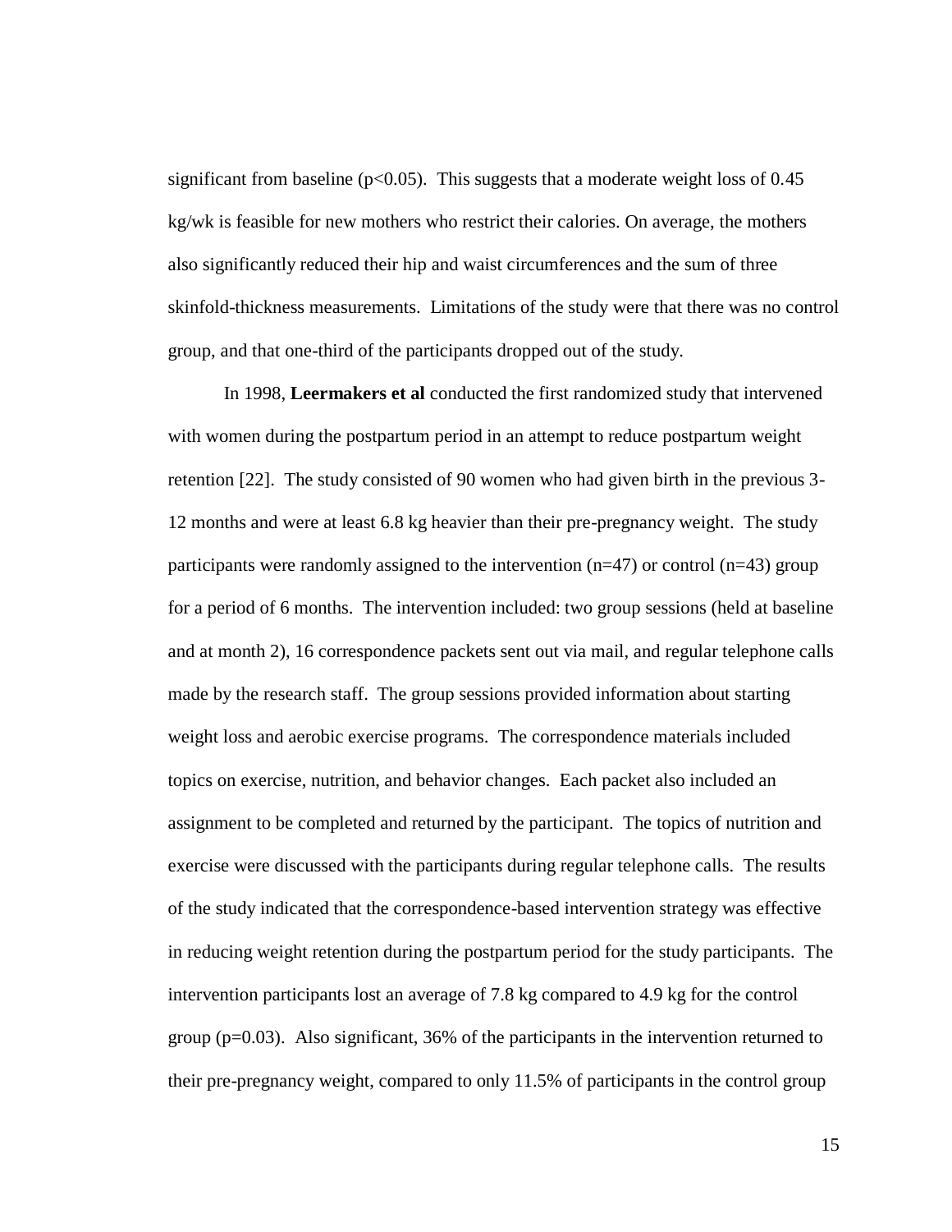significant from baseline ($p<0.05$). This suggests that a moderate weight loss of 0.45 kg/wk is feasible for new mothers who restrict their calories. On average, the mothers also significantly reduced their hip and waist circumferences and the sum of three skinfold-thickness measurements. Limitations of the study were that there was no control group, and that one-third of the participants dropped out of the study.

In 1998, **Leermakers et al** conducted the first randomized study that intervened with women during the postpartum period in an attempt to reduce postpartum weight retention [22]. The study consisted of 90 women who had given birth in the previous 3-12 months and were at least 6.8 kg heavier than their pre-pregnancy weight. The study participants were randomly assigned to the intervention ($n=47$) or control ($n=43$) group for a period of 6 months. The intervention included: two group sessions (held at baseline and at month 2), 16 correspondence packets sent out via mail, and regular telephone calls made by the research staff. The group sessions provided information about starting weight loss and aerobic exercise programs. The correspondence materials included topics on exercise, nutrition, and behavior changes. Each packet also included an assignment to be completed and returned by the participant. The topics of nutrition and exercise were discussed with the participants during regular telephone calls. The results of the study indicated that the correspondence-based intervention strategy was effective in reducing weight retention during the postpartum period for the study participants. The intervention participants lost an average of 7.8 kg compared to 4.9 kg for the control group ($p=0.03$). Also significant, 36% of the participants in the intervention returned to their pre-pregnancy weight, compared to only 11.5% of participants in the control group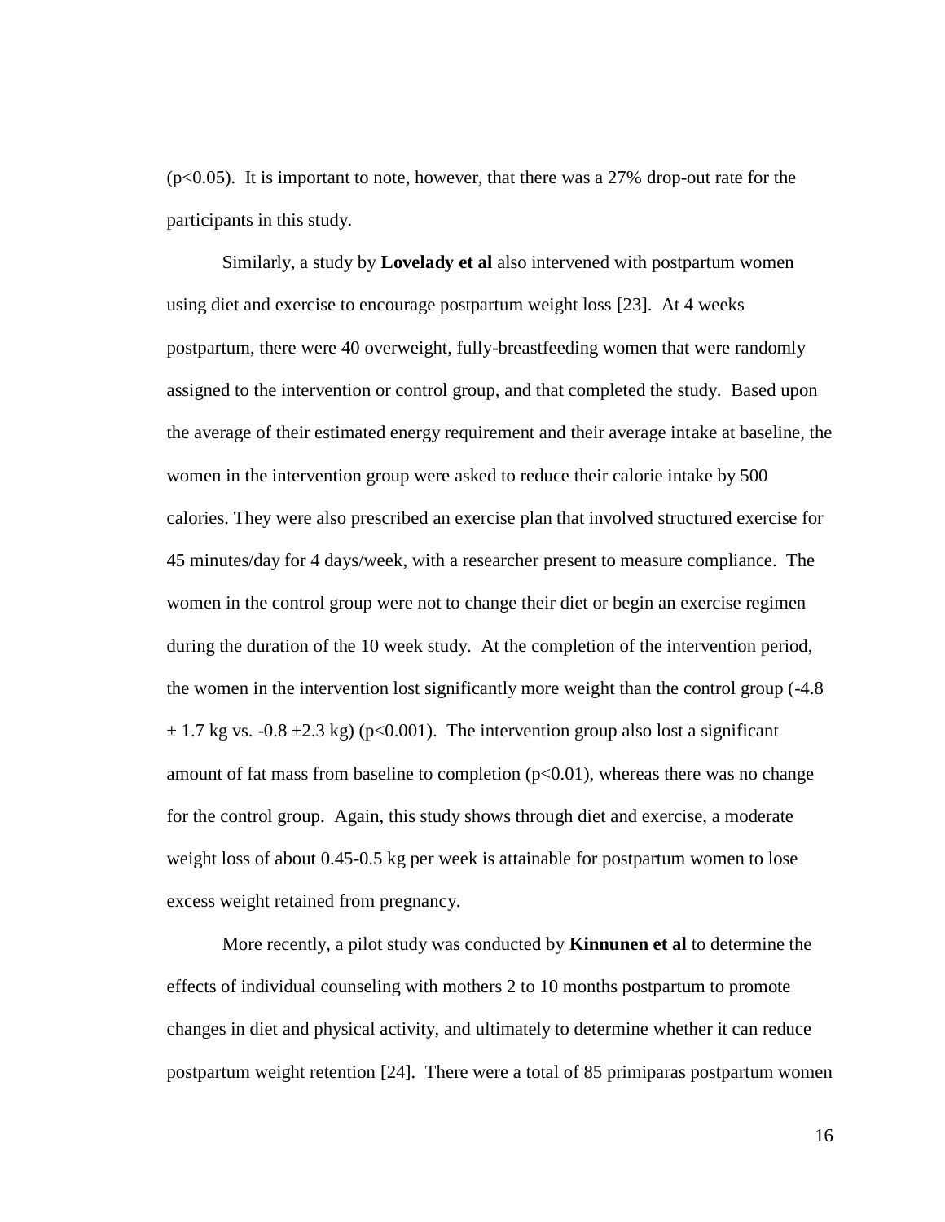($p<0.05$). It is important to note, however, that there was a 27% drop-out rate for the participants in this study.

Similarly, a study by **Lovelady et al** also intervened with postpartum women using diet and exercise to encourage postpartum weight loss [23]. At 4 weeks postpartum, there were 40 overweight, fully-breastfeeding women that were randomly assigned to the intervention or control group, and that completed the study. Based upon the average of their estimated energy requirement and their average intake at baseline, the women in the intervention group were asked to reduce their calorie intake by 500 calories. They were also prescribed an exercise plan that involved structured exercise for 45 minutes/day for 4 days/week, with a researcher present to measure compliance. The women in the control group were not to change their diet or begin an exercise regimen during the duration of the 10 week study. At the completion of the intervention period, the women in the intervention lost significantly more weight than the control group ($-4.8 \pm 1.7$ kg vs. $-0.8 \pm 2.3$ kg) ($p<0.001$). The intervention group also lost a significant amount of fat mass from baseline to completion ($p<0.01$), whereas there was no change for the control group. Again, this study shows through diet and exercise, a moderate weight loss of about 0.45-0.5 kg per week is attainable for postpartum women to lose excess weight retained from pregnancy.

More recently, a pilot study was conducted by **Kinnunen et al** to determine the effects of individual counseling with mothers 2 to 10 months postpartum to promote changes in diet and physical activity, and ultimately to determine whether it can reduce postpartum weight retention [24]. There were a total of 85 primiparas postpartum women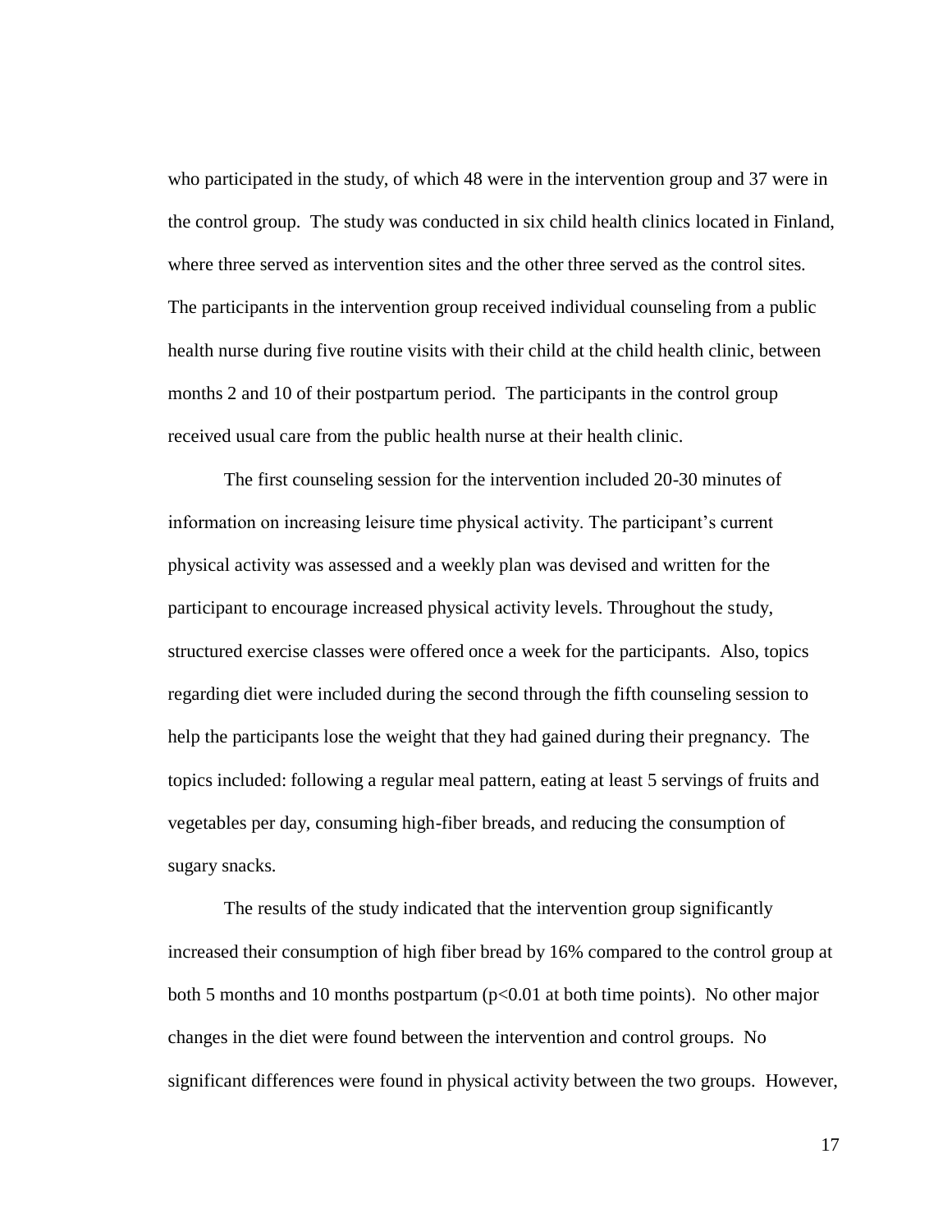who participated in the study, of which 48 were in the intervention group and 37 were in the control group. The study was conducted in six child health clinics located in Finland, where three served as intervention sites and the other three served as the control sites. The participants in the intervention group received individual counseling from a public health nurse during five routine visits with their child at the child health clinic, between months 2 and 10 of their postpartum period. The participants in the control group received usual care from the public health nurse at their health clinic.

The first counseling session for the intervention included 20-30 minutes of information on increasing leisure time physical activity. The participant's current physical activity was assessed and a weekly plan was devised and written for the participant to encourage increased physical activity levels. Throughout the study, structured exercise classes were offered once a week for the participants. Also, topics regarding diet were included during the second through the fifth counseling session to help the participants lose the weight that they had gained during their pregnancy. The topics included: following a regular meal pattern, eating at least 5 servings of fruits and vegetables per day, consuming high-fiber breads, and reducing the consumption of sugary snacks.

The results of the study indicated that the intervention group significantly increased their consumption of high fiber bread by 16% compared to the control group at both 5 months and 10 months postpartum ($p<0.01$ at both time points). No other major changes in the diet were found between the intervention and control groups. No significant differences were found in physical activity between the two groups. However,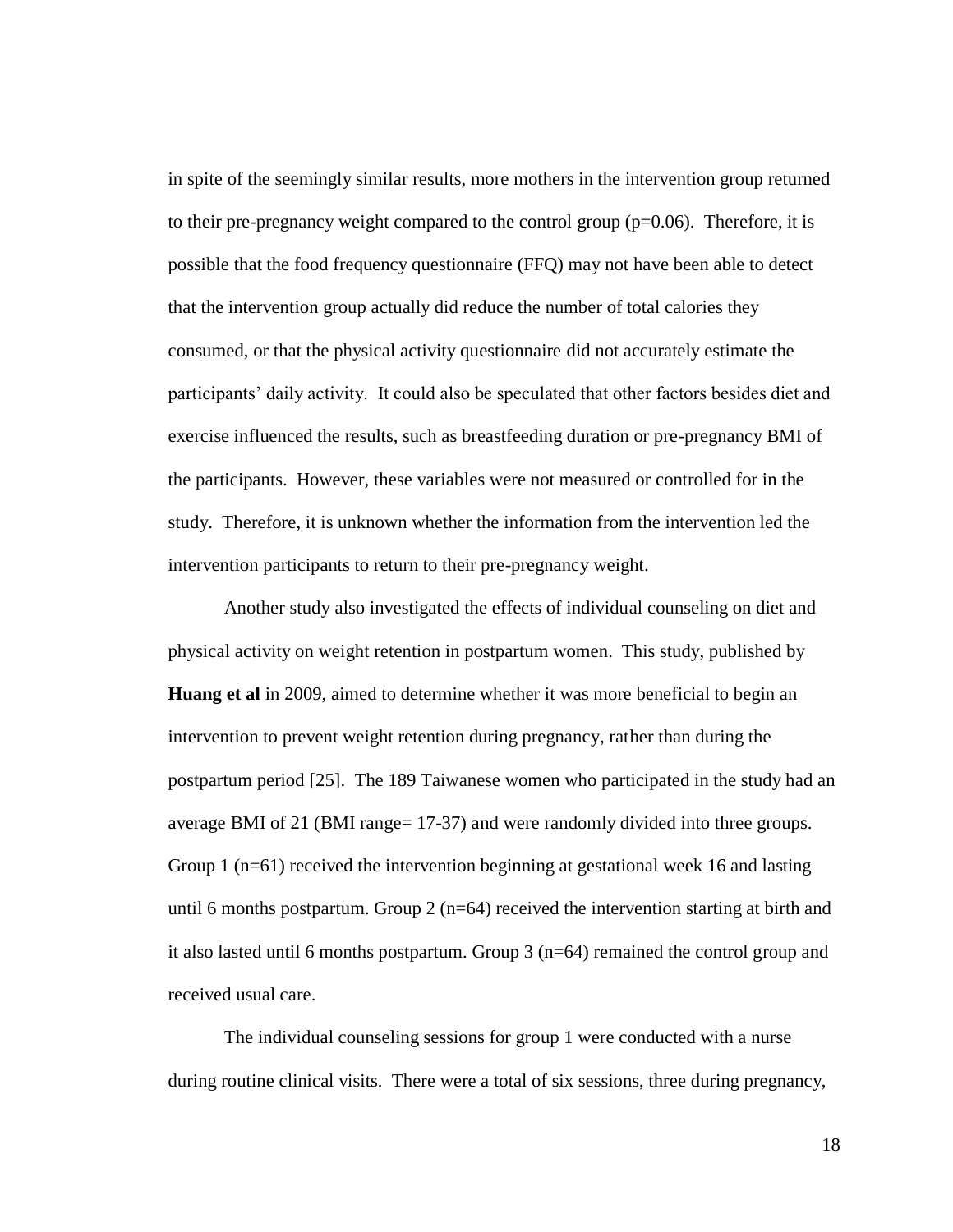in spite of the seemingly similar results, more mothers in the intervention group returned to their pre-pregnancy weight compared to the control group ($p=0.06$). Therefore, it is possible that the food frequency questionnaire (FFQ) may not have been able to detect that the intervention group actually did reduce the number of total calories they consumed, or that the physical activity questionnaire did not accurately estimate the participants' daily activity. It could also be speculated that other factors besides diet and exercise influenced the results, such as breastfeeding duration or pre-pregnancy BMI of the participants. However, these variables were not measured or controlled for in the study. Therefore, it is unknown whether the information from the intervention led the intervention participants to return to their pre-pregnancy weight.

Another study also investigated the effects of individual counseling on diet and physical activity on weight retention in postpartum women. This study, published by **Huang et al** in 2009, aimed to determine whether it was more beneficial to begin an intervention to prevent weight retention during pregnancy, rather than during the postpartum period [25]. The 189 Taiwanese women who participated in the study had an average BMI of 21 (BMI range= 17-37) and were randomly divided into three groups. Group 1 (n=61) received the intervention beginning at gestational week 16 and lasting until 6 months postpartum. Group 2 (n=64) received the intervention starting at birth and it also lasted until 6 months postpartum. Group 3 (n=64) remained the control group and received usual care.

The individual counseling sessions for group 1 were conducted with a nurse during routine clinical visits. There were a total of six sessions, three during pregnancy,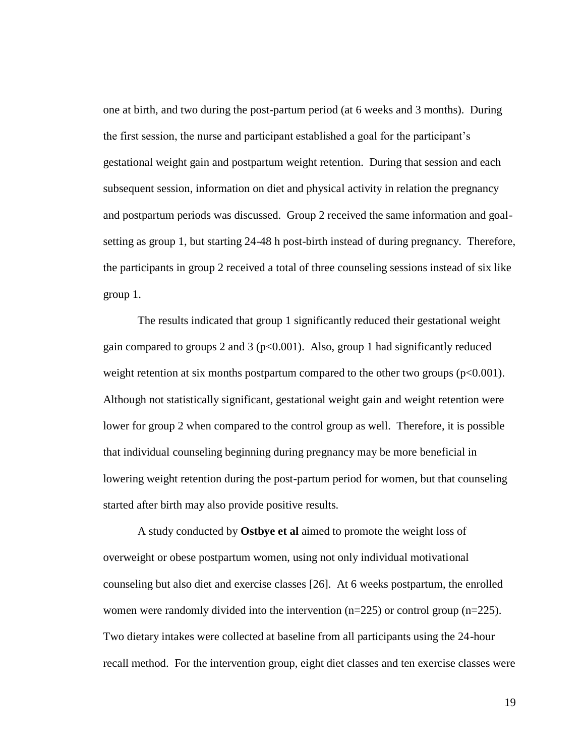one at birth, and two during the post-partum period (at 6 weeks and 3 months). During the first session, the nurse and participant established a goal for the participant's gestational weight gain and postpartum weight retention. During that session and each subsequent session, information on diet and physical activity in relation the pregnancy and postpartum periods was discussed. Group 2 received the same information and goal-setting as group 1, but starting 24-48 h post-birth instead of during pregnancy. Therefore, the participants in group 2 received a total of three counseling sessions instead of six like group 1.

The results indicated that group 1 significantly reduced their gestational weight gain compared to groups 2 and 3 ($p<0.001$). Also, group 1 had significantly reduced weight retention at six months postpartum compared to the other two groups ($p<0.001$). Although not statistically significant, gestational weight gain and weight retention were lower for group 2 when compared to the control group as well. Therefore, it is possible that individual counseling beginning during pregnancy may be more beneficial in lowering weight retention during the post-partum period for women, but that counseling started after birth may also provide positive results.

A study conducted by **Ostbye et al** aimed to promote the weight loss of overweight or obese postpartum women, using not only individual motivational counseling but also diet and exercise classes [26]. At 6 weeks postpartum, the enrolled women were randomly divided into the intervention (n=225) or control group (n=225). Two dietary intakes were collected at baseline from all participants using the 24-hour recall method. For the intervention group, eight diet classes and ten exercise classes were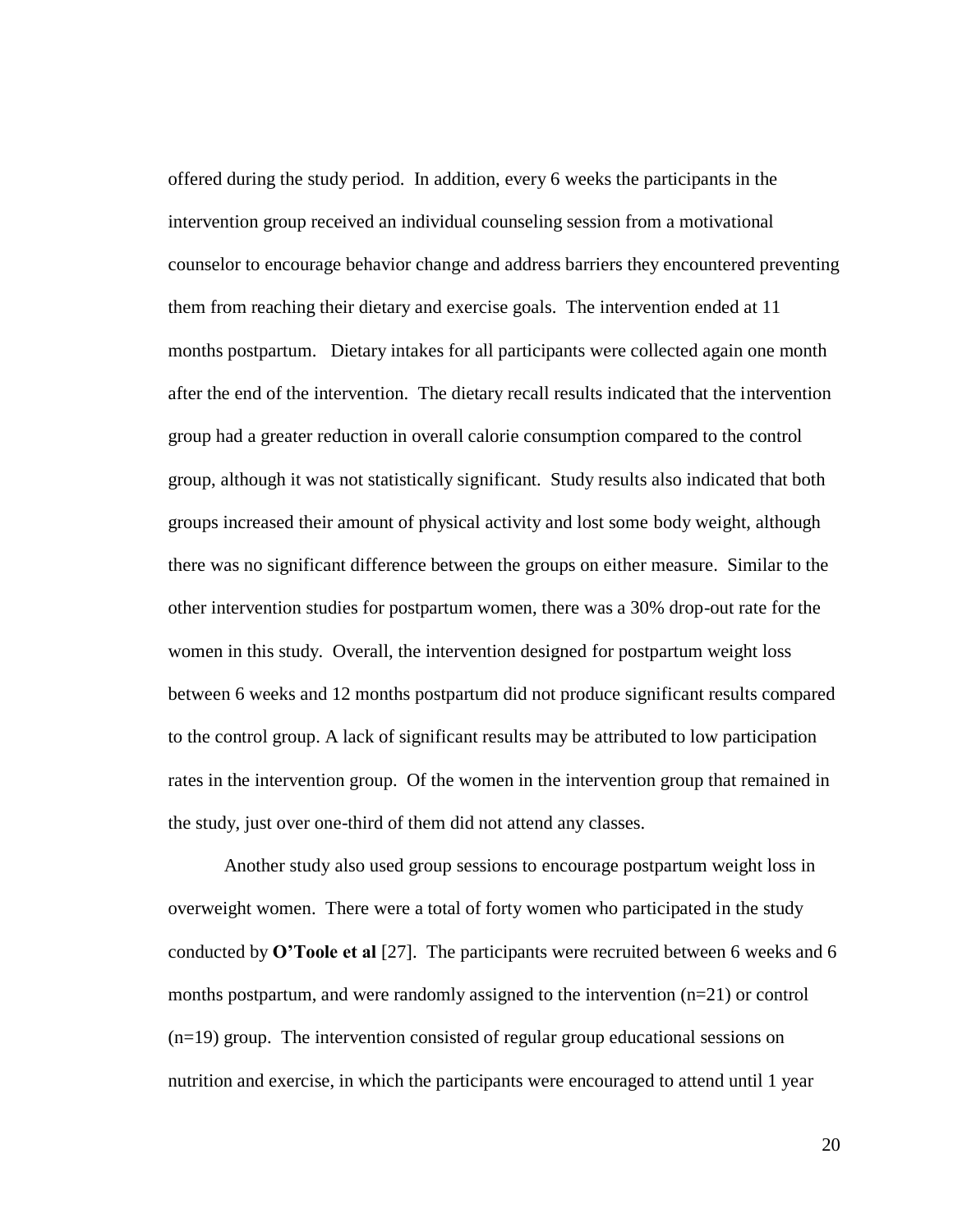offered during the study period. In addition, every 6 weeks the participants in the intervention group received an individual counseling session from a motivational counselor to encourage behavior change and address barriers they encountered preventing them from reaching their dietary and exercise goals. The intervention ended at 11 months postpartum. Dietary intakes for all participants were collected again one month after the end of the intervention. The dietary recall results indicated that the intervention group had a greater reduction in overall calorie consumption compared to the control group, although it was not statistically significant. Study results also indicated that both groups increased their amount of physical activity and lost some body weight, although there was no significant difference between the groups on either measure. Similar to the other intervention studies for postpartum women, there was a 30% drop-out rate for the women in this study. Overall, the intervention designed for postpartum weight loss between 6 weeks and 12 months postpartum did not produce significant results compared to the control group. A lack of significant results may be attributed to low participation rates in the intervention group. Of the women in the intervention group that remained in the study, just over one-third of them did not attend any classes.

Another study also used group sessions to encourage postpartum weight loss in overweight women. There were a total of forty women who participated in the study conducted by **O'Toole et al** [27]. The participants were recruited between 6 weeks and 6 months postpartum, and were randomly assigned to the intervention (n=21) or control (n=19) group. The intervention consisted of regular group educational sessions on nutrition and exercise, in which the participants were encouraged to attend until 1 year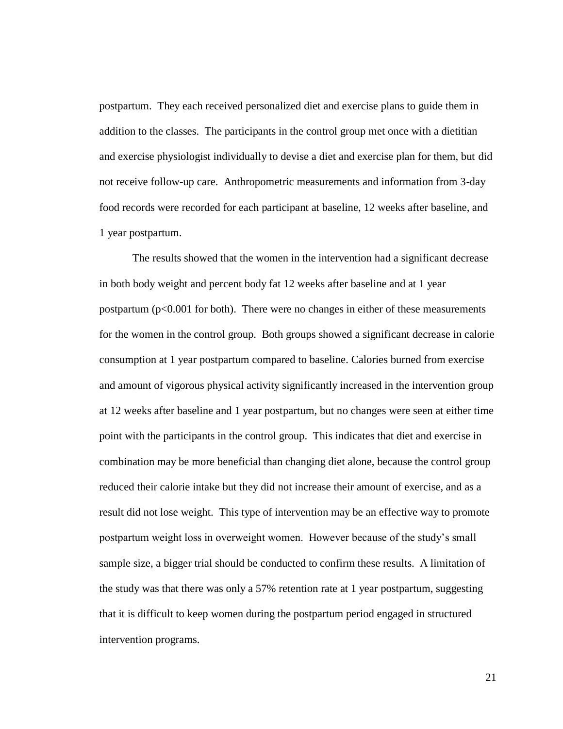postpartum. They each received personalized diet and exercise plans to guide them in addition to the classes. The participants in the control group met once with a dietitian and exercise physiologist individually to devise a diet and exercise plan for them, but did not receive follow-up care. Anthropometric measurements and information from 3-day food records were recorded for each participant at baseline, 12 weeks after baseline, and 1 year postpartum.

The results showed that the women in the intervention had a significant decrease in both body weight and percent body fat 12 weeks after baseline and at 1 year postpartum ($p<0.001$ for both). There were no changes in either of these measurements for the women in the control group. Both groups showed a significant decrease in calorie consumption at 1 year postpartum compared to baseline. Calories burned from exercise and amount of vigorous physical activity significantly increased in the intervention group at 12 weeks after baseline and 1 year postpartum, but no changes were seen at either time point with the participants in the control group. This indicates that diet and exercise in combination may be more beneficial than changing diet alone, because the control group reduced their calorie intake but they did not increase their amount of exercise, and as a result did not lose weight. This type of intervention may be an effective way to promote postpartum weight loss in overweight women. However because of the study's small sample size, a bigger trial should be conducted to confirm these results. A limitation of the study was that there was only a 57% retention rate at 1 year postpartum, suggesting that it is difficult to keep women during the postpartum period engaged in structured intervention programs.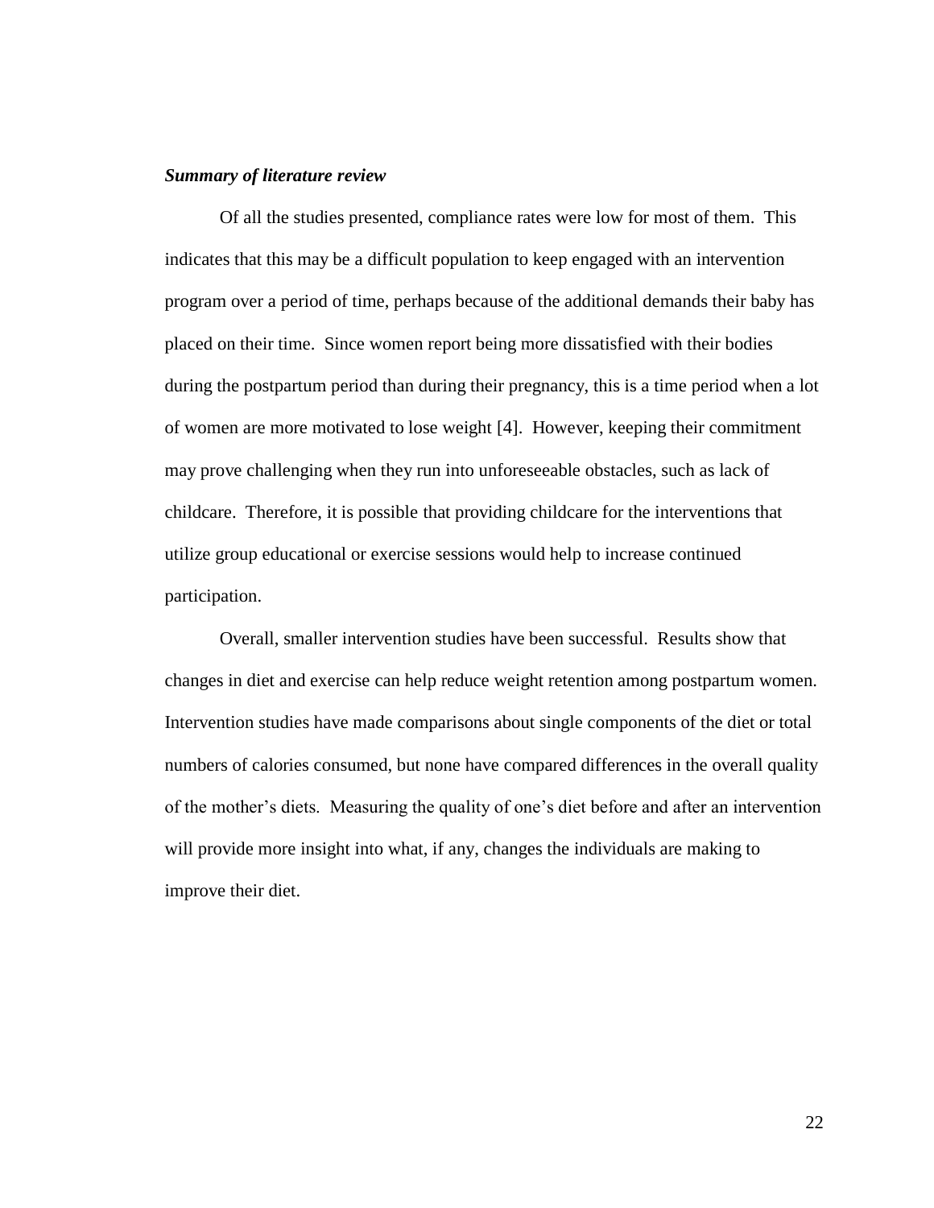***Summary of literature review***

Of all the studies presented, compliance rates were low for most of them. This indicates that this may be a difficult population to keep engaged with an intervention program over a period of time, perhaps because of the additional demands their baby has placed on their time. Since women report being more dissatisfied with their bodies during the postpartum period than during their pregnancy, this is a time period when a lot of women are more motivated to lose weight [4]. However, keeping their commitment may prove challenging when they run into unforeseeable obstacles, such as lack of childcare. Therefore, it is possible that providing childcare for the interventions that utilize group educational or exercise sessions would help to increase continued participation.

Overall, smaller intervention studies have been successful. Results show that changes in diet and exercise can help reduce weight retention among postpartum women. Intervention studies have made comparisons about single components of the diet or total numbers of calories consumed, but none have compared differences in the overall quality of the mother's diets. Measuring the quality of one's diet before and after an intervention will provide more insight into what, if any, changes the individuals are making to improve their diet.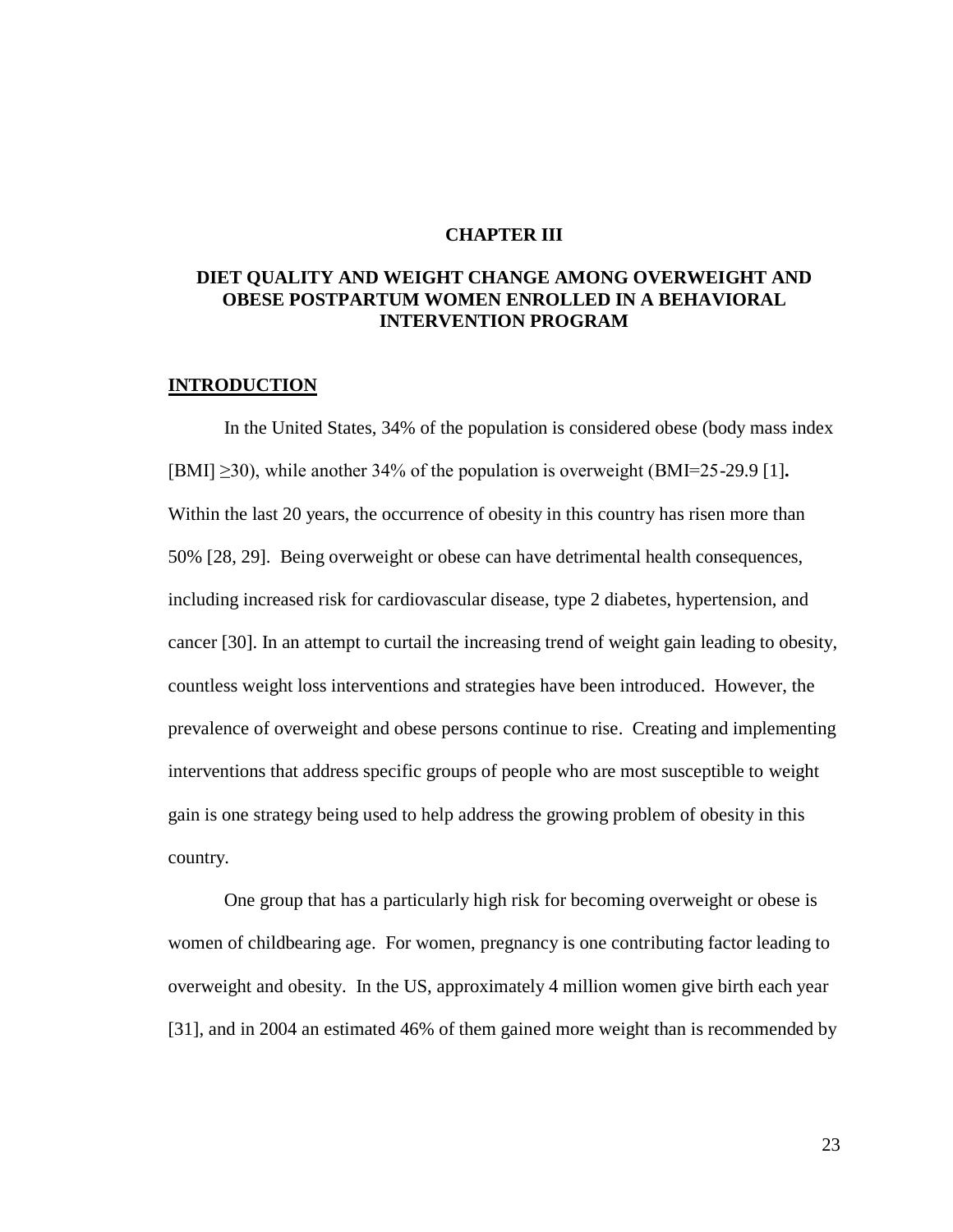# CHAPTER III

# DIET QUALITY AND WEIGHT CHANGE AMONG OVERWEIGHT AND OBESE POSTPARTUM WOMEN ENROLLED IN A BEHAVIORAL INTERVENTION PROGRAM

## INTRODUCTION

In the United States, 34% of the population is considered obese (body mass index [BMI] $\geq$30), while another 34% of the population is overweight (BMI=25-29.9 [1]**.** Within the last 20 years, the occurrence of obesity in this country has risen more than 50% [28, 29]. Being overweight or obese can have detrimental health consequences, including increased risk for cardiovascular disease, type 2 diabetes, hypertension, and cancer [30]. In an attempt to curtail the increasing trend of weight gain leading to obesity, countless weight loss interventions and strategies have been introduced. However, the prevalence of overweight and obese persons continue to rise. Creating and implementing interventions that address specific groups of people who are most susceptible to weight gain is one strategy being used to help address the growing problem of obesity in this country.

One group that has a particularly high risk for becoming overweight or obese is women of childbearing age. For women, pregnancy is one contributing factor leading to overweight and obesity. In the US, approximately 4 million women give birth each year [31], and in 2004 an estimated 46% of them gained more weight than is recommended by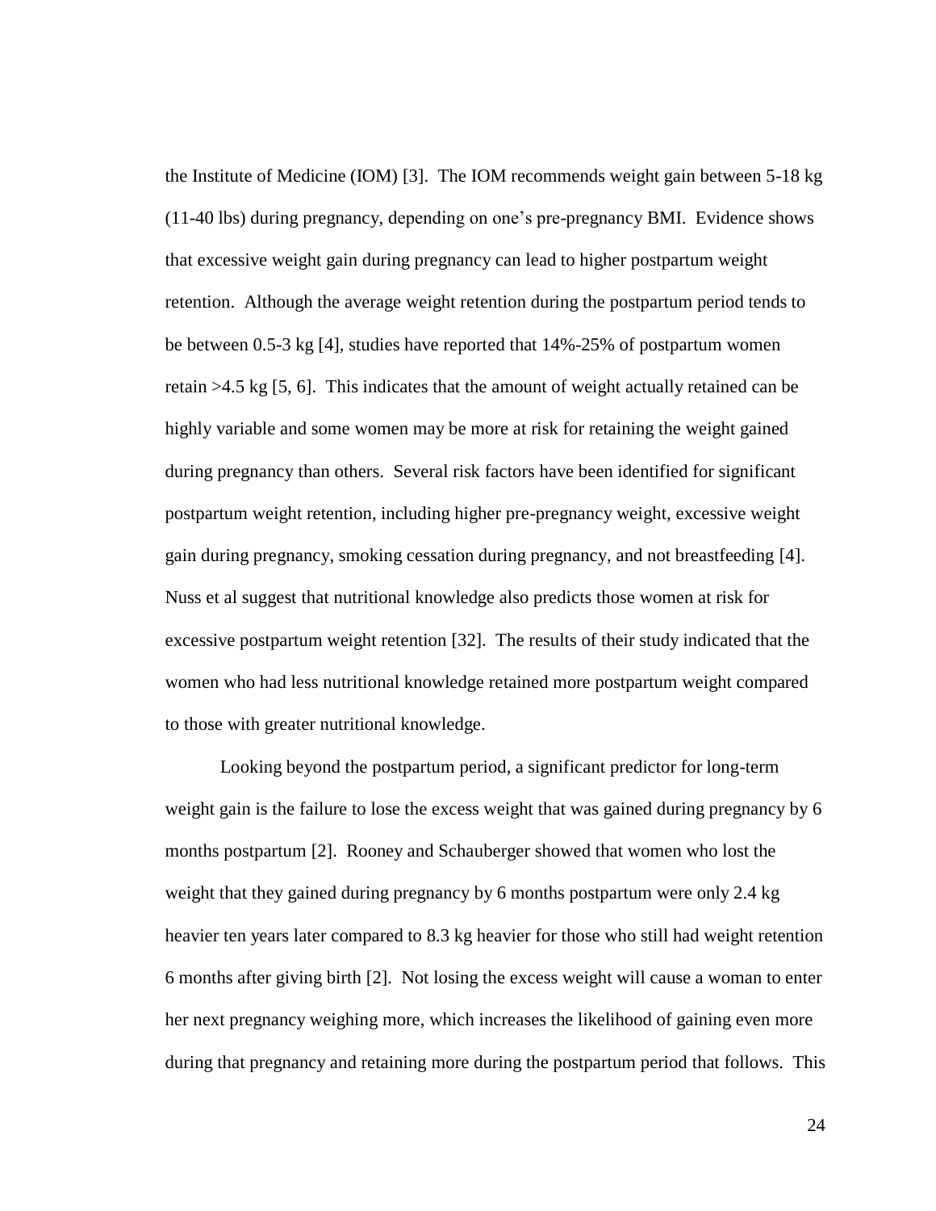the Institute of Medicine (IOM) [3]. The IOM recommends weight gain between 5-18 kg (11-40 lbs) during pregnancy, depending on one's pre-pregnancy BMI. Evidence shows that excessive weight gain during pregnancy can lead to higher postpartum weight retention. Although the average weight retention during the postpartum period tends to be between 0.5-3 kg [4], studies have reported that 14%-25% of postpartum women retain >4.5 kg [5, 6]. This indicates that the amount of weight actually retained can be highly variable and some women may be more at risk for retaining the weight gained during pregnancy than others. Several risk factors have been identified for significant postpartum weight retention, including higher pre-pregnancy weight, excessive weight gain during pregnancy, smoking cessation during pregnancy, and not breastfeeding [4]. Nuss et al suggest that nutritional knowledge also predicts those women at risk for excessive postpartum weight retention [32]. The results of their study indicated that the women who had less nutritional knowledge retained more postpartum weight compared to those with greater nutritional knowledge.

Looking beyond the postpartum period, a significant predictor for long-term weight gain is the failure to lose the excess weight that was gained during pregnancy by 6 months postpartum [2]. Rooney and Schauberger showed that women who lost the weight that they gained during pregnancy by 6 months postpartum were only 2.4 kg heavier ten years later compared to 8.3 kg heavier for those who still had weight retention 6 months after giving birth [2]. Not losing the excess weight will cause a woman to enter her next pregnancy weighing more, which increases the likelihood of gaining even more during that pregnancy and retaining more during the postpartum period that follows. This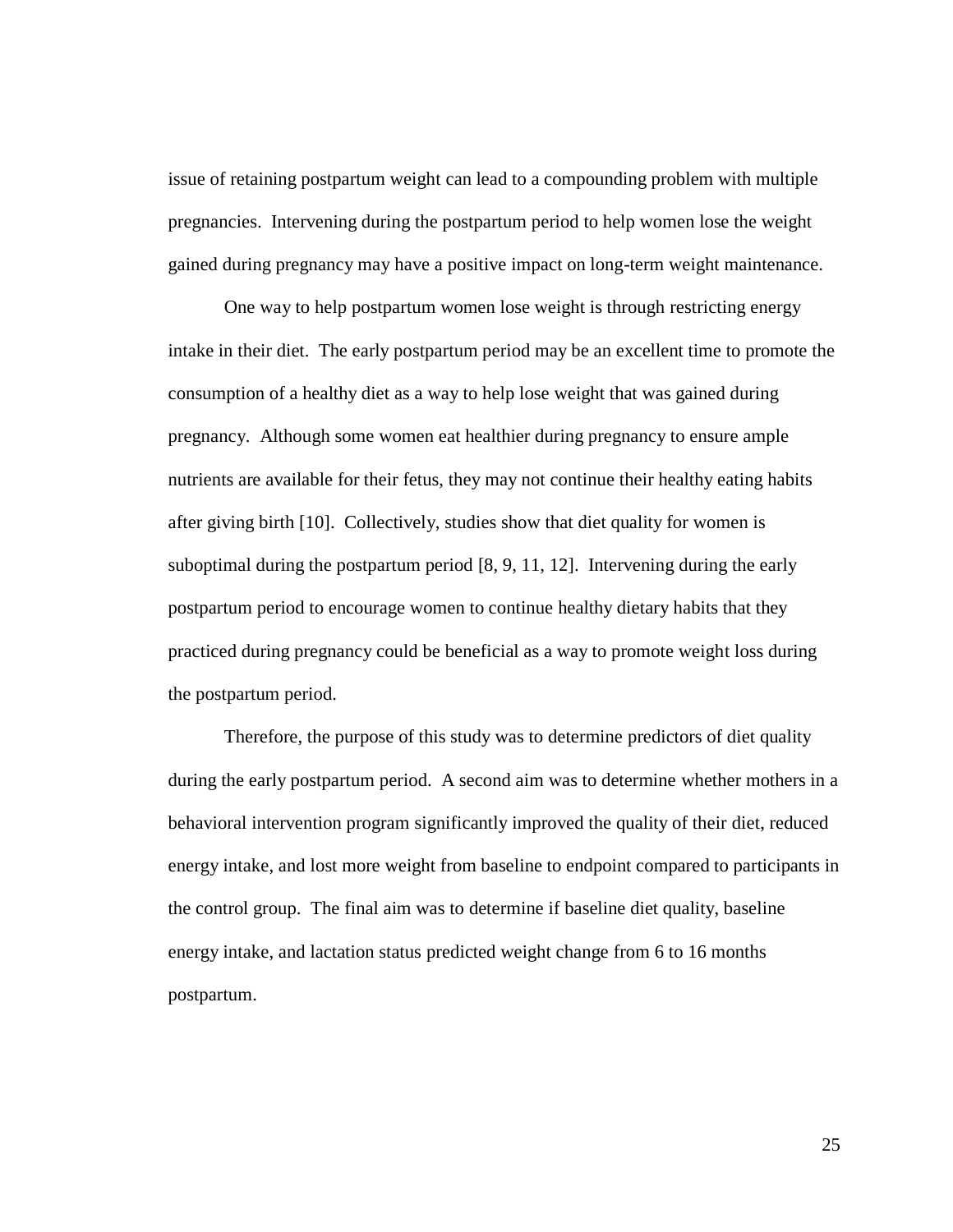issue of retaining postpartum weight can lead to a compounding problem with multiple pregnancies. Intervening during the postpartum period to help women lose the weight gained during pregnancy may have a positive impact on long-term weight maintenance.

One way to help postpartum women lose weight is through restricting energy intake in their diet. The early postpartum period may be an excellent time to promote the consumption of a healthy diet as a way to help lose weight that was gained during pregnancy. Although some women eat healthier during pregnancy to ensure ample nutrients are available for their fetus, they may not continue their healthy eating habits after giving birth [10]. Collectively, studies show that diet quality for women is suboptimal during the postpartum period [8, 9, 11, 12]. Intervening during the early postpartum period to encourage women to continue healthy dietary habits that they practiced during pregnancy could be beneficial as a way to promote weight loss during the postpartum period.

Therefore, the purpose of this study was to determine predictors of diet quality during the early postpartum period. A second aim was to determine whether mothers in a behavioral intervention program significantly improved the quality of their diet, reduced energy intake, and lost more weight from baseline to endpoint compared to participants in the control group. The final aim was to determine if baseline diet quality, baseline energy intake, and lactation status predicted weight change from 6 to 16 months postpartum.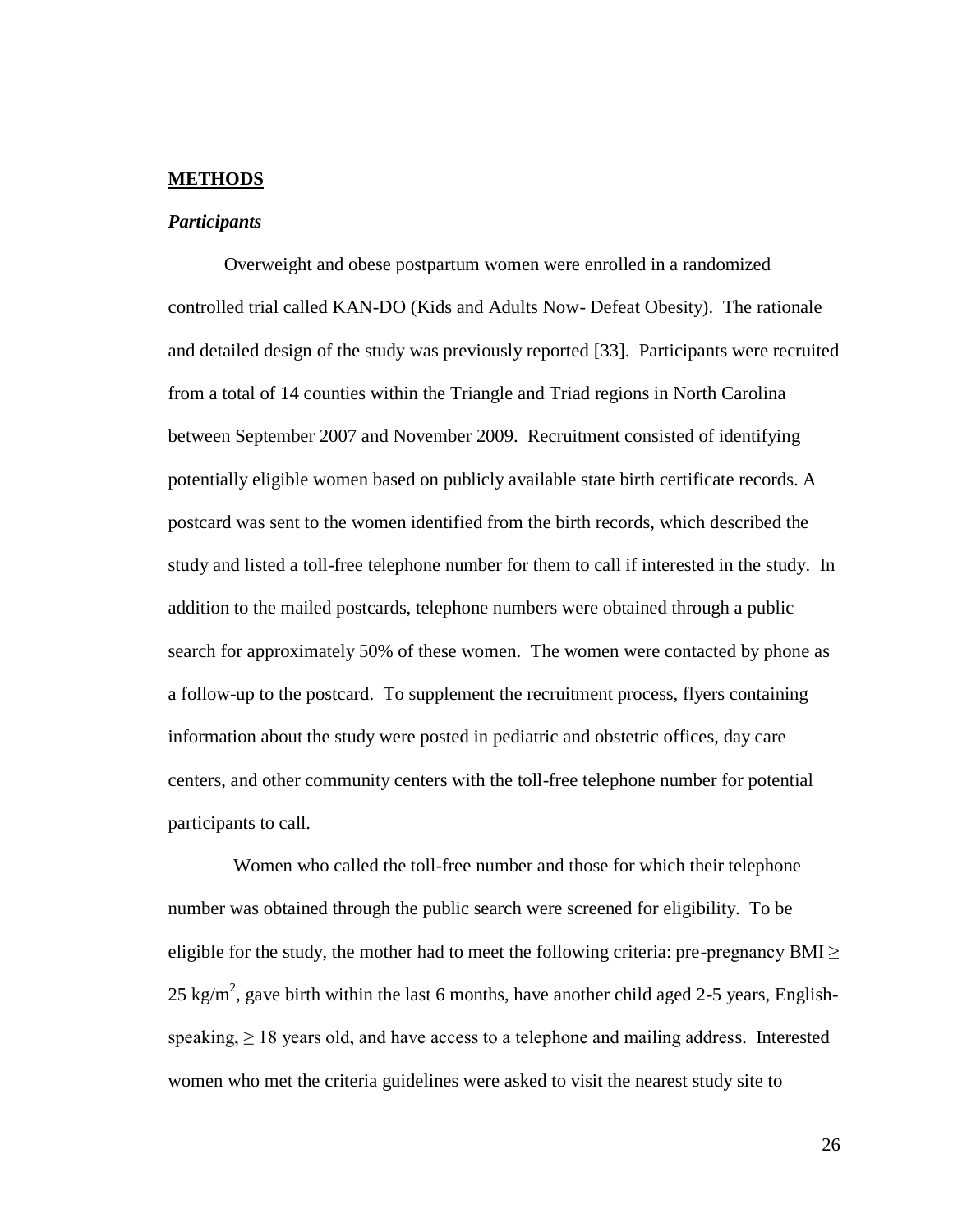## METHODS

### *Participants*

Overweight and obese postpartum women were enrolled in a randomized controlled trial called KAN-DO (Kids and Adults Now- Defeat Obesity). The rationale and detailed design of the study was previously reported [33]. Participants were recruited from a total of 14 counties within the Triangle and Triad regions in North Carolina between September 2007 and November 2009. Recruitment consisted of identifying potentially eligible women based on publicly available state birth certificate records. A postcard was sent to the women identified from the birth records, which described the study and listed a toll-free telephone number for them to call if interested in the study. In addition to the mailed postcards, telephone numbers were obtained through a public search for approximately 50% of these women. The women were contacted by phone as a follow-up to the postcard. To supplement the recruitment process, flyers containing information about the study were posted in pediatric and obstetric offices, day care centers, and other community centers with the toll-free telephone number for potential participants to call.

Women who called the toll-free number and those for which their telephone number was obtained through the public search were screened for eligibility. To be eligible for the study, the mother had to meet the following criteria: pre-pregnancy BMI $\geq$ 25 $kg/m^2$, gave birth within the last 6 months, have another child aged 2-5 years, English-speaking, $\geq$ 18 years old, and have access to a telephone and mailing address. Interested women who met the criteria guidelines were asked to visit the nearest study site to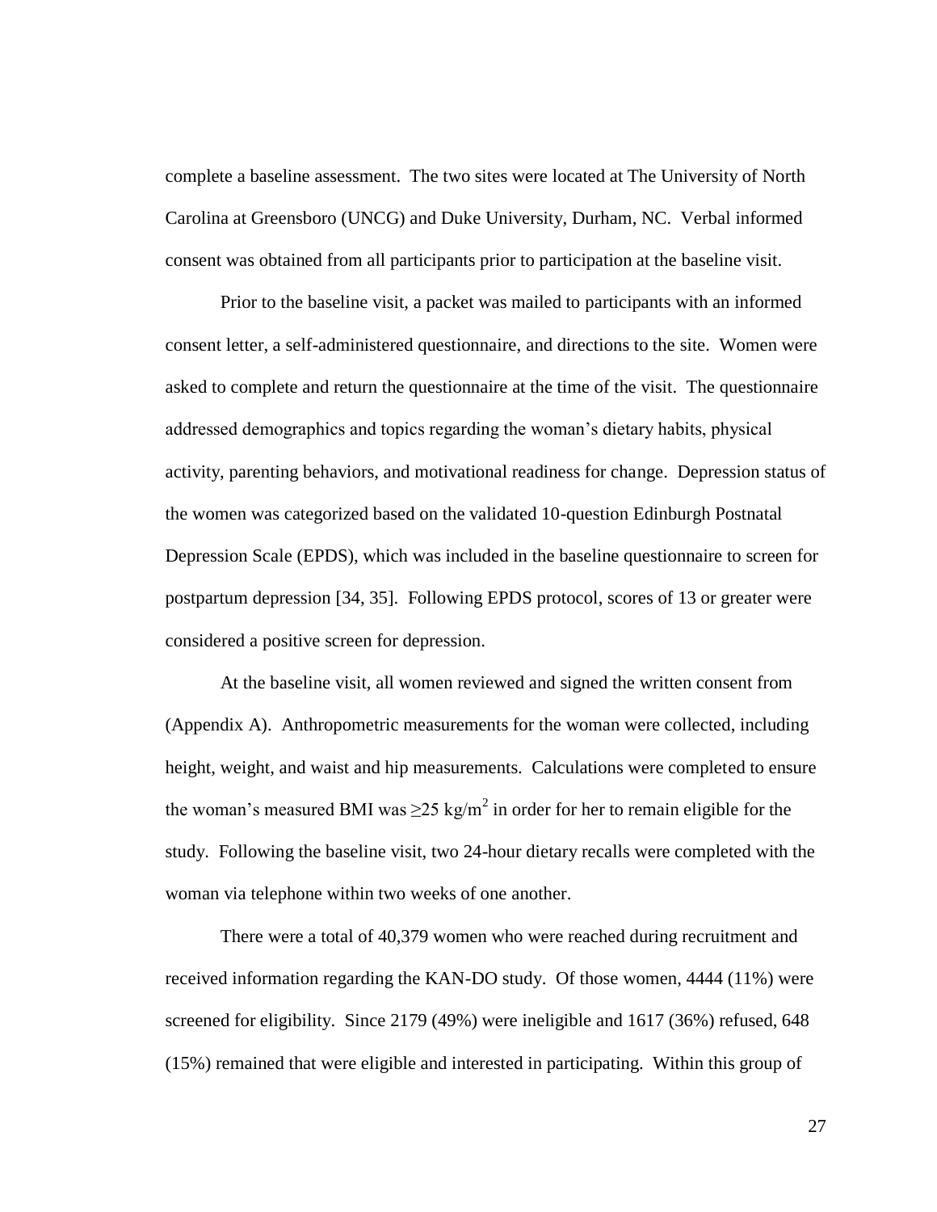complete a baseline assessment. The two sites were located at The University of North Carolina at Greensboro (UNCG) and Duke University, Durham, NC. Verbal informed consent was obtained from all participants prior to participation at the baseline visit.

Prior to the baseline visit, a packet was mailed to participants with an informed consent letter, a self-administered questionnaire, and directions to the site. Women were asked to complete and return the questionnaire at the time of the visit. The questionnaire addressed demographics and topics regarding the woman's dietary habits, physical activity, parenting behaviors, and motivational readiness for change. Depression status of the women was categorized based on the validated 10-question Edinburgh Postnatal Depression Scale (EPDS), which was included in the baseline questionnaire to screen for postpartum depression [34, 35]. Following EPDS protocol, scores of 13 or greater were considered a positive screen for depression.

At the baseline visit, all women reviewed and signed the written consent from (Appendix A). Anthropometric measurements for the woman were collected, including height, weight, and waist and hip measurements. Calculations were completed to ensure the woman's measured BMI was $\geq$25 kg/m$^2$ in order for her to remain eligible for the study. Following the baseline visit, two 24-hour dietary recalls were completed with the woman via telephone within two weeks of one another.

There were a total of 40,379 women who were reached during recruitment and received information regarding the KAN-DO study. Of those women, 4444 (11%) were screened for eligibility. Since 2179 (49%) were ineligible and 1617 (36%) refused, 648 (15%) remained that were eligible and interested in participating. Within this group of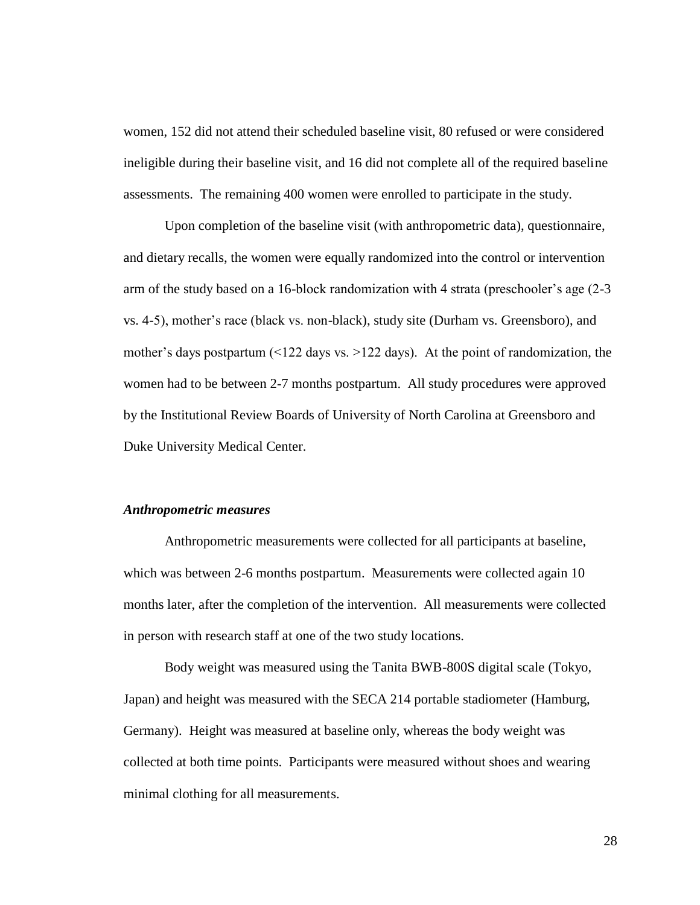women, 152 did not attend their scheduled baseline visit, 80 refused or were considered ineligible during their baseline visit, and 16 did not complete all of the required baseline assessments. The remaining 400 women were enrolled to participate in the study.

Upon completion of the baseline visit (with anthropometric data), questionnaire, and dietary recalls, the women were equally randomized into the control or intervention arm of the study based on a 16-block randomization with 4 strata (preschooler's age (2-3 vs. 4-5), mother's race (black vs. non-black), study site (Durham vs. Greensboro), and mother's days postpartum (<122 days vs. >122 days). At the point of randomization, the women had to be between 2-7 months postpartum. All study procedures were approved by the Institutional Review Boards of University of North Carolina at Greensboro and Duke University Medical Center.

### *Anthropometric measures*

Anthropometric measurements were collected for all participants at baseline, which was between 2-6 months postpartum. Measurements were collected again 10 months later, after the completion of the intervention. All measurements were collected in person with research staff at one of the two study locations.

Body weight was measured using the Tanita BWB-800S digital scale (Tokyo, Japan) and height was measured with the SECA 214 portable stadiometer (Hamburg, Germany). Height was measured at baseline only, whereas the body weight was collected at both time points. Participants were measured without shoes and wearing minimal clothing for all measurements.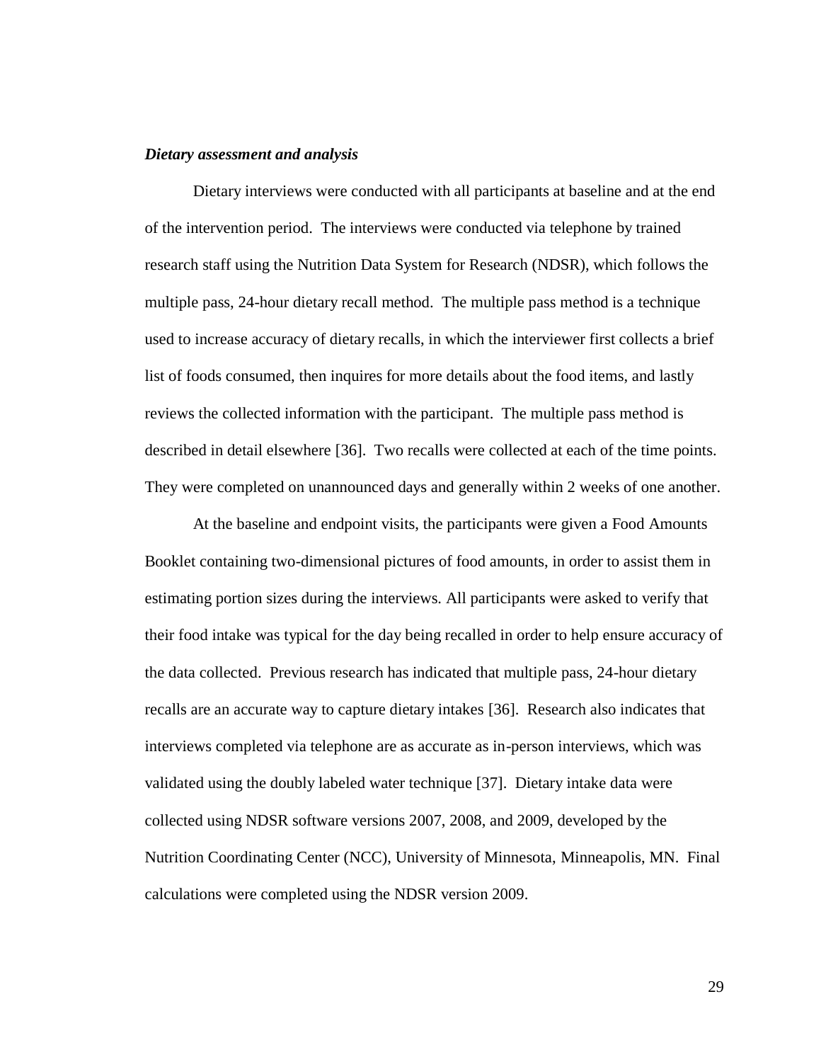***Dietary assessment and analysis***

Dietary interviews were conducted with all participants at baseline and at the end of the intervention period. The interviews were conducted via telephone by trained research staff using the Nutrition Data System for Research (NDSR), which follows the multiple pass, 24-hour dietary recall method. The multiple pass method is a technique used to increase accuracy of dietary recalls, in which the interviewer first collects a brief list of foods consumed, then inquires for more details about the food items, and lastly reviews the collected information with the participant. The multiple pass method is described in detail elsewhere [36]. Two recalls were collected at each of the time points. They were completed on unannounced days and generally within 2 weeks of one another.

At the baseline and endpoint visits, the participants were given a Food Amounts Booklet containing two-dimensional pictures of food amounts, in order to assist them in estimating portion sizes during the interviews. All participants were asked to verify that their food intake was typical for the day being recalled in order to help ensure accuracy of the data collected. Previous research has indicated that multiple pass, 24-hour dietary recalls are an accurate way to capture dietary intakes [36]. Research also indicates that interviews completed via telephone are as accurate as in-person interviews, which was validated using the doubly labeled water technique [37]. Dietary intake data were collected using NDSR software versions 2007, 2008, and 2009, developed by the Nutrition Coordinating Center (NCC), University of Minnesota, Minneapolis, MN. Final calculations were completed using the NDSR version 2009.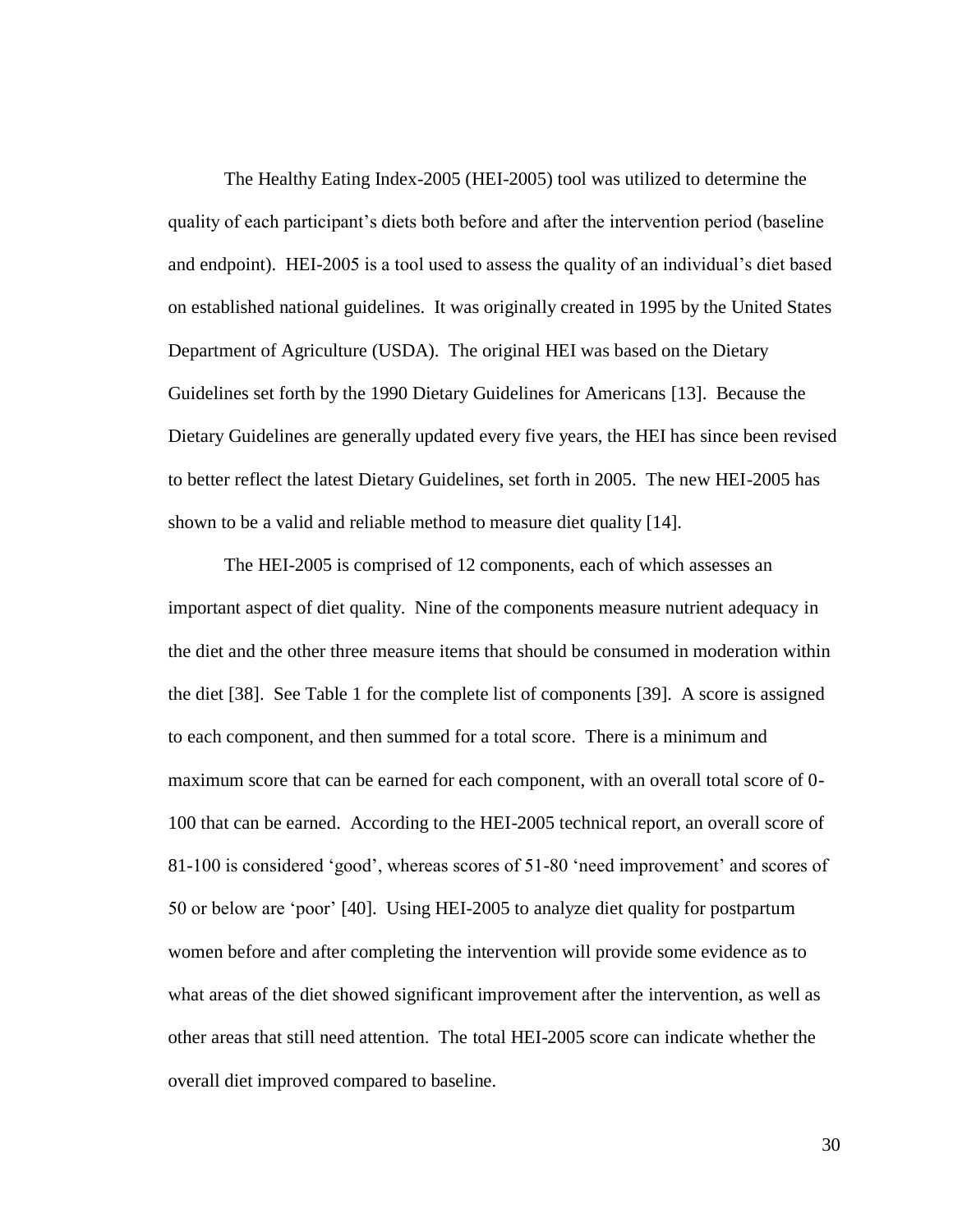The Healthy Eating Index-2005 (HEI-2005) tool was utilized to determine the quality of each participant's diets both before and after the intervention period (baseline and endpoint). HEI-2005 is a tool used to assess the quality of an individual's diet based on established national guidelines. It was originally created in 1995 by the United States Department of Agriculture (USDA). The original HEI was based on the Dietary Guidelines set forth by the 1990 Dietary Guidelines for Americans [13]. Because the Dietary Guidelines are generally updated every five years, the HEI has since been revised to better reflect the latest Dietary Guidelines, set forth in 2005. The new HEI-2005 has shown to be a valid and reliable method to measure diet quality [14].

The HEI-2005 is comprised of 12 components, each of which assesses an important aspect of diet quality. Nine of the components measure nutrient adequacy in the diet and the other three measure items that should be consumed in moderation within the diet [38]. See Table 1 for the complete list of components [39]. A score is assigned to each component, and then summed for a total score. There is a minimum and maximum score that can be earned for each component, with an overall total score of 0-100 that can be earned. According to the HEI-2005 technical report, an overall score of 81-100 is considered 'good', whereas scores of 51-80 'need improvement' and scores of 50 or below are 'poor' [40]. Using HEI-2005 to analyze diet quality for postpartum women before and after completing the intervention will provide some evidence as to what areas of the diet showed significant improvement after the intervention, as well as other areas that still need attention. The total HEI-2005 score can indicate whether the overall diet improved compared to baseline.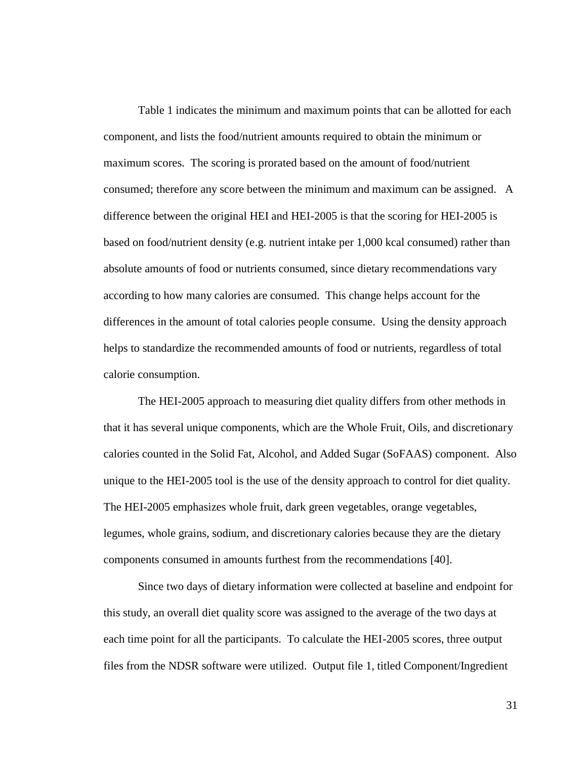Table 1 indicates the minimum and maximum points that can be allotted for each component, and lists the food/nutrient amounts required to obtain the minimum or maximum scores. The scoring is prorated based on the amount of food/nutrient consumed; therefore any score between the minimum and maximum can be assigned. A difference between the original HEI and HEI-2005 is that the scoring for HEI-2005 is based on food/nutrient density (e.g. nutrient intake per 1,000 kcal consumed) rather than absolute amounts of food or nutrients consumed, since dietary recommendations vary according to how many calories are consumed. This change helps account for the differences in the amount of total calories people consume. Using the density approach helps to standardize the recommended amounts of food or nutrients, regardless of total calorie consumption.

The HEI-2005 approach to measuring diet quality differs from other methods in that it has several unique components, which are the Whole Fruit, Oils, and discretionary calories counted in the Solid Fat, Alcohol, and Added Sugar (SoFAAS) component. Also unique to the HEI-2005 tool is the use of the density approach to control for diet quality. The HEI-2005 emphasizes whole fruit, dark green vegetables, orange vegetables, legumes, whole grains, sodium, and discretionary calories because they are the dietary components consumed in amounts furthest from the recommendations [40].

Since two days of dietary information were collected at baseline and endpoint for this study, an overall diet quality score was assigned to the average of the two days at each time point for all the participants. To calculate the HEI-2005 scores, three output files from the NDSR software were utilized. Output file 1, titled Component/Ingredient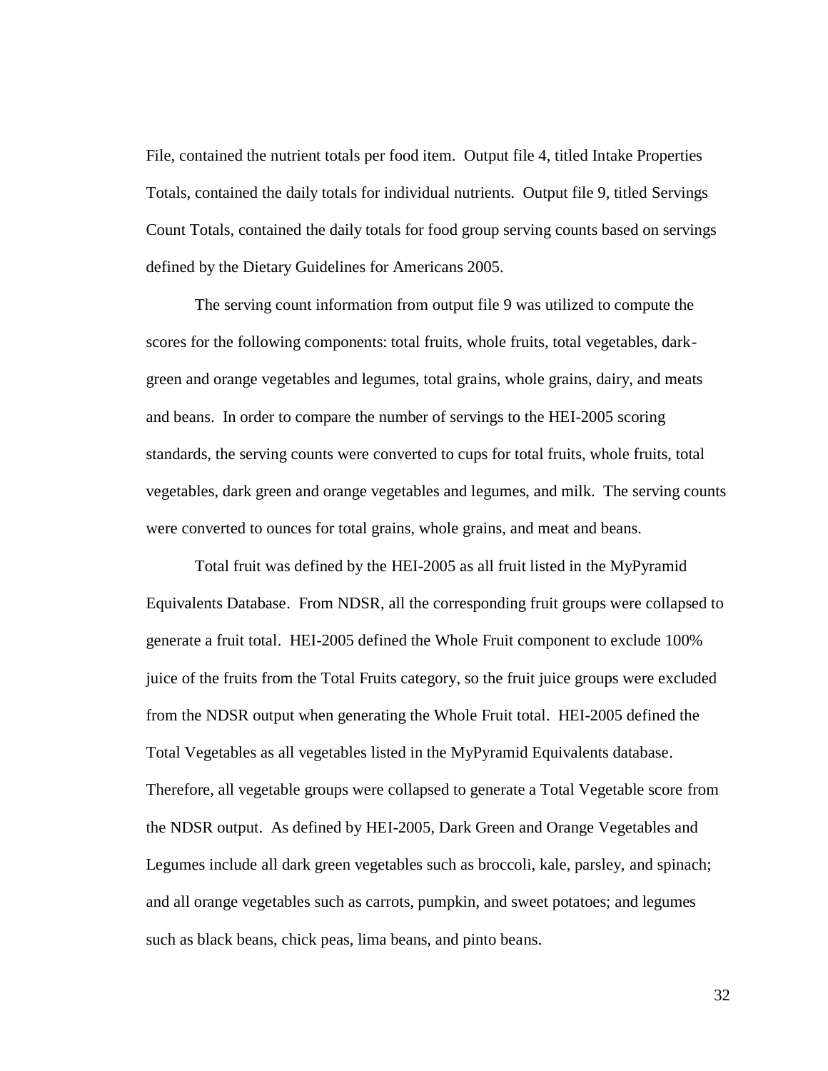File, contained the nutrient totals per food item. Output file 4, titled Intake Properties Totals, contained the daily totals for individual nutrients. Output file 9, titled Servings Count Totals, contained the daily totals for food group serving counts based on servings defined by the Dietary Guidelines for Americans 2005.

The serving count information from output file 9 was utilized to compute the scores for the following components: total fruits, whole fruits, total vegetables, dark-green and orange vegetables and legumes, total grains, whole grains, dairy, and meats and beans. In order to compare the number of servings to the HEI-2005 scoring standards, the serving counts were converted to cups for total fruits, whole fruits, total vegetables, dark green and orange vegetables and legumes, and milk. The serving counts were converted to ounces for total grains, whole grains, and meat and beans.

Total fruit was defined by the HEI-2005 as all fruit listed in the MyPyramid Equivalents Database. From NDSR, all the corresponding fruit groups were collapsed to generate a fruit total. HEI-2005 defined the Whole Fruit component to exclude 100% juice of the fruits from the Total Fruits category, so the fruit juice groups were excluded from the NDSR output when generating the Whole Fruit total. HEI-2005 defined the Total Vegetables as all vegetables listed in the MyPyramid Equivalents database. Therefore, all vegetable groups were collapsed to generate a Total Vegetable score from the NDSR output. As defined by HEI-2005, Dark Green and Orange Vegetables and Legumes include all dark green vegetables such as broccoli, kale, parsley, and spinach; and all orange vegetables such as carrots, pumpkin, and sweet potatoes; and legumes such as black beans, chick peas, lima beans, and pinto beans.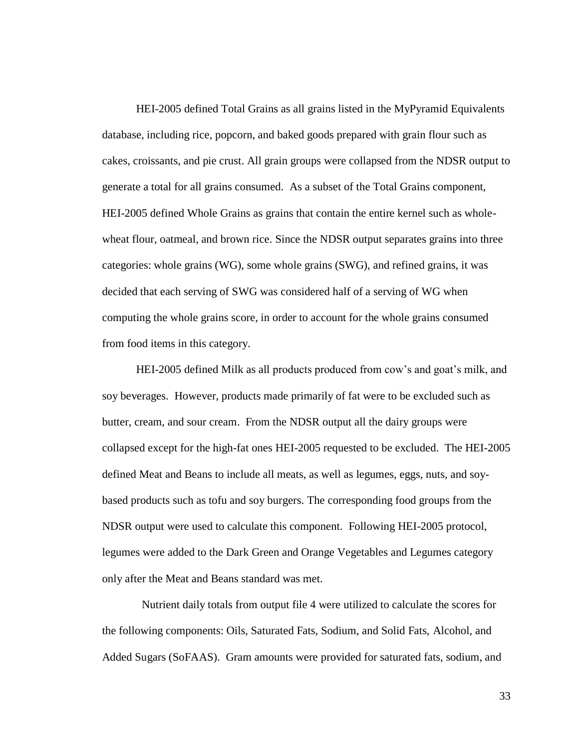HEI-2005 defined Total Grains as all grains listed in the MyPyramid Equivalents database, including rice, popcorn, and baked goods prepared with grain flour such as cakes, croissants, and pie crust. All grain groups were collapsed from the NDSR output to generate a total for all grains consumed. As a subset of the Total Grains component, HEI-2005 defined Whole Grains as grains that contain the entire kernel such as whole-wheat flour, oatmeal, and brown rice. Since the NDSR output separates grains into three categories: whole grains (WG), some whole grains (SWG), and refined grains, it was decided that each serving of SWG was considered half of a serving of WG when computing the whole grains score, in order to account for the whole grains consumed from food items in this category.

HEI-2005 defined Milk as all products produced from cow's and goat's milk, and soy beverages. However, products made primarily of fat were to be excluded such as butter, cream, and sour cream. From the NDSR output all the dairy groups were collapsed except for the high-fat ones HEI-2005 requested to be excluded. The HEI-2005 defined Meat and Beans to include all meats, as well as legumes, eggs, nuts, and soy-based products such as tofu and soy burgers. The corresponding food groups from the NDSR output were used to calculate this component. Following HEI-2005 protocol, legumes were added to the Dark Green and Orange Vegetables and Legumes category only after the Meat and Beans standard was met.

Nutrient daily totals from output file 4 were utilized to calculate the scores for the following components: Oils, Saturated Fats, Sodium, and Solid Fats, Alcohol, and Added Sugars (SoFAAS). Gram amounts were provided for saturated fats, sodium, and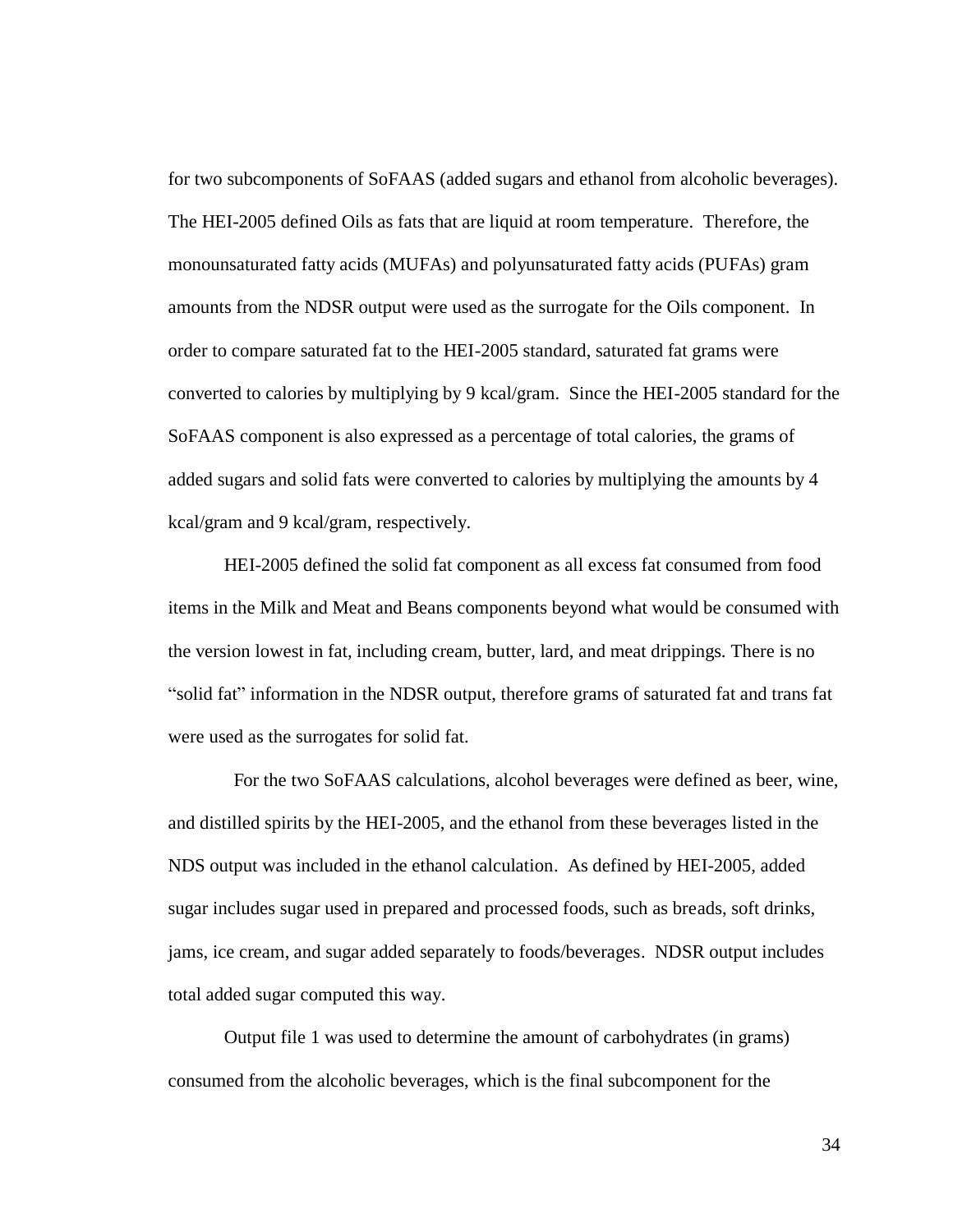for two subcomponents of SoFAAS (added sugars and ethanol from alcoholic beverages). The HEI-2005 defined Oils as fats that are liquid at room temperature. Therefore, the monounsaturated fatty acids (MUFAs) and polyunsaturated fatty acids (PUFAs) gram amounts from the NDSR output were used as the surrogate for the Oils component. In order to compare saturated fat to the HEI-2005 standard, saturated fat grams were converted to calories by multiplying by 9 kcal/gram. Since the HEI-2005 standard for the SoFAAS component is also expressed as a percentage of total calories, the grams of added sugars and solid fats were converted to calories by multiplying the amounts by 4 kcal/gram and 9 kcal/gram, respectively.

HEI-2005 defined the solid fat component as all excess fat consumed from food items in the Milk and Meat and Beans components beyond what would be consumed with the version lowest in fat, including cream, butter, lard, and meat drippings. There is no "solid fat" information in the NDSR output, therefore grams of saturated fat and trans fat were used as the surrogates for solid fat.

For the two SoFAAS calculations, alcohol beverages were defined as beer, wine, and distilled spirits by the HEI-2005, and the ethanol from these beverages listed in the NDS output was included in the ethanol calculation. As defined by HEI-2005, added sugar includes sugar used in prepared and processed foods, such as breads, soft drinks, jams, ice cream, and sugar added separately to foods/beverages. NDSR output includes total added sugar computed this way.

Output file 1 was used to determine the amount of carbohydrates (in grams) consumed from the alcoholic beverages, which is the final subcomponent for the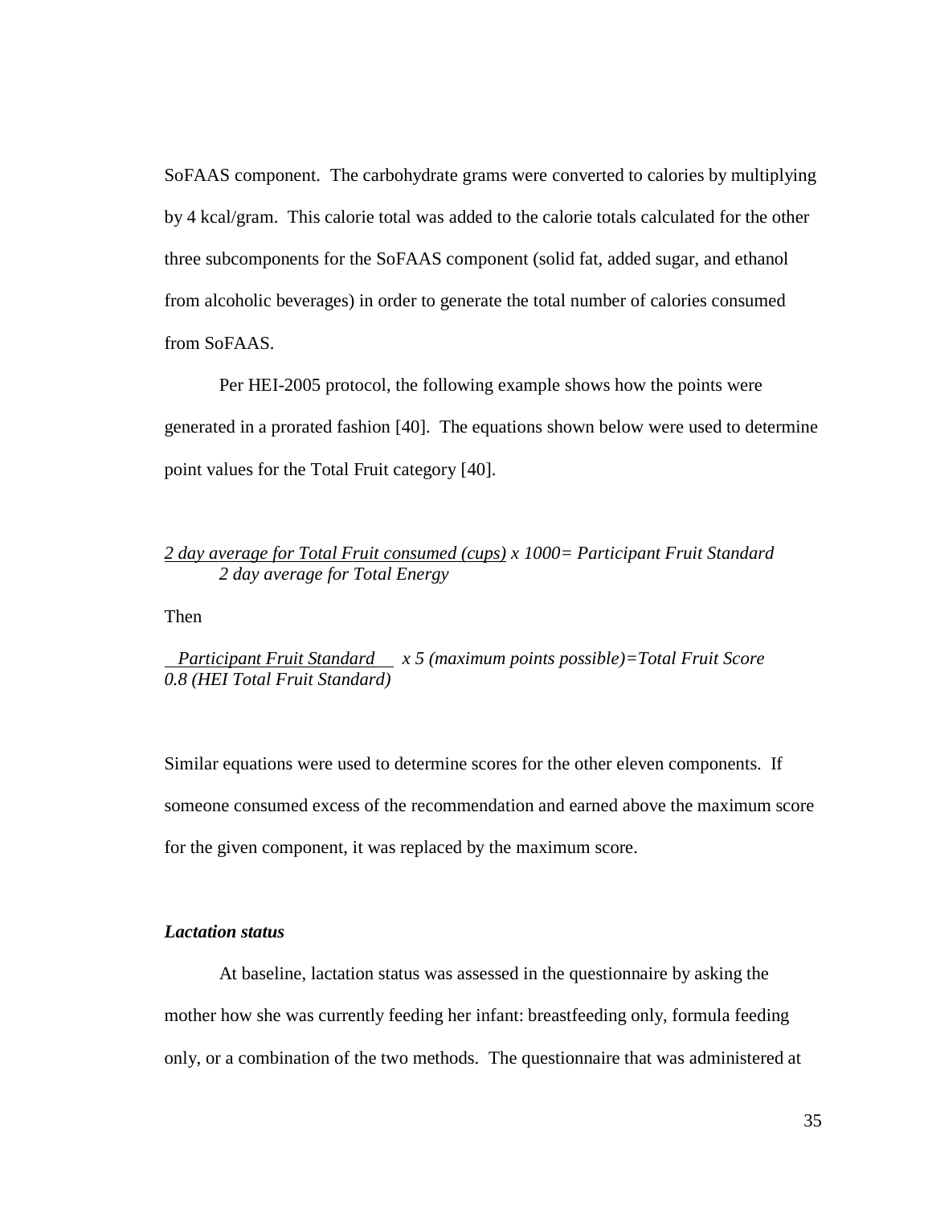SoFAAS component. The carbohydrate grams were converted to calories by multiplying by 4 kcal/gram. This calorie total was added to the calorie totals calculated for the other three subcomponents for the SoFAAS component (solid fat, added sugar, and ethanol from alcoholic beverages) in order to generate the total number of calories consumed from SoFAAS.

Per HEI-2005 protocol, the following example shows how the points were generated in a prorated fashion [40]. The equations shown below were used to determine point values for the Total Fruit category [40].

$$\frac{\textit{2 day average for Total Fruit consumed (cups)}}{\textit{2 day average for Total Energy}} \times 1000 = \textit{Participant Fruit Standard}$$

Then

$$\frac{\textit{Participant Fruit Standard}}{\textit{0.8 (HEI Total Fruit Standard)}} \times 5 \textit{ (maximum points possible)} = \textit{Total Fruit Score}$$

Similar equations were used to determine scores for the other eleven components. If someone consumed excess of the recommendation and earned above the maximum score for the given component, it was replaced by the maximum score.

### *Lactation status*

At baseline, lactation status was assessed in the questionnaire by asking the mother how she was currently feeding her infant: breastfeeding only, formula feeding only, or a combination of the two methods. The questionnaire that was administered at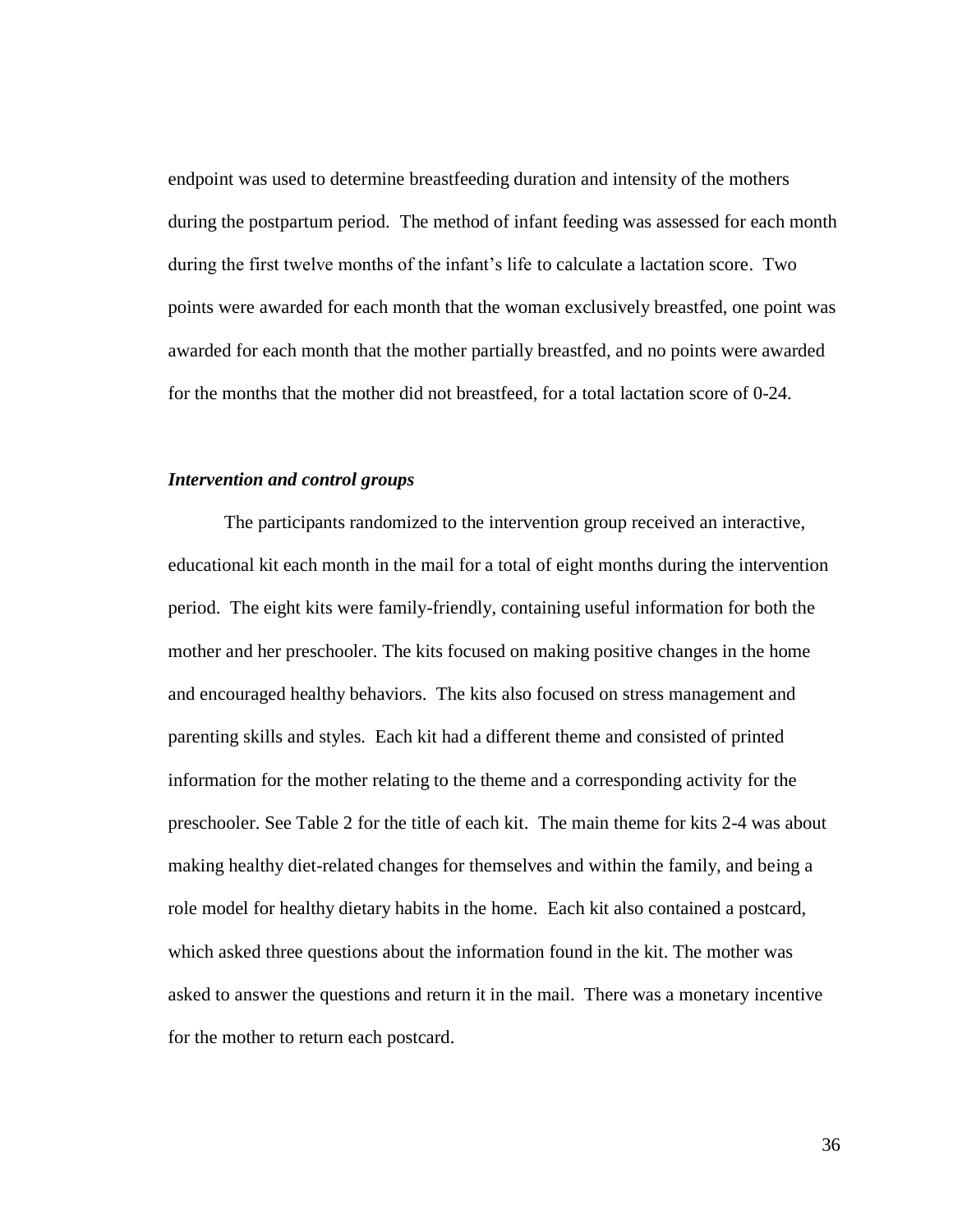endpoint was used to determine breastfeeding duration and intensity of the mothers during the postpartum period. The method of infant feeding was assessed for each month during the first twelve months of the infant's life to calculate a lactation score. Two points were awarded for each month that the woman exclusively breastfed, one point was awarded for each month that the mother partially breastfed, and no points were awarded for the months that the mother did not breastfeed, for a total lactation score of 0-24.

### *Intervention and control groups*

The participants randomized to the intervention group received an interactive, educational kit each month in the mail for a total of eight months during the intervention period. The eight kits were family-friendly, containing useful information for both the mother and her preschooler. The kits focused on making positive changes in the home and encouraged healthy behaviors. The kits also focused on stress management and parenting skills and styles. Each kit had a different theme and consisted of printed information for the mother relating to the theme and a corresponding activity for the preschooler. See Table 2 for the title of each kit. The main theme for kits 2-4 was about making healthy diet-related changes for themselves and within the family, and being a role model for healthy dietary habits in the home. Each kit also contained a postcard, which asked three questions about the information found in the kit. The mother was asked to answer the questions and return it in the mail. There was a monetary incentive for the mother to return each postcard.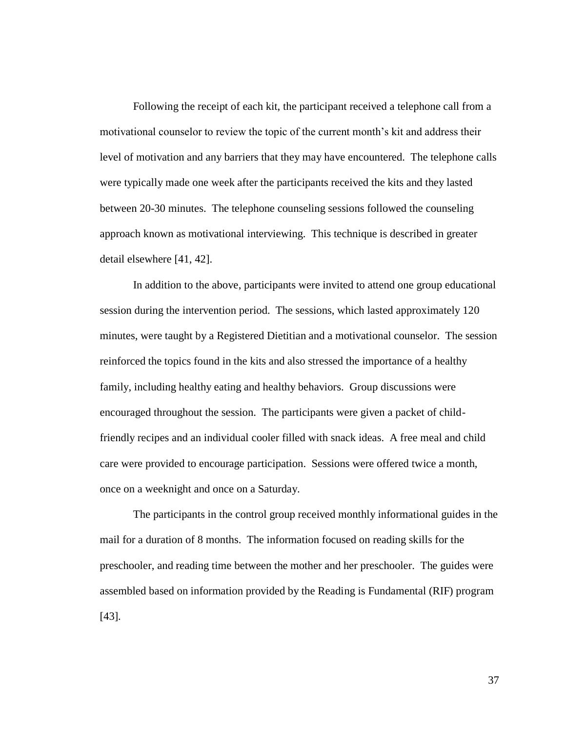Following the receipt of each kit, the participant received a telephone call from a motivational counselor to review the topic of the current month's kit and address their level of motivation and any barriers that they may have encountered. The telephone calls were typically made one week after the participants received the kits and they lasted between 20-30 minutes. The telephone counseling sessions followed the counseling approach known as motivational interviewing. This technique is described in greater detail elsewhere [41, 42].

In addition to the above, participants were invited to attend one group educational session during the intervention period. The sessions, which lasted approximately 120 minutes, were taught by a Registered Dietitian and a motivational counselor. The session reinforced the topics found in the kits and also stressed the importance of a healthy family, including healthy eating and healthy behaviors. Group discussions were encouraged throughout the session. The participants were given a packet of child-friendly recipes and an individual cooler filled with snack ideas. A free meal and child care were provided to encourage participation. Sessions were offered twice a month, once on a weeknight and once on a Saturday.

The participants in the control group received monthly informational guides in the mail for a duration of 8 months. The information focused on reading skills for the preschooler, and reading time between the mother and her preschooler. The guides were assembled based on information provided by the Reading is Fundamental (RIF) program [43].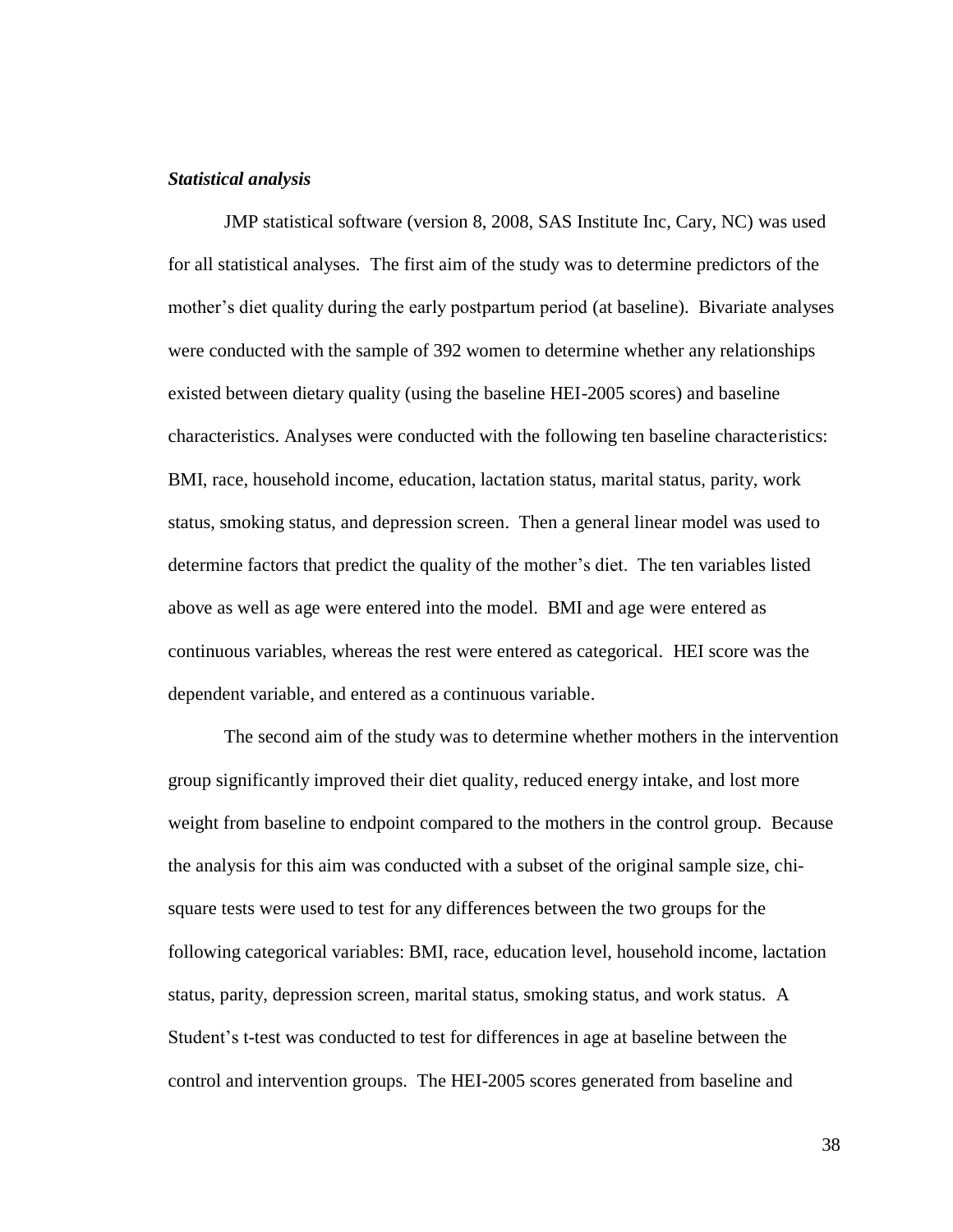***Statistical analysis***

JMP statistical software (version 8, 2008, SAS Institute Inc, Cary, NC) was used for all statistical analyses. The first aim of the study was to determine predictors of the mother's diet quality during the early postpartum period (at baseline). Bivariate analyses were conducted with the sample of 392 women to determine whether any relationships existed between dietary quality (using the baseline HEI-2005 scores) and baseline characteristics. Analyses were conducted with the following ten baseline characteristics: BMI, race, household income, education, lactation status, marital status, parity, work status, smoking status, and depression screen. Then a general linear model was used to determine factors that predict the quality of the mother's diet. The ten variables listed above as well as age were entered into the model. BMI and age were entered as continuous variables, whereas the rest were entered as categorical. HEI score was the dependent variable, and entered as a continuous variable.

The second aim of the study was to determine whether mothers in the intervention group significantly improved their diet quality, reduced energy intake, and lost more weight from baseline to endpoint compared to the mothers in the control group. Because the analysis for this aim was conducted with a subset of the original sample size, chi-square tests were used to test for any differences between the two groups for the following categorical variables: BMI, race, education level, household income, lactation status, parity, depression screen, marital status, smoking status, and work status. A Student's t-test was conducted to test for differences in age at baseline between the control and intervention groups. The HEI-2005 scores generated from baseline and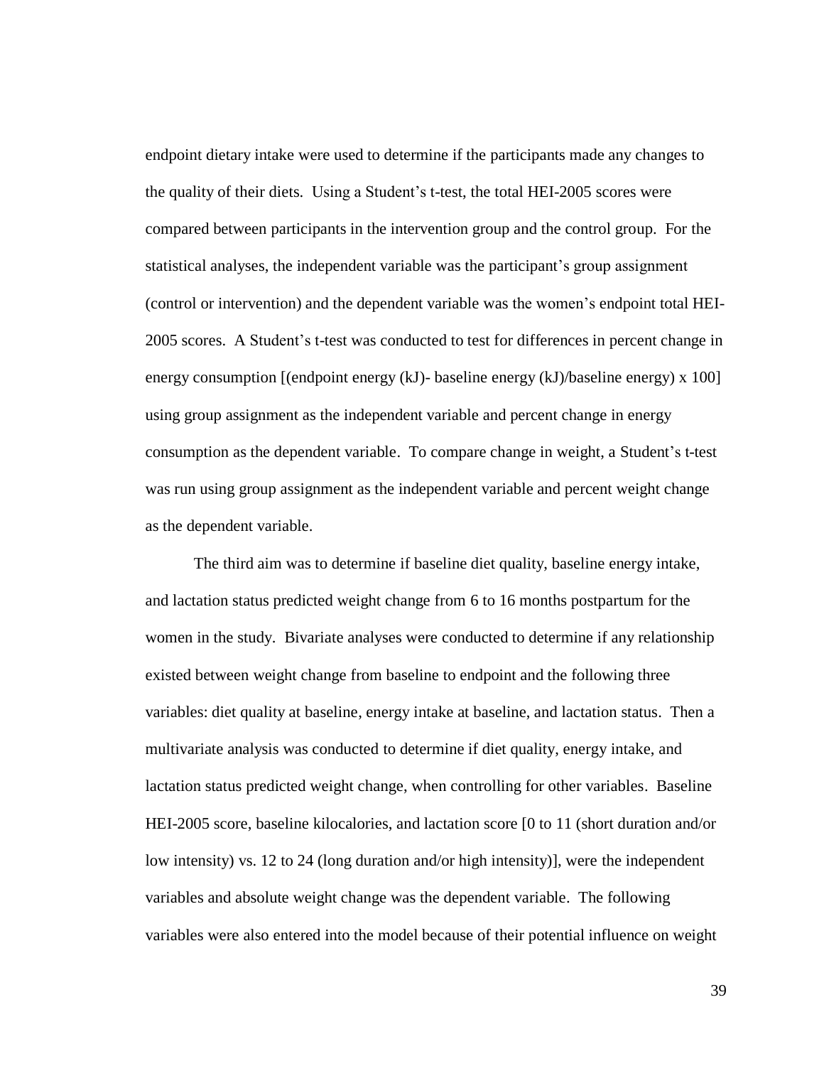endpoint dietary intake were used to determine if the participants made any changes to the quality of their diets. Using a Student's t-test, the total HEI-2005 scores were compared between participants in the intervention group and the control group. For the statistical analyses, the independent variable was the participant's group assignment (control or intervention) and the dependent variable was the women's endpoint total HEI-2005 scores. A Student's t-test was conducted to test for differences in percent change in energy consumption [(endpoint energy (kJ)- baseline energy (kJ)/baseline energy) x 100] using group assignment as the independent variable and percent change in energy consumption as the dependent variable. To compare change in weight, a Student's t-test was run using group assignment as the independent variable and percent weight change as the dependent variable.

The third aim was to determine if baseline diet quality, baseline energy intake, and lactation status predicted weight change from 6 to 16 months postpartum for the women in the study. Bivariate analyses were conducted to determine if any relationship existed between weight change from baseline to endpoint and the following three variables: diet quality at baseline, energy intake at baseline, and lactation status. Then a multivariate analysis was conducted to determine if diet quality, energy intake, and lactation status predicted weight change, when controlling for other variables. Baseline HEI-2005 score, baseline kilocalories, and lactation score [0 to 11 (short duration and/or low intensity) vs. 12 to 24 (long duration and/or high intensity)], were the independent variables and absolute weight change was the dependent variable. The following variables were also entered into the model because of their potential influence on weight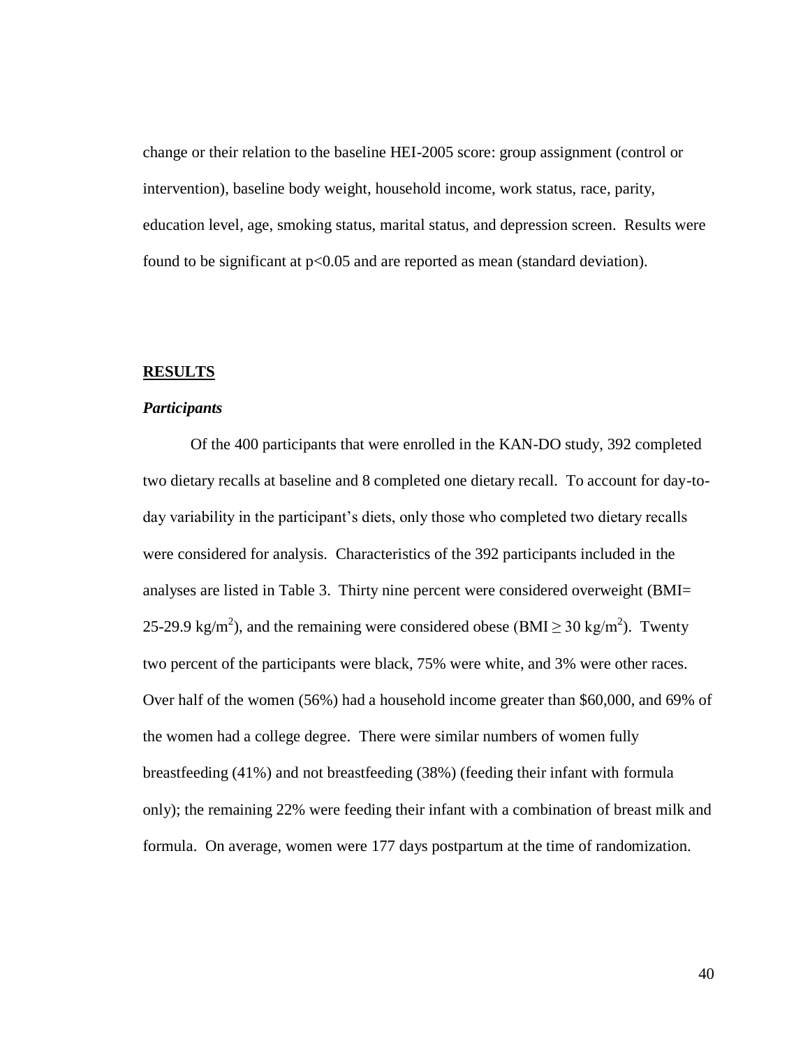change or their relation to the baseline HEI-2005 score: group assignment (control or intervention), baseline body weight, household income, work status, race, parity, education level, age, smoking status, marital status, and depression screen. Results were found to be significant at $p<0.05$ and are reported as mean (standard deviation).

## RESULTS

### *Participants*

Of the 400 participants that were enrolled in the KAN-DO study, 392 completed two dietary recalls at baseline and 8 completed one dietary recall. To account for day-to-day variability in the participant's diets, only those who completed two dietary recalls were considered for analysis. Characteristics of the 392 participants included in the analyses are listed in Table 3. Thirty nine percent were considered overweight (BMI= 25-29.9 kg/m$^2$), and the remaining were considered obese (BMI $\geq$ 30 kg/m$^2$). Twenty two percent of the participants were black, 75% were white, and 3% were other races. Over half of the women (56%) had a household income greater than \$60,000, and 69% of the women had a college degree. There were similar numbers of women fully breastfeeding (41%) and not breastfeeding (38%) (feeding their infant with formula only); the remaining 22% were feeding their infant with a combination of breast milk and formula. On average, women were 177 days postpartum at the time of randomization.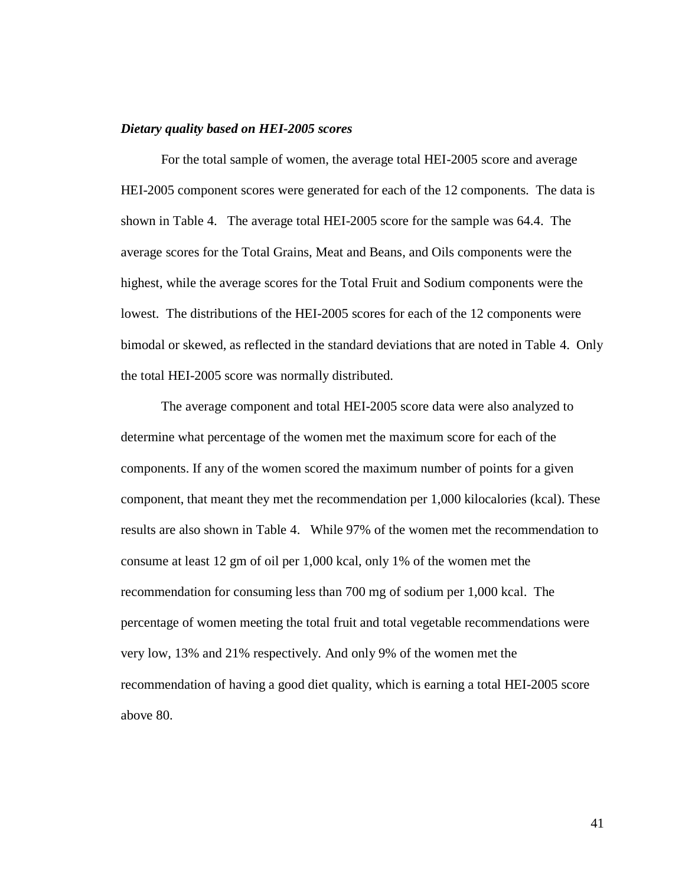***Dietary quality based on HEI-2005 scores***

For the total sample of women, the average total HEI-2005 score and average HEI-2005 component scores were generated for each of the 12 components. The data is shown in Table 4. The average total HEI-2005 score for the sample was 64.4. The average scores for the Total Grains, Meat and Beans, and Oils components were the highest, while the average scores for the Total Fruit and Sodium components were the lowest. The distributions of the HEI-2005 scores for each of the 12 components were bimodal or skewed, as reflected in the standard deviations that are noted in Table 4. Only the total HEI-2005 score was normally distributed.

The average component and total HEI-2005 score data were also analyzed to determine what percentage of the women met the maximum score for each of the components. If any of the women scored the maximum number of points for a given component, that meant they met the recommendation per 1,000 kilocalories (kcal). These results are also shown in Table 4. While 97% of the women met the recommendation to consume at least 12 gm of oil per 1,000 kcal, only 1% of the women met the recommendation for consuming less than 700 mg of sodium per 1,000 kcal. The percentage of women meeting the total fruit and total vegetable recommendations were very low, 13% and 21% respectively. And only 9% of the women met the recommendation of having a good diet quality, which is earning a total HEI-2005 score above 80.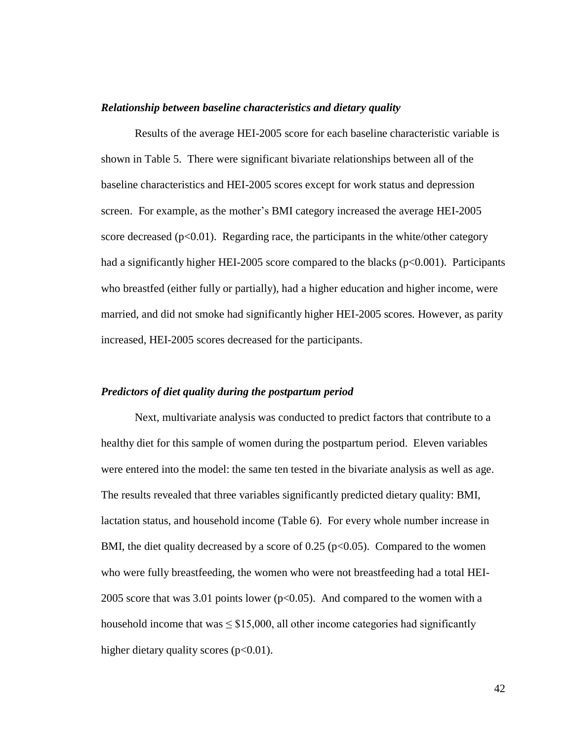### *Relationship between baseline characteristics and dietary quality*

Results of the average HEI-2005 score for each baseline characteristic variable is shown in Table 5. There were significant bivariate relationships between all of the baseline characteristics and HEI-2005 scores except for work status and depression screen. For example, as the mother's BMI category increased the average HEI-2005 score decreased ($p<0.01$). Regarding race, the participants in the white/other category had a significantly higher HEI-2005 score compared to the blacks ($p<0.001$). Participants who breastfed (either fully or partially), had a higher education and higher income, were married, and did not smoke had significantly higher HEI-2005 scores. However, as parity increased, HEI-2005 scores decreased for the participants.

### *Predictors of diet quality during the postpartum period*

Next, multivariate analysis was conducted to predict factors that contribute to a healthy diet for this sample of women during the postpartum period. Eleven variables were entered into the model: the same ten tested in the bivariate analysis as well as age. The results revealed that three variables significantly predicted dietary quality: BMI, lactation status, and household income (Table 6). For every whole number increase in BMI, the diet quality decreased by a score of 0.25 ($p<0.05$). Compared to the women who were fully breastfeeding, the women who were not breastfeeding had a total HEI-2005 score that was 3.01 points lower ($p<0.05$). And compared to the women with a household income that was $\leq$ \$15,000, all other income categories had significantly higher dietary quality scores ($p<0.01$).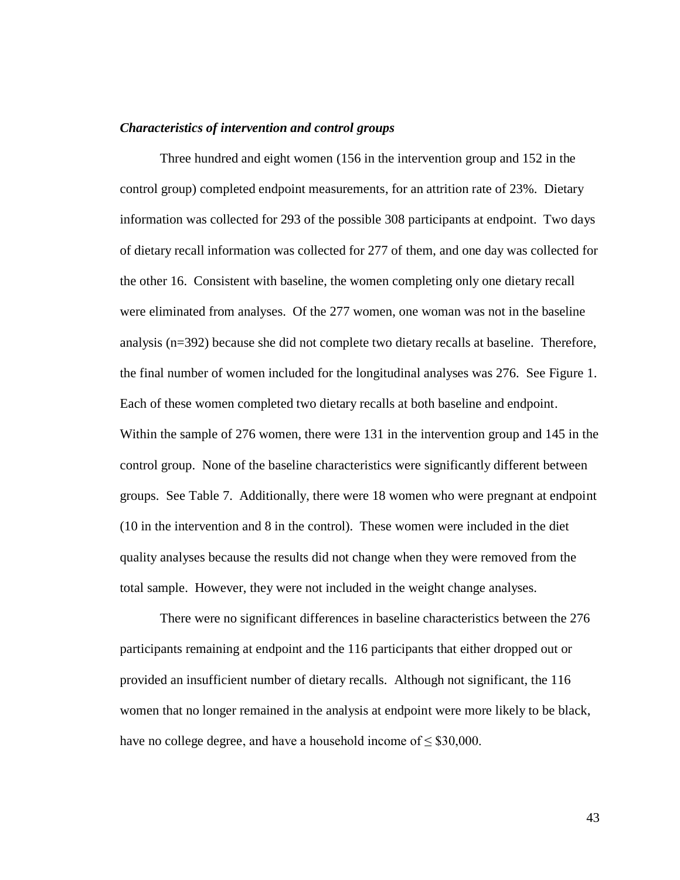***Characteristics of intervention and control groups***

Three hundred and eight women (156 in the intervention group and 152 in the control group) completed endpoint measurements, for an attrition rate of 23%. Dietary information was collected for 293 of the possible 308 participants at endpoint. Two days of dietary recall information was collected for 277 of them, and one day was collected for the other 16. Consistent with baseline, the women completing only one dietary recall were eliminated from analyses. Of the 277 women, one woman was not in the baseline analysis (n=392) because she did not complete two dietary recalls at baseline. Therefore, the final number of women included for the longitudinal analyses was 276. See Figure 1. Each of these women completed two dietary recalls at both baseline and endpoint. Within the sample of 276 women, there were 131 in the intervention group and 145 in the control group. None of the baseline characteristics were significantly different between groups. See Table 7. Additionally, there were 18 women who were pregnant at endpoint (10 in the intervention and 8 in the control). These women were included in the diet quality analyses because the results did not change when they were removed from the total sample. However, they were not included in the weight change analyses.

There were no significant differences in baseline characteristics between the 276 participants remaining at endpoint and the 116 participants that either dropped out or provided an insufficient number of dietary recalls. Although not significant, the 116 women that no longer remained in the analysis at endpoint were more likely to be black, have no college degree, and have a household income of ≤ $30,000.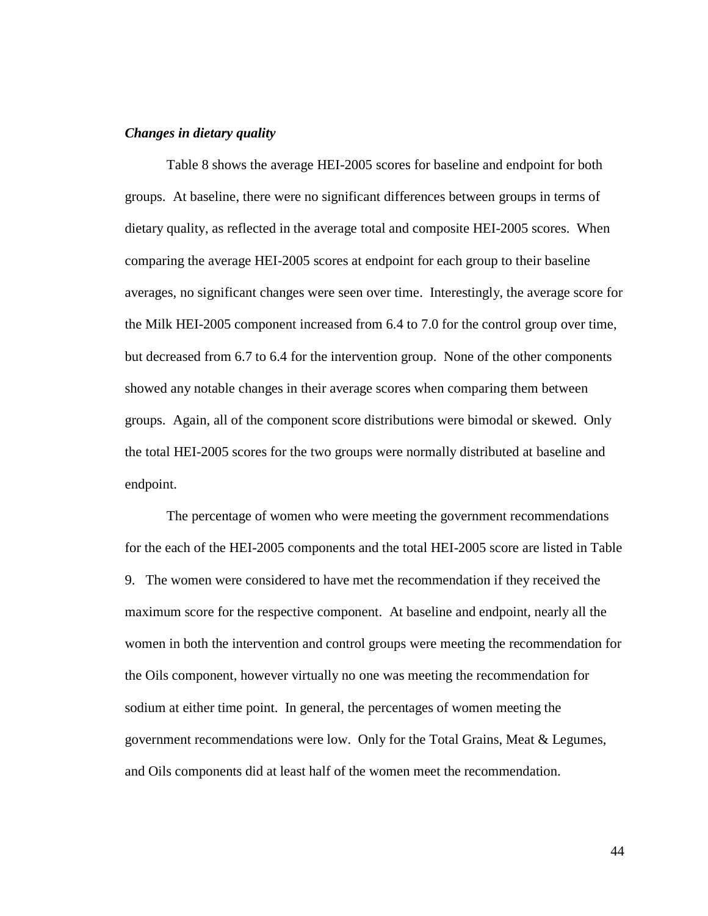***Changes in dietary quality***

Table 8 shows the average HEI-2005 scores for baseline and endpoint for both groups. At baseline, there were no significant differences between groups in terms of dietary quality, as reflected in the average total and composite HEI-2005 scores. When comparing the average HEI-2005 scores at endpoint for each group to their baseline averages, no significant changes were seen over time. Interestingly, the average score for the Milk HEI-2005 component increased from 6.4 to 7.0 for the control group over time, but decreased from 6.7 to 6.4 for the intervention group. None of the other components showed any notable changes in their average scores when comparing them between groups. Again, all of the component score distributions were bimodal or skewed. Only the total HEI-2005 scores for the two groups were normally distributed at baseline and endpoint.

The percentage of women who were meeting the government recommendations for the each of the HEI-2005 components and the total HEI-2005 score are listed in Table 9. The women were considered to have met the recommendation if they received the maximum score for the respective component. At baseline and endpoint, nearly all the women in both the intervention and control groups were meeting the recommendation for the Oils component, however virtually no one was meeting the recommendation for sodium at either time point. In general, the percentages of women meeting the government recommendations were low. Only for the Total Grains, Meat & Legumes, and Oils components did at least half of the women meet the recommendation.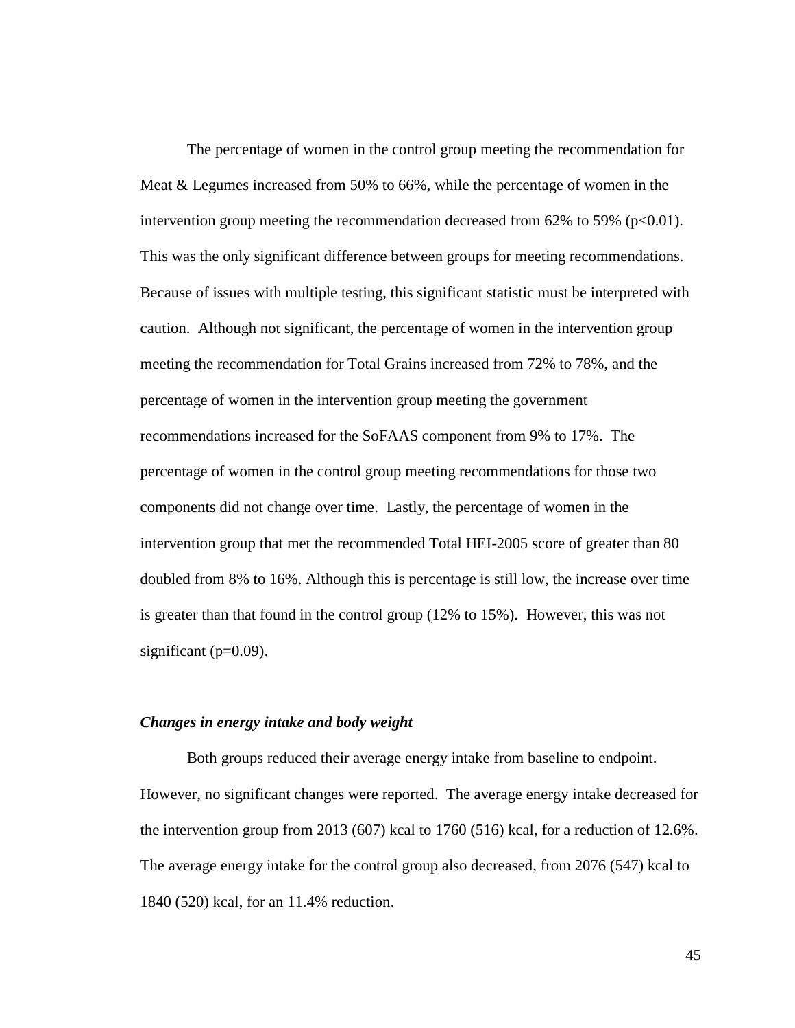The percentage of women in the control group meeting the recommendation for Meat & Legumes increased from 50% to 66%, while the percentage of women in the intervention group meeting the recommendation decreased from 62% to 59% ($p<0.01$). This was the only significant difference between groups for meeting recommendations. Because of issues with multiple testing, this significant statistic must be interpreted with caution. Although not significant, the percentage of women in the intervention group meeting the recommendation for Total Grains increased from 72% to 78%, and the percentage of women in the intervention group meeting the government recommendations increased for the SoFAAS component from 9% to 17%. The percentage of women in the control group meeting recommendations for those two components did not change over time. Lastly, the percentage of women in the intervention group that met the recommended Total HEI-2005 score of greater than 80 doubled from 8% to 16%. Although this is percentage is still low, the increase over time is greater than that found in the control group (12% to 15%). However, this was not significant ($p=0.09$).

***Changes in energy intake and body weight***

Both groups reduced their average energy intake from baseline to endpoint. However, no significant changes were reported. The average energy intake decreased for the intervention group from 2013 (607) kcal to 1760 (516) kcal, for a reduction of 12.6%. The average energy intake for the control group also decreased, from 2076 (547) kcal to 1840 (520) kcal, for an 11.4% reduction.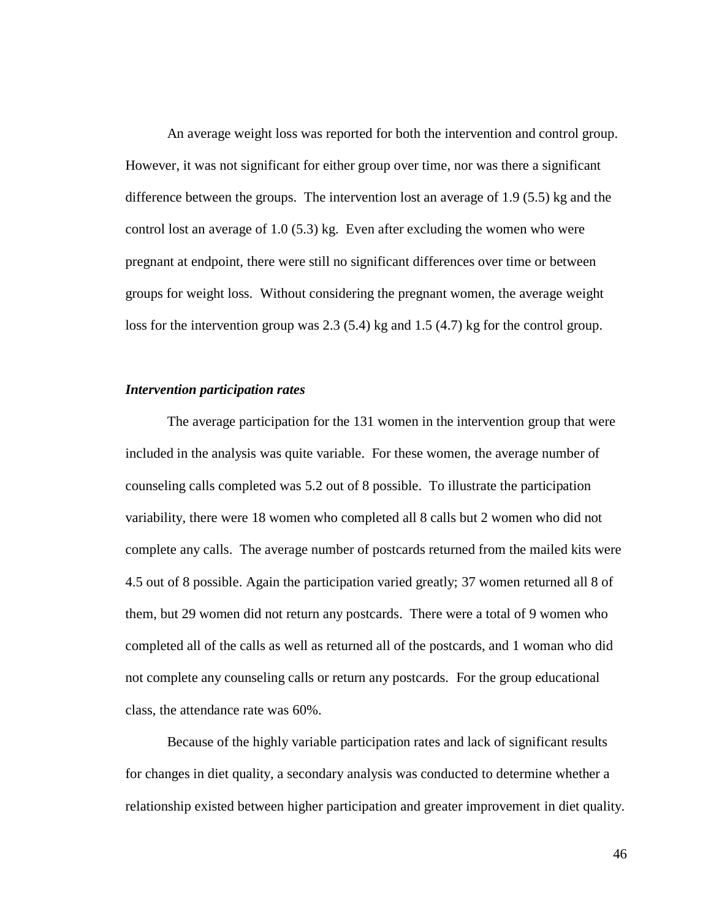An average weight loss was reported for both the intervention and control group. However, it was not significant for either group over time, nor was there a significant difference between the groups. The intervention lost an average of 1.9 (5.5) kg and the control lost an average of 1.0 (5.3) kg. Even after excluding the women who were pregnant at endpoint, there were still no significant differences over time or between groups for weight loss. Without considering the pregnant women, the average weight loss for the intervention group was 2.3 (5.4) kg and 1.5 (4.7) kg for the control group.

***Intervention participation rates***

The average participation for the 131 women in the intervention group that were included in the analysis was quite variable. For these women, the average number of counseling calls completed was 5.2 out of 8 possible. To illustrate the participation variability, there were 18 women who completed all 8 calls but 2 women who did not complete any calls. The average number of postcards returned from the mailed kits were 4.5 out of 8 possible. Again the participation varied greatly; 37 women returned all 8 of them, but 29 women did not return any postcards. There were a total of 9 women who completed all of the calls as well as returned all of the postcards, and 1 woman who did not complete any counseling calls or return any postcards. For the group educational class, the attendance rate was 60%.

Because of the highly variable participation rates and lack of significant results for changes in diet quality, a secondary analysis was conducted to determine whether a relationship existed between higher participation and greater improvement in diet quality.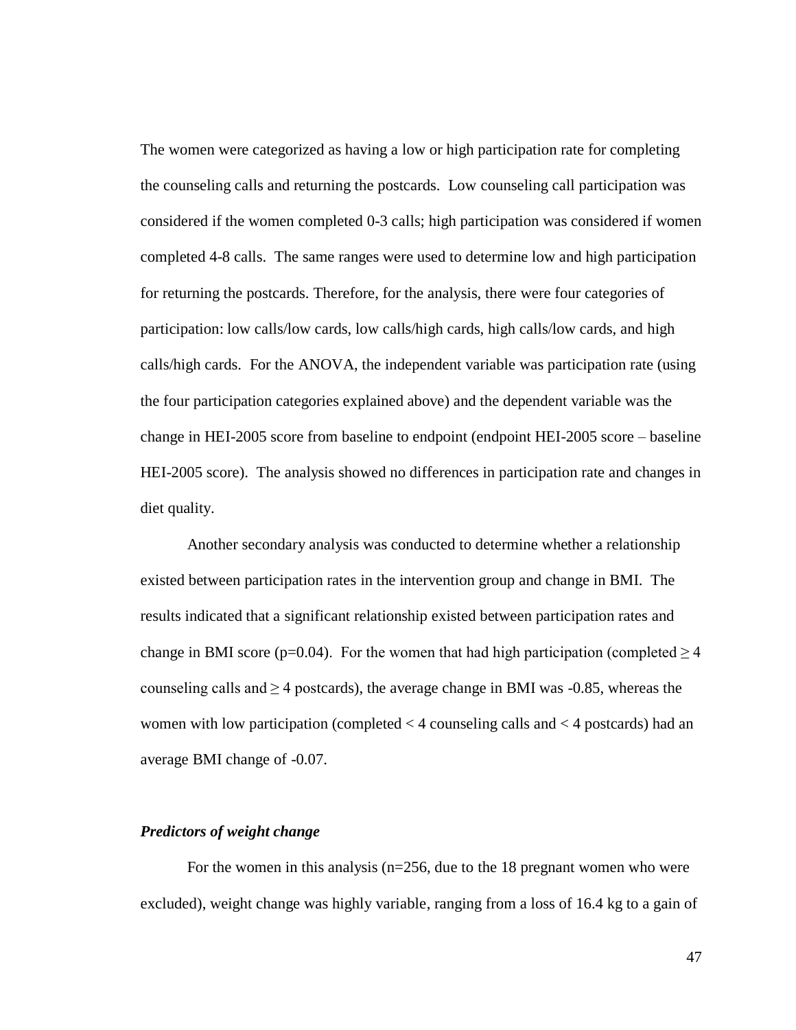The women were categorized as having a low or high participation rate for completing the counseling calls and returning the postcards. Low counseling call participation was considered if the women completed 0-3 calls; high participation was considered if women completed 4-8 calls. The same ranges were used to determine low and high participation for returning the postcards. Therefore, for the analysis, there were four categories of participation: low calls/low cards, low calls/high cards, high calls/low cards, and high calls/high cards. For the ANOVA, the independent variable was participation rate (using the four participation categories explained above) and the dependent variable was the change in HEI-2005 score from baseline to endpoint (endpoint HEI-2005 score – baseline HEI-2005 score). The analysis showed no differences in participation rate and changes in diet quality.

Another secondary analysis was conducted to determine whether a relationship existed between participation rates in the intervention group and change in BMI. The results indicated that a significant relationship existed between participation rates and change in BMI score ($p=0.04$). For the women that had high participation (completed $\geq 4$ counseling calls and $\geq 4$ postcards), the average change in BMI was -0.85, whereas the women with low participation (completed $< 4$ counseling calls and $< 4$ postcards) had an average BMI change of -0.07.

### *Predictors of weight change*

For the women in this analysis ($n=256$, due to the 18 pregnant women who were excluded), weight change was highly variable, ranging from a loss of 16.4 kg to a gain of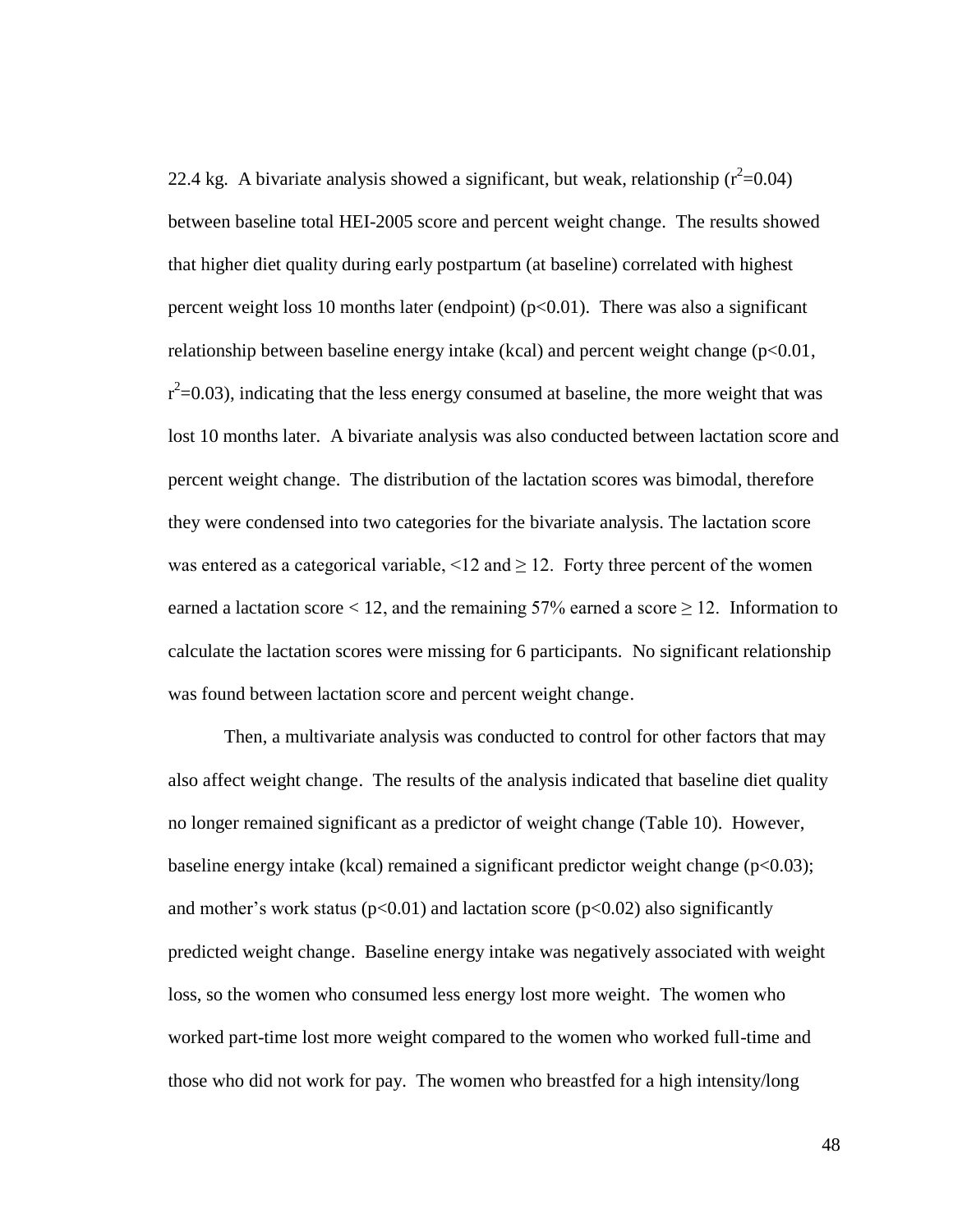22.4 kg. A bivariate analysis showed a significant, but weak, relationship ($r^2$=0.04) between baseline total HEI-2005 score and percent weight change. The results showed that higher diet quality during early postpartum (at baseline) correlated with highest percent weight loss 10 months later (endpoint) ($p<0.01$). There was also a significant relationship between baseline energy intake (kcal) and percent weight change ($p<0.01$, $r^2$=0.03), indicating that the less energy consumed at baseline, the more weight that was lost 10 months later. A bivariate analysis was also conducted between lactation score and percent weight change. The distribution of the lactation scores was bimodal, therefore they were condensed into two categories for the bivariate analysis. The lactation score was entered as a categorical variable, <12 and ≥ 12. Forty three percent of the women earned a lactation score < 12, and the remaining 57% earned a score ≥ 12. Information to calculate the lactation scores were missing for 6 participants. No significant relationship was found between lactation score and percent weight change.

Then, a multivariate analysis was conducted to control for other factors that may also affect weight change. The results of the analysis indicated that baseline diet quality no longer remained significant as a predictor of weight change (Table 10). However, baseline energy intake (kcal) remained a significant predictor weight change ($p<0.03$); and mother's work status ($p<0.01$) and lactation score ($p<0.02$) also significantly predicted weight change. Baseline energy intake was negatively associated with weight loss, so the women who consumed less energy lost more weight. The women who worked part-time lost more weight compared to the women who worked full-time and those who did not work for pay. The women who breastfed for a high intensity/long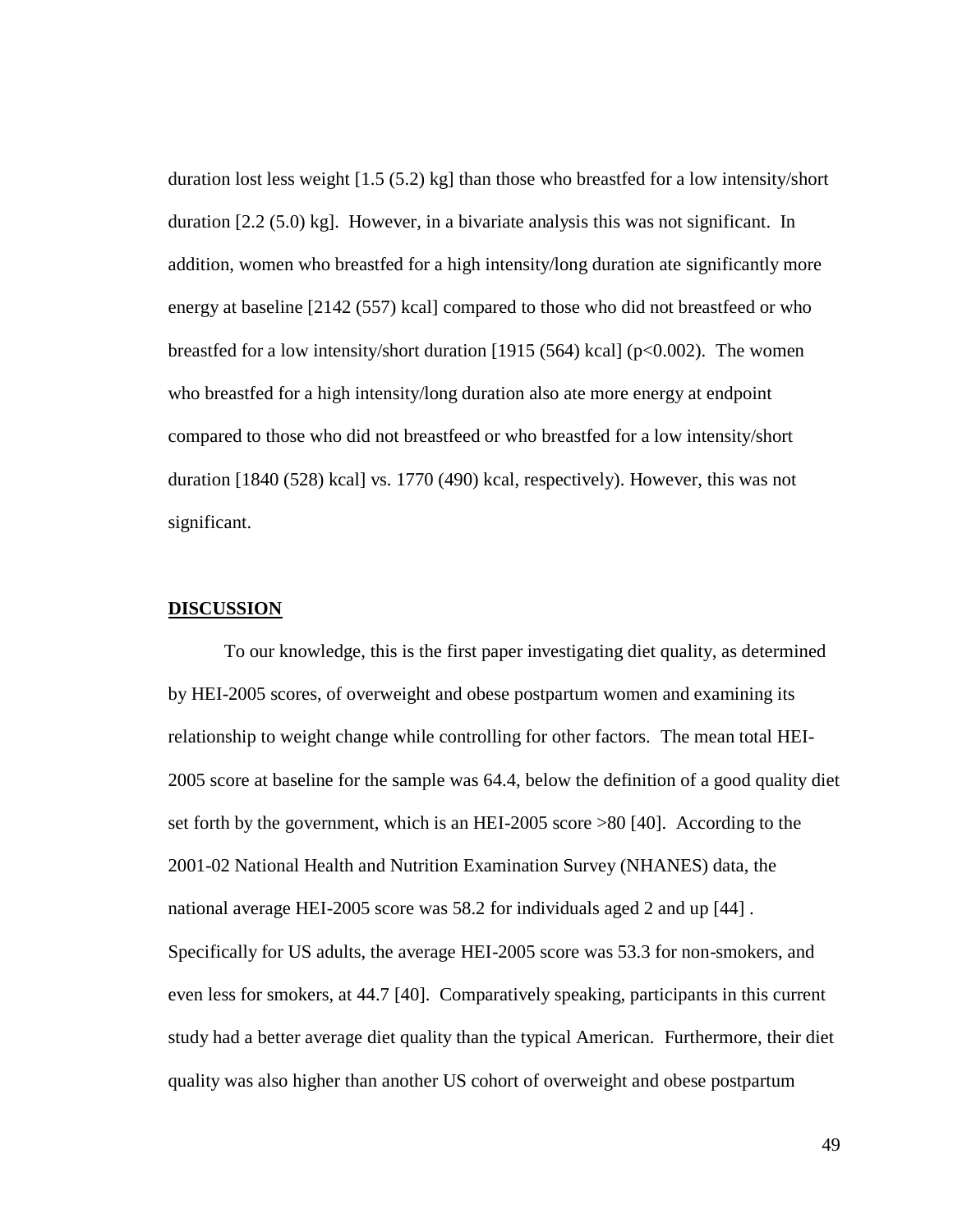duration lost less weight [1.5 (5.2) kg] than those who breastfed for a low intensity/short duration [2.2 (5.0) kg]. However, in a bivariate analysis this was not significant. In addition, women who breastfed for a high intensity/long duration ate significantly more energy at baseline [2142 (557) kcal] compared to those who did not breastfeed or who breastfed for a low intensity/short duration [1915 (564) kcal] ($p<0.002$). The women who breastfed for a high intensity/long duration also ate more energy at endpoint compared to those who did not breastfeed or who breastfed for a low intensity/short duration [1840 (528) kcal] vs. 1770 (490) kcal, respectively). However, this was not significant.

## DISCUSSION

To our knowledge, this is the first paper investigating diet quality, as determined by HEI-2005 scores, of overweight and obese postpartum women and examining its relationship to weight change while controlling for other factors. The mean total HEI-2005 score at baseline for the sample was 64.4, below the definition of a good quality diet set forth by the government, which is an HEI-2005 score >80 [40]. According to the 2001-02 National Health and Nutrition Examination Survey (NHANES) data, the national average HEI-2005 score was 58.2 for individuals aged 2 and up [44] . Specifically for US adults, the average HEI-2005 score was 53.3 for non-smokers, and even less for smokers, at 44.7 [40]. Comparatively speaking, participants in this current study had a better average diet quality than the typical American. Furthermore, their diet quality was also higher than another US cohort of overweight and obese postpartum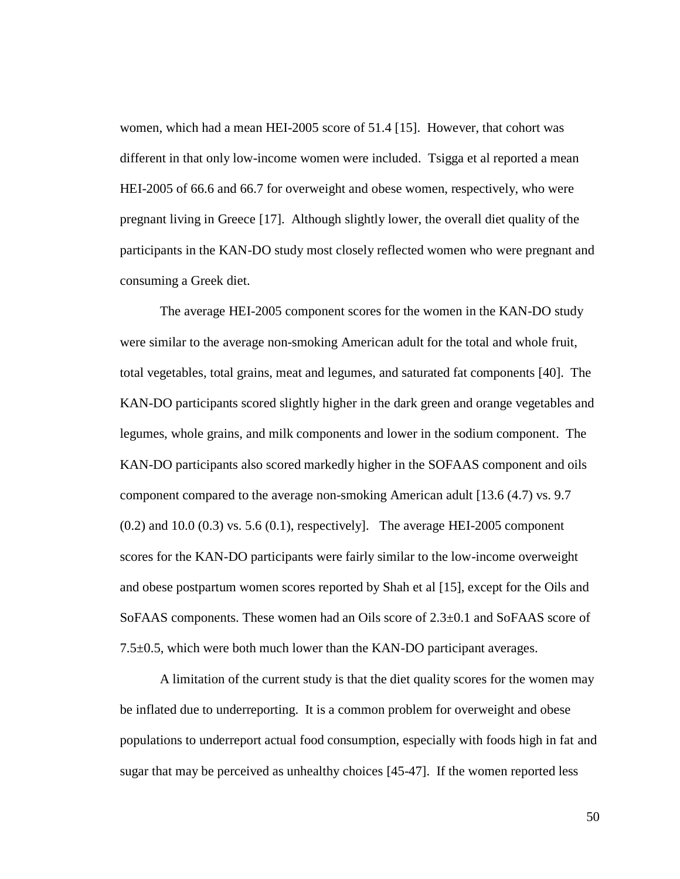women, which had a mean HEI-2005 score of 51.4 [15]. However, that cohort was different in that only low-income women were included. Tsigga et al reported a mean HEI-2005 of 66.6 and 66.7 for overweight and obese women, respectively, who were pregnant living in Greece [17]. Although slightly lower, the overall diet quality of the participants in the KAN-DO study most closely reflected women who were pregnant and consuming a Greek diet.

The average HEI-2005 component scores for the women in the KAN-DO study were similar to the average non-smoking American adult for the total and whole fruit, total vegetables, total grains, meat and legumes, and saturated fat components [40]. The KAN-DO participants scored slightly higher in the dark green and orange vegetables and legumes, whole grains, and milk components and lower in the sodium component. The KAN-DO participants also scored markedly higher in the SOFAAS component and oils component compared to the average non-smoking American adult [13.6 (4.7) vs. 9.7 (0.2) and 10.0 (0.3) vs. 5.6 (0.1), respectively]. The average HEI-2005 component scores for the KAN-DO participants were fairly similar to the low-income overweight and obese postpartum women scores reported by Shah et al [15], except for the Oils and SoFAAS components. These women had an Oils score of 2.3±0.1 and SoFAAS score of 7.5±0.5, which were both much lower than the KAN-DO participant averages.

A limitation of the current study is that the diet quality scores for the women may be inflated due to underreporting. It is a common problem for overweight and obese populations to underreport actual food consumption, especially with foods high in fat and sugar that may be perceived as unhealthy choices [45-47]. If the women reported less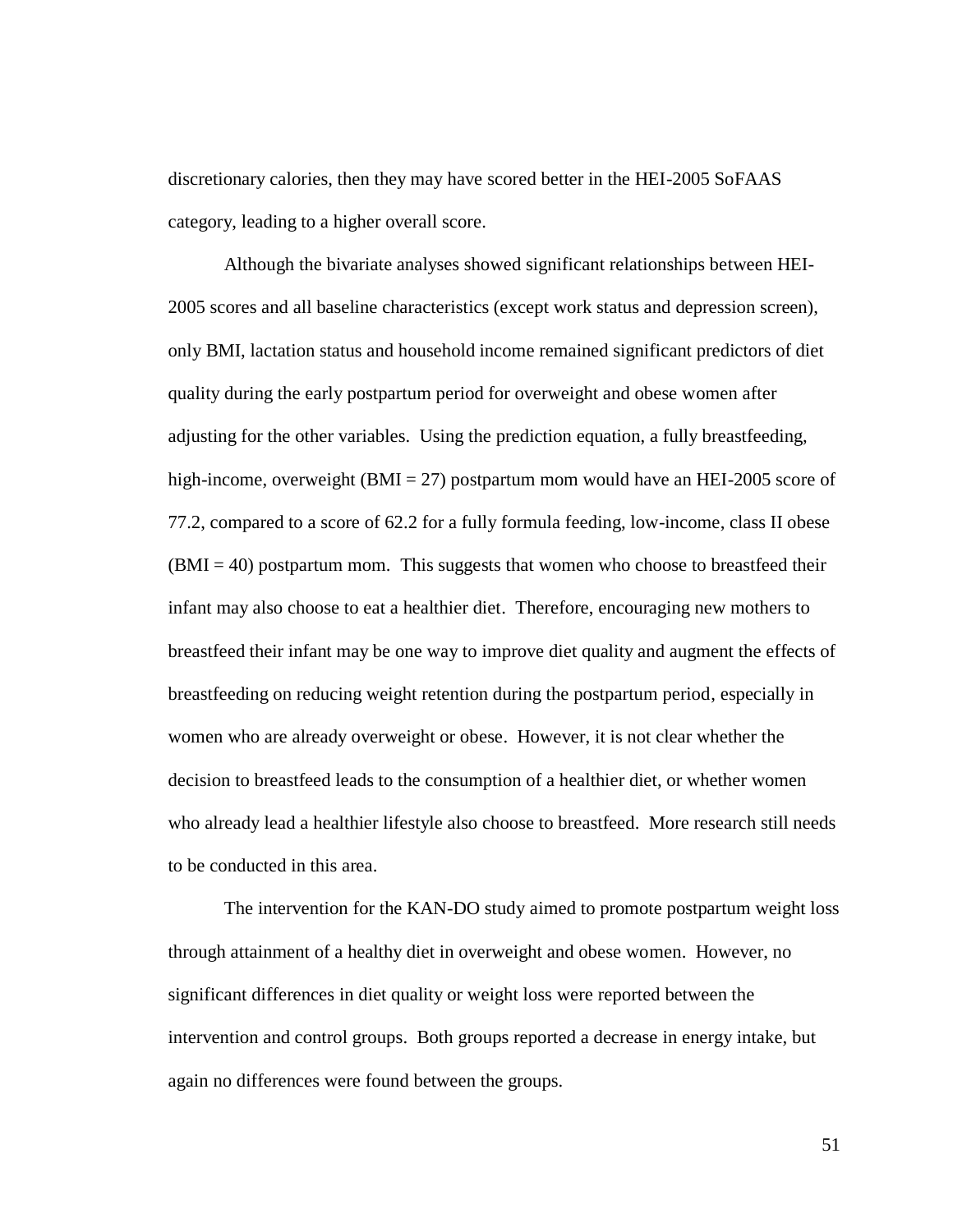discretionary calories, then they may have scored better in the HEI-2005 SoFAAS category, leading to a higher overall score.

Although the bivariate analyses showed significant relationships between HEI-2005 scores and all baseline characteristics (except work status and depression screen), only BMI, lactation status and household income remained significant predictors of diet quality during the early postpartum period for overweight and obese women after adjusting for the other variables. Using the prediction equation, a fully breastfeeding, high-income, overweight (BMI = 27) postpartum mom would have an HEI-2005 score of 77.2, compared to a score of 62.2 for a fully formula feeding, low-income, class II obese (BMI = 40) postpartum mom. This suggests that women who choose to breastfeed their infant may also choose to eat a healthier diet. Therefore, encouraging new mothers to breastfeed their infant may be one way to improve diet quality and augment the effects of breastfeeding on reducing weight retention during the postpartum period, especially in women who are already overweight or obese. However, it is not clear whether the decision to breastfeed leads to the consumption of a healthier diet, or whether women who already lead a healthier lifestyle also choose to breastfeed. More research still needs to be conducted in this area.

The intervention for the KAN-DO study aimed to promote postpartum weight loss through attainment of a healthy diet in overweight and obese women. However, no significant differences in diet quality or weight loss were reported between the intervention and control groups. Both groups reported a decrease in energy intake, but again no differences were found between the groups.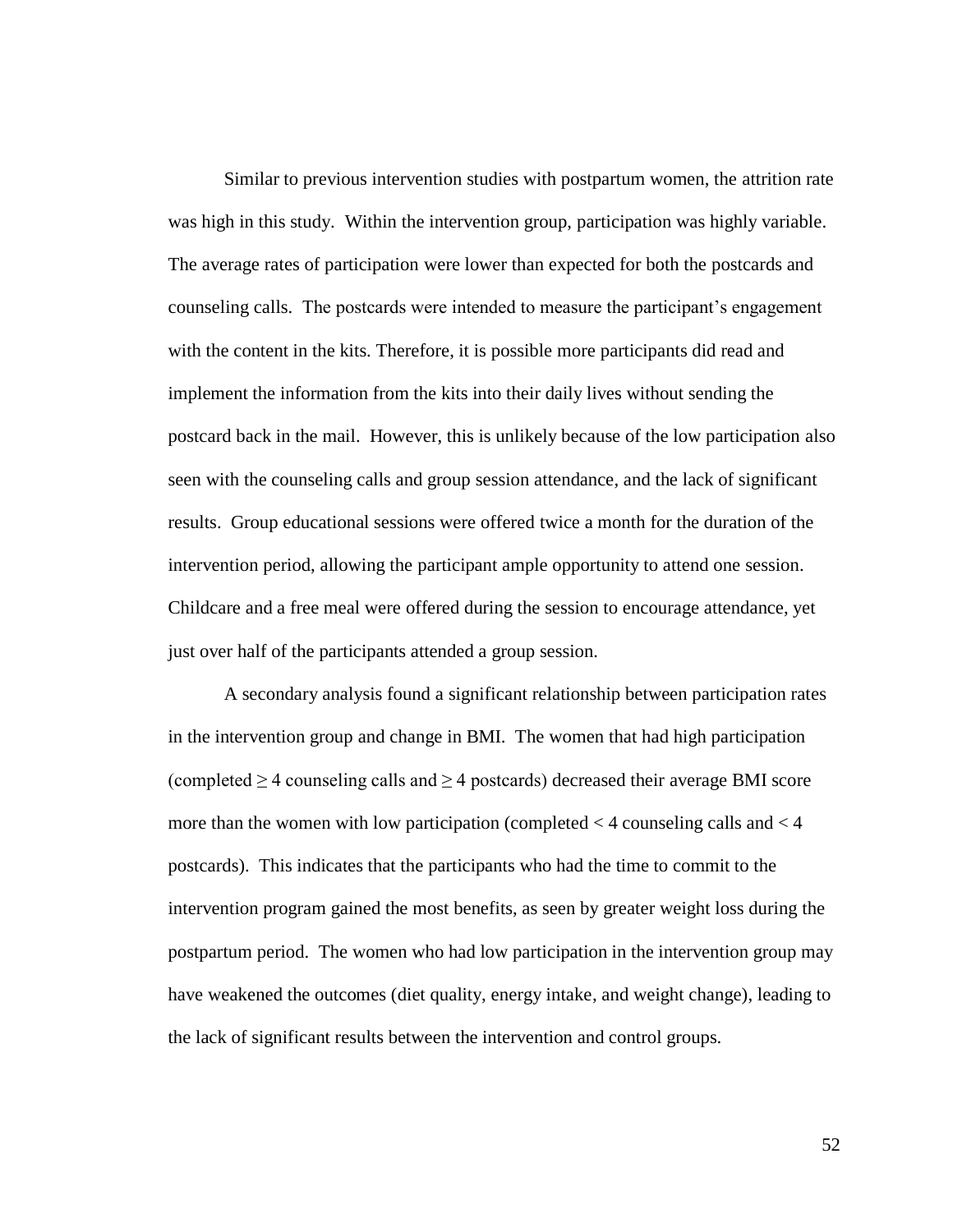Similar to previous intervention studies with postpartum women, the attrition rate was high in this study. Within the intervention group, participation was highly variable. The average rates of participation were lower than expected for both the postcards and counseling calls. The postcards were intended to measure the participant's engagement with the content in the kits. Therefore, it is possible more participants did read and implement the information from the kits into their daily lives without sending the postcard back in the mail. However, this is unlikely because of the low participation also seen with the counseling calls and group session attendance, and the lack of significant results. Group educational sessions were offered twice a month for the duration of the intervention period, allowing the participant ample opportunity to attend one session. Childcare and a free meal were offered during the session to encourage attendance, yet just over half of the participants attended a group session.

A secondary analysis found a significant relationship between participation rates in the intervention group and change in BMI. The women that had high participation (completed $\geq 4$ counseling calls and $\geq 4$ postcards) decreased their average BMI score more than the women with low participation (completed $< 4$ counseling calls and $< 4$ postcards). This indicates that the participants who had the time to commit to the intervention program gained the most benefits, as seen by greater weight loss during the postpartum period. The women who had low participation in the intervention group may have weakened the outcomes (diet quality, energy intake, and weight change), leading to the lack of significant results between the intervention and control groups.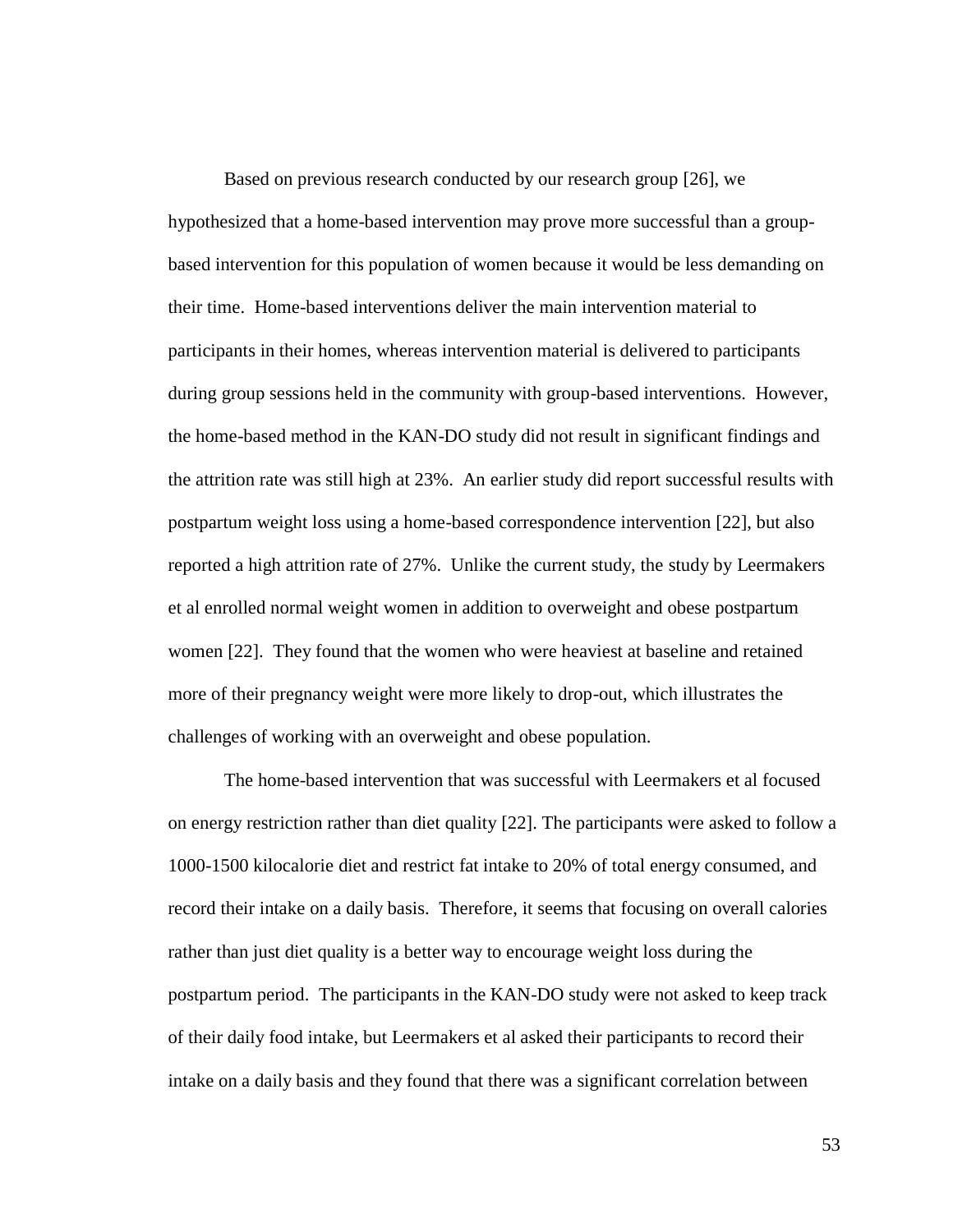Based on previous research conducted by our research group [26], we hypothesized that a home-based intervention may prove more successful than a group-based intervention for this population of women because it would be less demanding on their time. Home-based interventions deliver the main intervention material to participants in their homes, whereas intervention material is delivered to participants during group sessions held in the community with group-based interventions. However, the home-based method in the KAN-DO study did not result in significant findings and the attrition rate was still high at 23%. An earlier study did report successful results with postpartum weight loss using a home-based correspondence intervention [22], but also reported a high attrition rate of 27%. Unlike the current study, the study by Leermakers et al enrolled normal weight women in addition to overweight and obese postpartum women [22]. They found that the women who were heaviest at baseline and retained more of their pregnancy weight were more likely to drop-out, which illustrates the challenges of working with an overweight and obese population.

The home-based intervention that was successful with Leermakers et al focused on energy restriction rather than diet quality [22]. The participants were asked to follow a 1000-1500 kilocalorie diet and restrict fat intake to 20% of total energy consumed, and record their intake on a daily basis. Therefore, it seems that focusing on overall calories rather than just diet quality is a better way to encourage weight loss during the postpartum period. The participants in the KAN-DO study were not asked to keep track of their daily food intake, but Leermakers et al asked their participants to record their intake on a daily basis and they found that there was a significant correlation between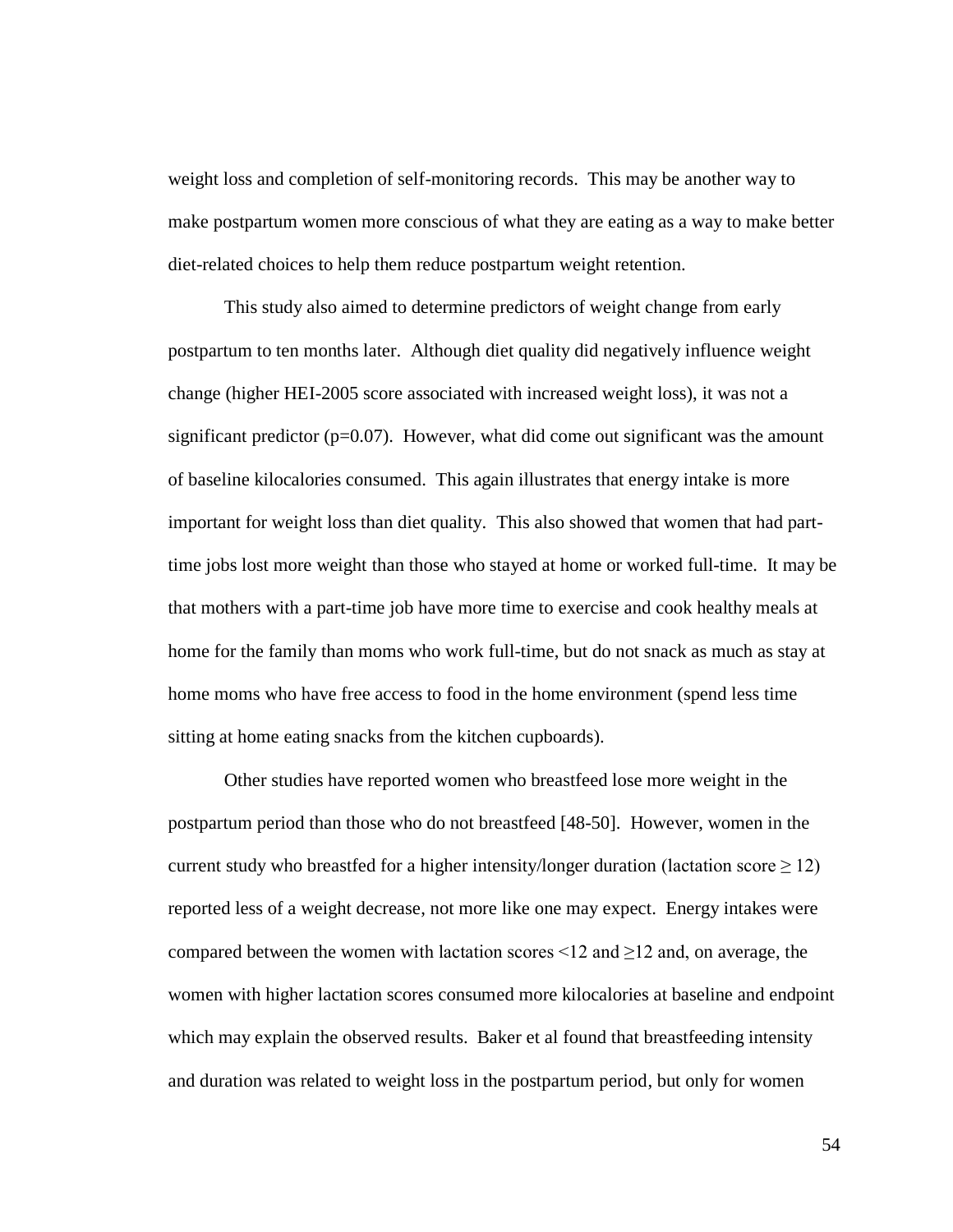weight loss and completion of self-monitoring records. This may be another way to make postpartum women more conscious of what they are eating as a way to make better diet-related choices to help them reduce postpartum weight retention.

This study also aimed to determine predictors of weight change from early postpartum to ten months later. Although diet quality did negatively influence weight change (higher HEI-2005 score associated with increased weight loss), it was not a significant predictor ($p=0.07$). However, what did come out significant was the amount of baseline kilocalories consumed. This again illustrates that energy intake is more important for weight loss than diet quality. This also showed that women that had part-time jobs lost more weight than those who stayed at home or worked full-time. It may be that mothers with a part-time job have more time to exercise and cook healthy meals at home for the family than moms who work full-time, but do not snack as much as stay at home moms who have free access to food in the home environment (spend less time sitting at home eating snacks from the kitchen cupboards).

Other studies have reported women who breastfeed lose more weight in the postpartum period than those who do not breastfeed [48-50]. However, women in the current study who breastfed for a higher intensity/longer duration (lactation score $\geq 12$) reported less of a weight decrease, not more like one may expect. Energy intakes were compared between the women with lactation scores $<12$ and $\geq 12$ and, on average, the women with higher lactation scores consumed more kilocalories at baseline and endpoint which may explain the observed results. Baker et al found that breastfeeding intensity and duration was related to weight loss in the postpartum period, but only for women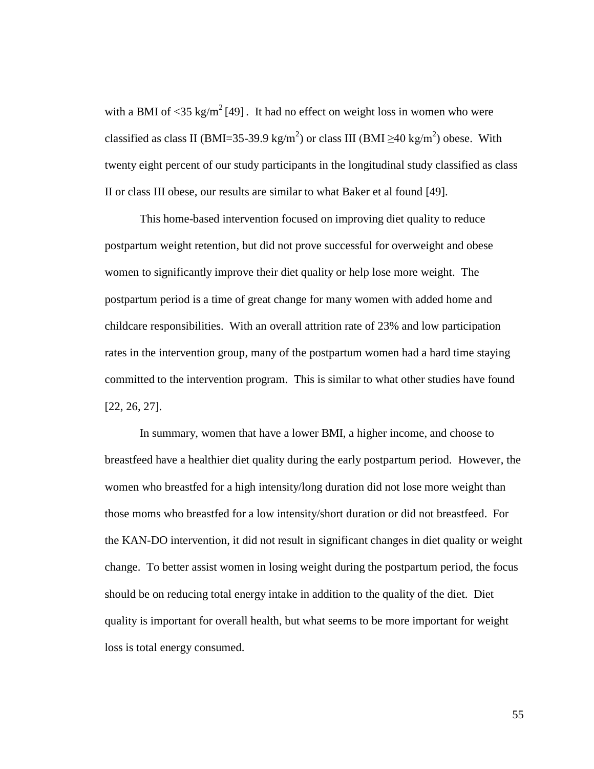with a BMI of <35 kg/m$^2$ [49]. It had no effect on weight loss in women who were classified as class II (BMI=35-39.9 kg/m$^2$) or class III (BMI ≥40 kg/m$^2$) obese. With twenty eight percent of our study participants in the longitudinal study classified as class II or class III obese, our results are similar to what Baker et al found [49].

This home-based intervention focused on improving diet quality to reduce postpartum weight retention, but did not prove successful for overweight and obese women to significantly improve their diet quality or help lose more weight. The postpartum period is a time of great change for many women with added home and childcare responsibilities. With an overall attrition rate of 23% and low participation rates in the intervention group, many of the postpartum women had a hard time staying committed to the intervention program. This is similar to what other studies have found [22, 26, 27].

In summary, women that have a lower BMI, a higher income, and choose to breastfeed have a healthier diet quality during the early postpartum period. However, the women who breastfed for a high intensity/long duration did not lose more weight than those moms who breastfed for a low intensity/short duration or did not breastfeed. For the KAN-DO intervention, it did not result in significant changes in diet quality or weight change. To better assist women in losing weight during the postpartum period, the focus should be on reducing total energy intake in addition to the quality of the diet. Diet quality is important for overall health, but what seems to be more important for weight loss is total energy consumed.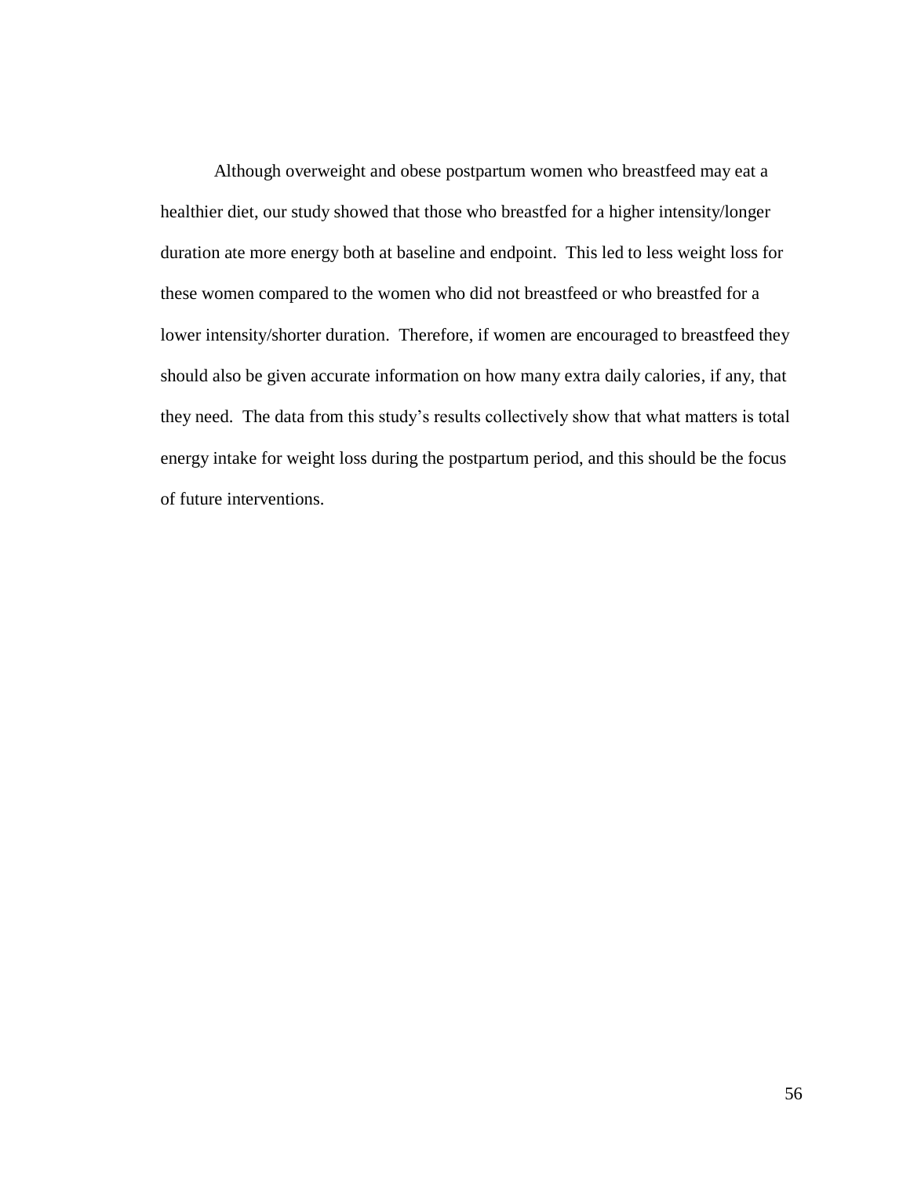Although overweight and obese postpartum women who breastfeed may eat a healthier diet, our study showed that those who breastfed for a higher intensity/longer duration ate more energy both at baseline and endpoint. This led to less weight loss for these women compared to the women who did not breastfeed or who breastfed for a lower intensity/shorter duration. Therefore, if women are encouraged to breastfeed they should also be given accurate information on how many extra daily calories, if any, that they need. The data from this study's results collectively show that what matters is total energy intake for weight loss during the postpartum period, and this should be the focus of future interventions.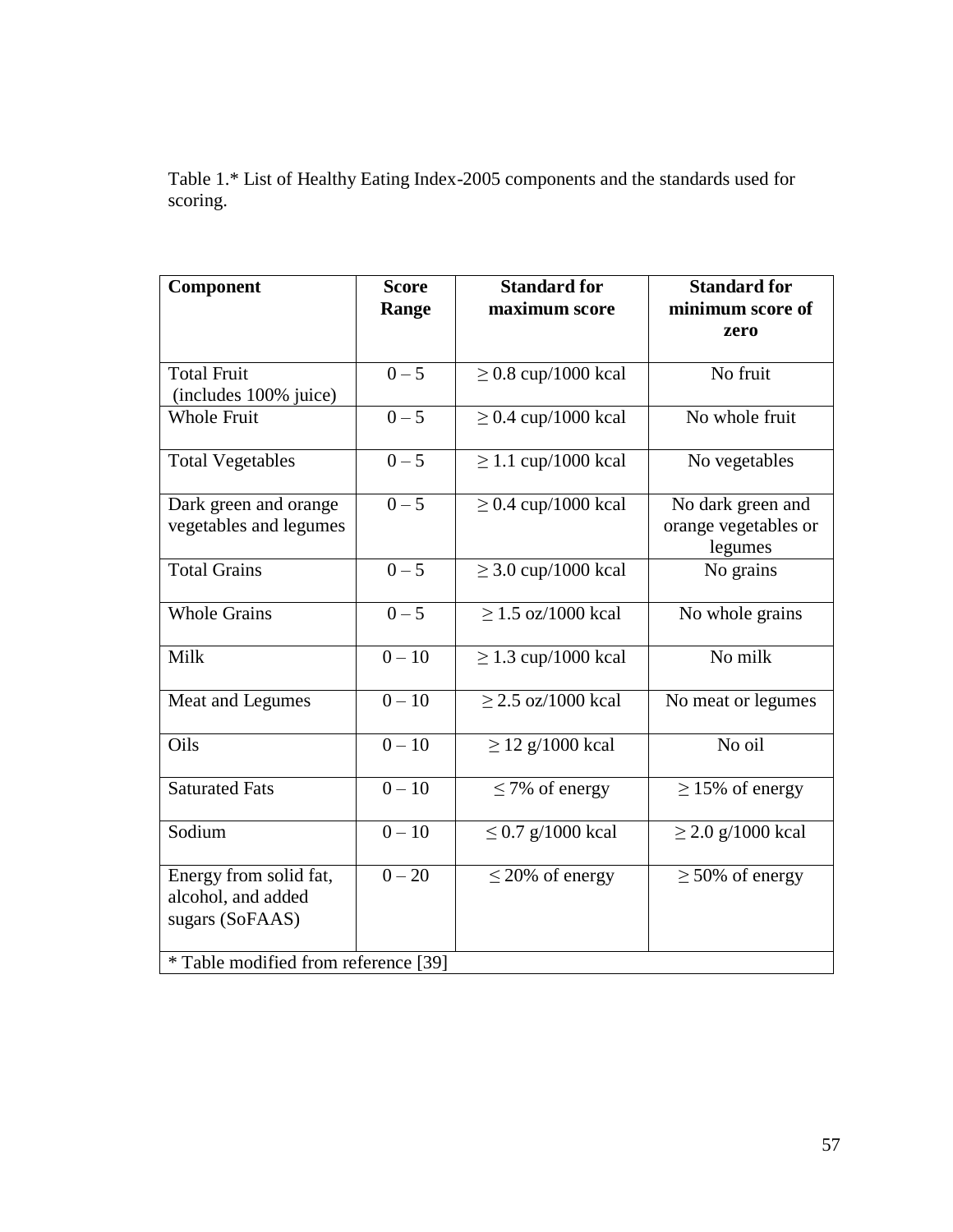Table 1.* List of Healthy Eating Index-2005 components and the standards used for scoring.

| Component | Score Range | Standard for maximum score | Standard for minimum score of zero |
|---|---|---|---|
| Total Fruit (includes 100% juice) | 0 – 5 | ≥ 0.8 cup/1000 kcal | No fruit |
| Whole Fruit | 0 – 5 | ≥ 0.4 cup/1000 kcal | No whole fruit |
| Total Vegetables | 0 – 5 | ≥ 1.1 cup/1000 kcal | No vegetables |
| Dark green and orange vegetables and legumes | 0 – 5 | ≥ 0.4 cup/1000 kcal | No dark green and orange vegetables or legumes |
| Total Grains | 0 – 5 | ≥ 3.0 cup/1000 kcal | No grains |
| Whole Grains | 0 – 5 | ≥ 1.5 oz/1000 kcal | No whole grains |
| Milk | 0 – 10 | ≥ 1.3 cup/1000 kcal | No milk |
| Meat and Legumes | 0 – 10 | ≥ 2.5 oz/1000 kcal | No meat or legumes |
| Oils | 0 – 10 | ≥ 12 g/1000 kcal | No oil |
| Saturated Fats | 0 – 10 | ≤ 7% of energy | ≥ 15% of energy |
| Sodium | 0 – 10 | ≤ 0.7 g/1000 kcal | ≥ 2.0 g/1000 kcal |
| Energy from solid fat, alcohol, and added sugars (SoFAAS) | 0 – 20 | ≤ 20% of energy | ≥ 50% of energy |

* Table modified from reference [39]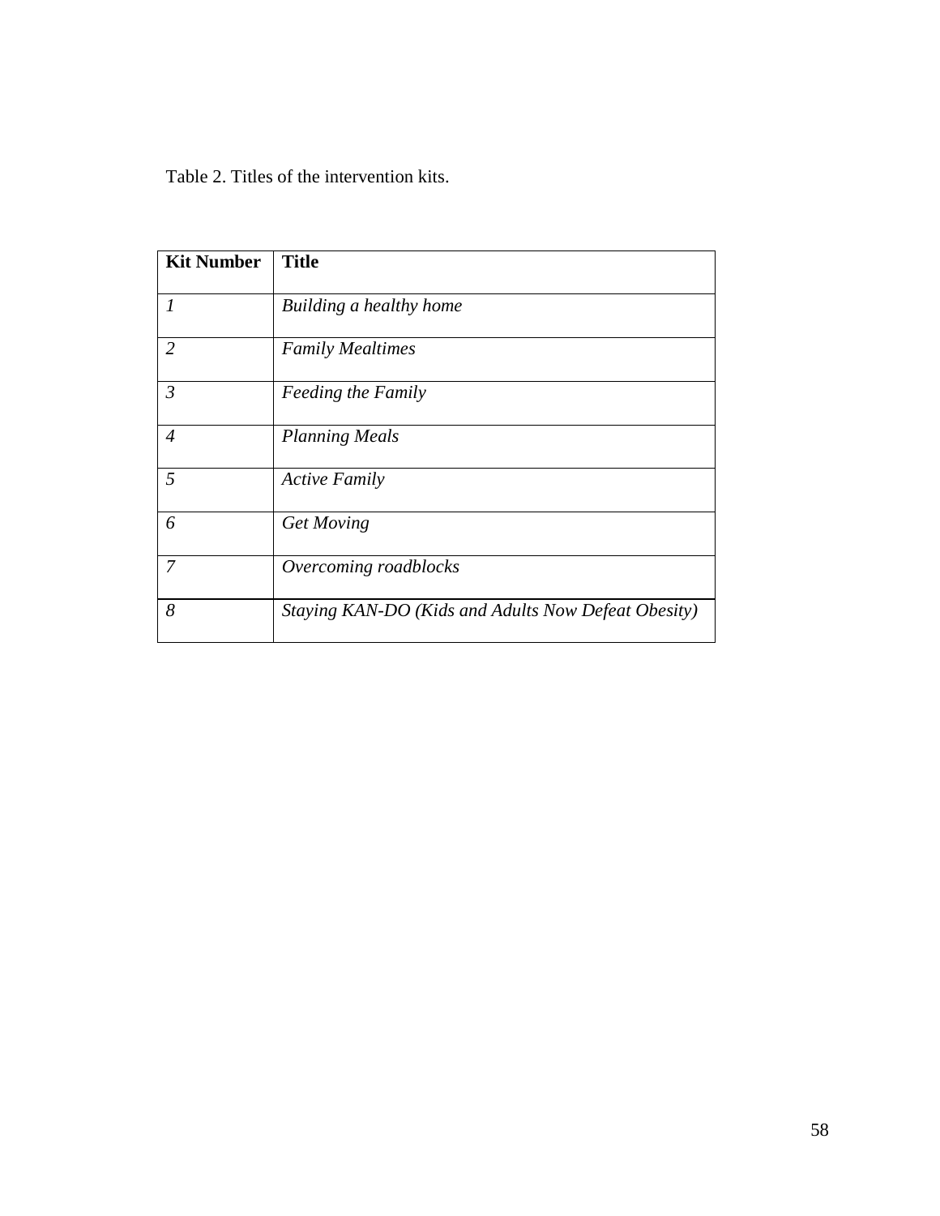Table 2. Titles of the intervention kits.

| **Kit Number** | **Title** |
|---|---|
| *1* | *Building a healthy home* |
| *2* | *Family Mealtimes* |
| *3* | *Feeding the Family* |
| *4* | *Planning Meals* |
| *5* | *Active Family* |
| *6* | *Get Moving* |
| *7* | *Overcoming roadblocks* |
| *8* | *Staying KAN-DO (Kids and Adults Now Defeat Obesity)* |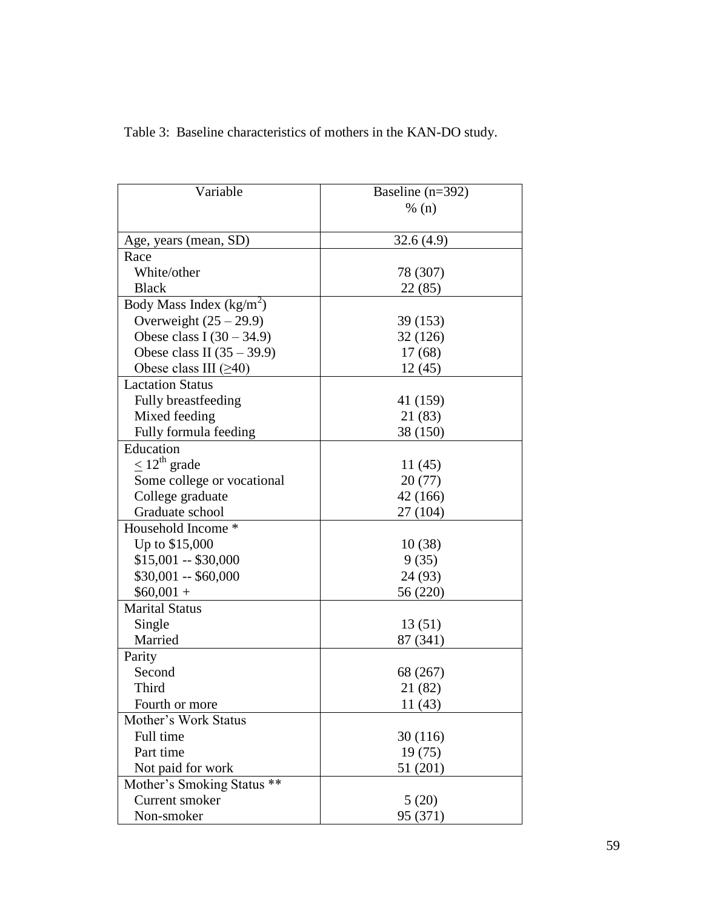Table 3: Baseline characteristics of mothers in the KAN-DO study.

| Variable | Baseline (n=392)<br>% (n) |
|---|---|
| Age, years (mean, SD) | 32.6 (4.9) |
| Race | |
| White/other | 78 (307) |
| Black | 22 (85) |
| Body Mass Index ($kg/m^2$) | |
| Overweight (25 – 29.9) | 39 (153) |
| Obese class I (30 – 34.9) | 32 (126) |
| Obese class II (35 – 39.9) | 17 (68) |
| Obese class III (≥40) | 12 (45) |
| Lactation Status | |
| Fully breastfeeding | 41 (159) |
| Mixed feeding | 21 (83) |
| Fully formula feeding | 38 (150) |
| Education | |
| ≤ 12th grade | 11 (45) |
| Some college or vocational | 20 (77) |
| College graduate | 42 (166) |
| Graduate school | 27 (104) |
| Household Income * | |
| Up to $15,000 | 10 (38) |
| $15,001 -- $30,000 | 9 (35) |
| $30,001 -- $60,000 | 24 (93) |
| $60,001 + | 56 (220) |
| Marital Status | |
| Single | 13 (51) |
| Married | 87 (341) |
| Parity | |
| Second | 68 (267) |
| Third | 21 (82) |
| Fourth or more | 11 (43) |
| Mother's Work Status | |
| Full time | 30 (116) |
| Part time | 19 (75) |
| Not paid for work | 51 (201) |
| Mother's Smoking Status ** | |
| Current smoker | 5 (20) |
| Non-smoker | 95 (371) |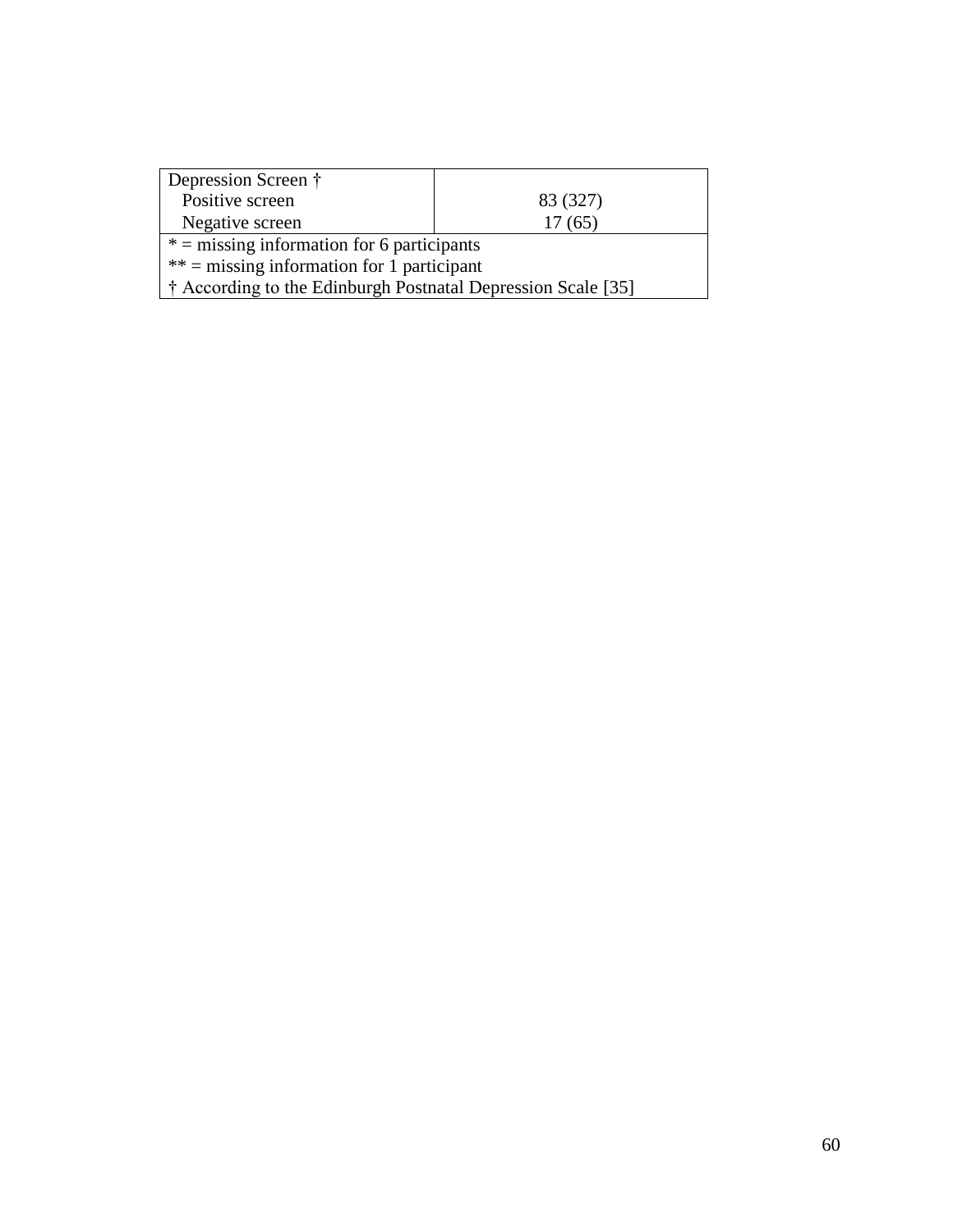| | |
|---|---|
| Depression Screen † | |
| Positive screen | 83 (327) |
| Negative screen | 17 (65) |

* = missing information for 6 participants
** = missing information for 1 participant
† According to the Edinburgh Postnatal Depression Scale [35]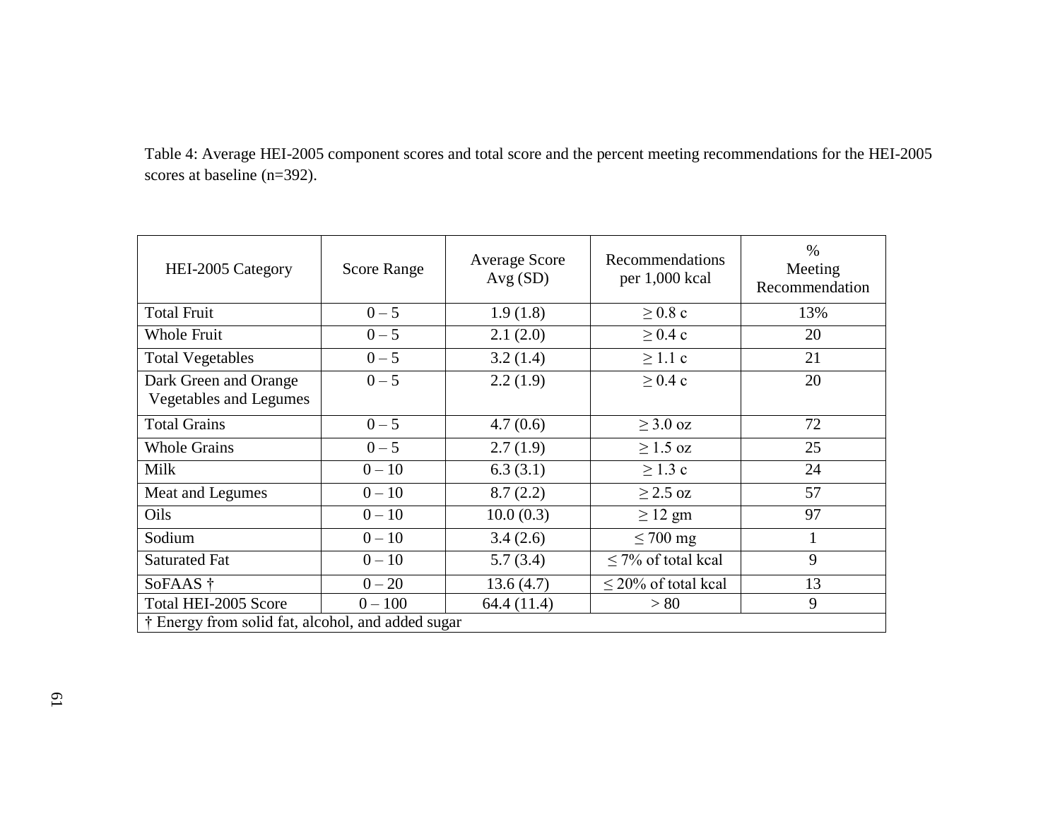Table 4: Average HEI-2005 component scores and total score and the percent meeting recommendations for the HEI-2005 scores at baseline (n=392).

| HEI-2005 Category | Score Range | Average Score Avg (SD) | Recommendations per 1,000 kcal | % Meeting Recommendation |
|---|---|---|---|---|
| Total Fruit | 0 – 5 | 1.9 (1.8) | ≥ 0.8 c | 13% |
| Whole Fruit | 0 – 5 | 2.1 (2.0) | ≥ 0.4 c | 20 |
| Total Vegetables | 0 – 5 | 3.2 (1.4) | ≥ 1.1 c | 21 |
| Dark Green and Orange Vegetables and Legumes | 0 – 5 | 2.2 (1.9) | ≥ 0.4 c | 20 |
| Total Grains | 0 – 5 | 4.7 (0.6) | ≥ 3.0 oz | 72 |
| Whole Grains | 0 – 5 | 2.7 (1.9) | ≥ 1.5 oz | 25 |
| Milk | 0 – 10 | 6.3 (3.1) | ≥ 1.3 c | 24 |
| Meat and Legumes | 0 – 10 | 8.7 (2.2) | ≥ 2.5 oz | 57 |
| Oils | 0 – 10 | 10.0 (0.3) | ≥ 12 gm | 97 |
| Sodium | 0 – 10 | 3.4 (2.6) | ≤ 700 mg | 1 |
| Saturated Fat | 0 – 10 | 5.7 (3.4) | ≤ 7% of total kcal | 9 |
| SoFAAS † | 0 – 20 | 13.6 (4.7) | ≤ 20% of total kcal | 13 |
| Total HEI-2005 Score | 0 – 100 | 64.4 (11.4) | > 80 | 9 |

† Energy from solid fat, alcohol, and added sugar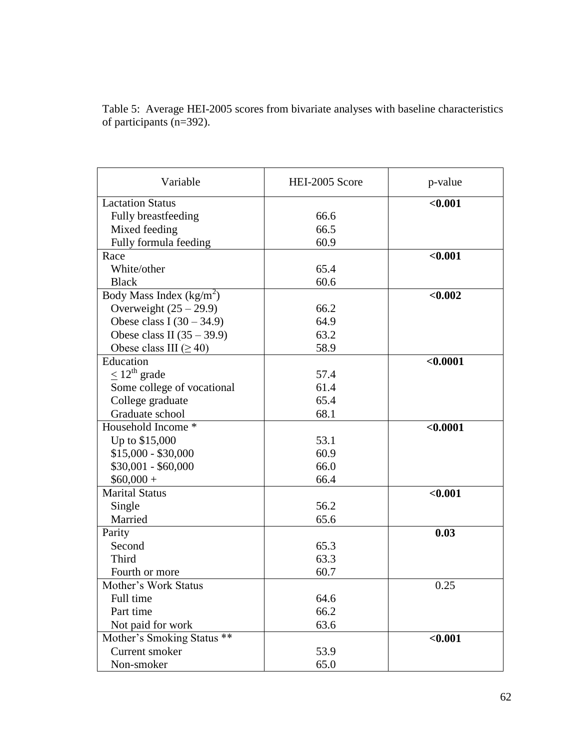Table 5: Average HEI-2005 scores from bivariate analyses with baseline characteristics of participants (n=392).

| Variable | HEI-2005 Score | p-value |
|---|---|---|
| Lactation Status | | **<0.001** |
| Fully breastfeeding | 66.6 | |
| Mixed feeding | 66.5 | |
| Fully formula feeding | 60.9 | |
| Race | | **<0.001** |
| White/other | 65.4 | |
| Black | 60.6 | |
| Body Mass Index ($kg/m^2$) | | **<0.002** |
| Overweight (25 – 29.9) | 66.2 | |
| Obese class I (30 – 34.9) | 64.9 | |
| Obese class II (35 – 39.9) | 63.2 | |
| Obese class III ($\geq$ 40) | 58.9 | |
| Education | | **<0.0001** |
| $\leq 12^{th}$ grade | 57.4 | |
| Some college of vocational | 61.4 | |
| College graduate | 65.4 | |
| Graduate school | 68.1 | |
| Household Income * | | **<0.0001** |
| Up to $15,000 | 53.1 | |
| $15,000 - $30,000 | 60.9 | |
| $30,001 - $60,000 | 66.0 | |
| $60,000 + | 66.4 | |
| Marital Status | | **<0.001** |
| Single | 56.2 | |
| Married | 65.6 | |
| Parity | | **0.03** |
| Second | 65.3 | |
| Third | 63.3 | |
| Fourth or more | 60.7 | |
| Mother's Work Status | | 0.25 |
| Full time | 64.6 | |
| Part time | 66.2 | |
| Not paid for work | 63.6 | |
| Mother's Smoking Status ** | | **<0.001** |
| Current smoker | 53.9 | |
| Non-smoker | 65.0 | |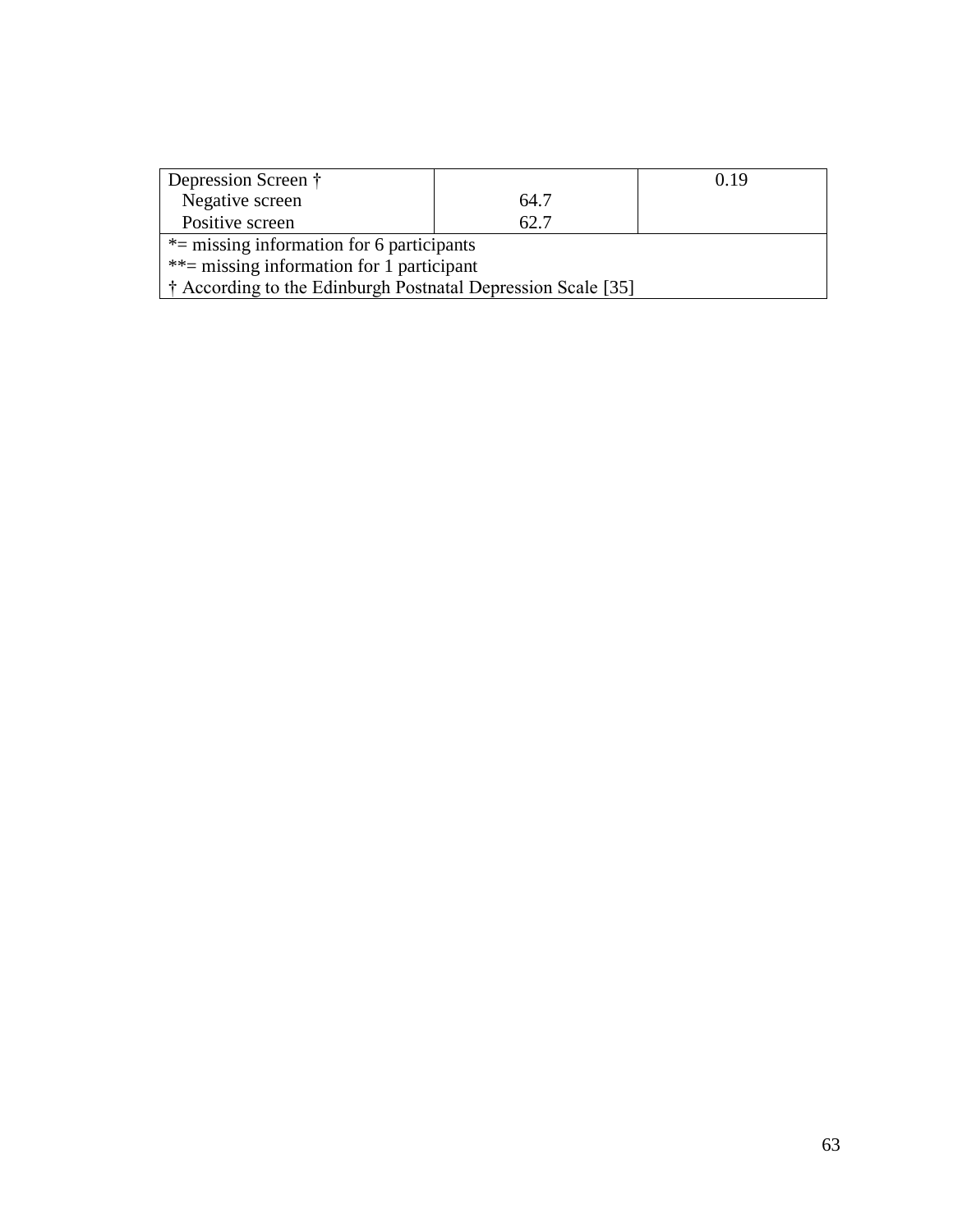| Depression Screen † | | 0.19 |
|---|---|---|
| Negative screen | 64.7 | |
| Positive screen | 62.7 | |

*= missing information for 6 participants
**= missing information for 1 participant
† According to the Edinburgh Postnatal Depression Scale [35]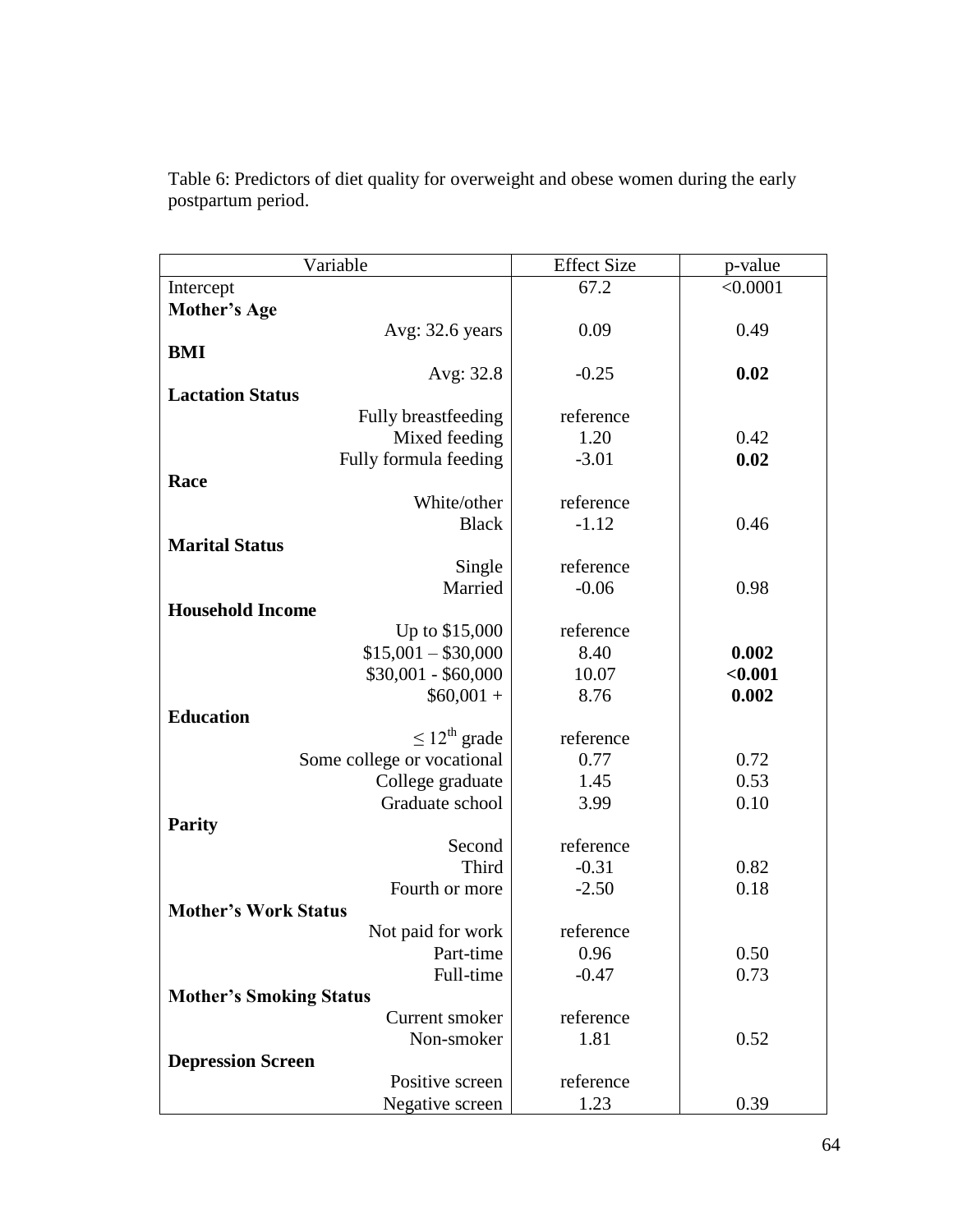Table 6: Predictors of diet quality for overweight and obese women during the early postpartum period.

| Variable | Effect Size | p-value |
|---|---|---|
| Intercept | 67.2 | <0.0001 |
| **Mother's Age** | | |
| Avg: 32.6 years | 0.09 | 0.49 |
| **BMI** | | |
| Avg: 32.8 | -0.25 | **0.02** |
| **Lactation Status** | | |
| Fully breastfeeding | reference | |
| Mixed feeding | 1.20 | 0.42 |
| Fully formula feeding | -3.01 | **0.02** |
| **Race** | | |
| White/other | reference | |
| Black | -1.12 | 0.46 |
| **Marital Status** | | |
| Single | reference | |
| Married | -0.06 | 0.98 |
| **Household Income** | | |
| Up to $15,000 | reference | |
| $15,001 – $30,000 | 8.40 | **0.002** |
| $30,001 - $60,000 | 10.07 | **<0.001** |
| $60,001 + | 8.76 | **0.002** |
| **Education** | | |
| $\leq 12^{th}$ grade | reference | |
| Some college or vocational | 0.77 | 0.72 |
| College graduate | 1.45 | 0.53 |
| Graduate school | 3.99 | 0.10 |
| **Parity** | | |
| Second | reference | |
| Third | -0.31 | 0.82 |
| Fourth or more | -2.50 | 0.18 |
| **Mother's Work Status** | | |
| Not paid for work | reference | |
| Part-time | 0.96 | 0.50 |
| Full-time | -0.47 | 0.73 |
| **Mother's Smoking Status** | | |
| Current smoker | reference | |
| Non-smoker | 1.81 | 0.52 |
| **Depression Screen** | | |
| Positive screen | reference | |
| Negative screen | 1.23 | 0.39 |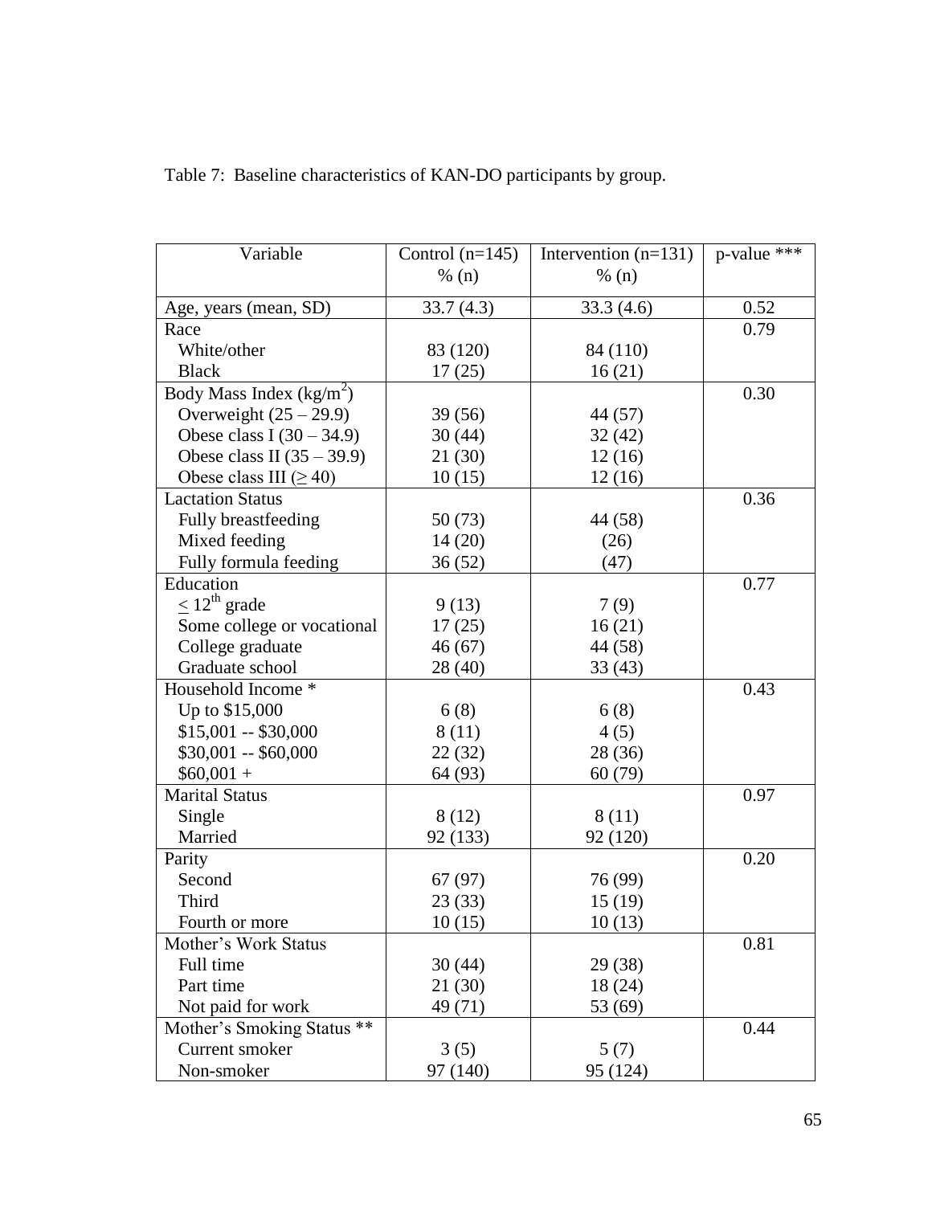Table 7: Baseline characteristics of KAN-DO participants by group.

| Variable | Control (n=145) % (n) | Intervention (n=131) % (n) | p-value *** |
|---|---|---|---|
| Age, years (mean, SD) | 33.7 (4.3) | 33.3 (4.6) | 0.52 |
| Race | | | 0.79 |
| White/other | 83 (120) | 84 (110) | |
| Black | 17 (25) | 16 (21) | |
| Body Mass Index ($kg/m^2$) | | | 0.30 |
| Overweight (25 – 29.9) | 39 (56) | 44 (57) | |
| Obese class I (30 – 34.9) | 30 (44) | 32 (42) | |
| Obese class II (35 – 39.9) | 21 (30) | 12 (16) | |
| Obese class III (≥ 40) | 10 (15) | 12 (16) | |
| Lactation Status | | | 0.36 |
| Fully breastfeeding | 50 (73) | 44 (58) | |
| Mixed feeding | 14 (20) | (26) | |
| Fully formula feeding | 36 (52) | (47) | |
| Education | | | 0.77 |
| ≤ 12[th] grade | 9 (13) | 7 (9) | |
| Some college or vocational | 17 (25) | 16 (21) | |
| College graduate | 46 (67) | 44 (58) | |
| Graduate school | 28 (40) | 33 (43) | |
| Household Income * | | | 0.43 |
| Up to $15,000 | 6 (8) | 6 (8) | |
| $15,001 -- $30,000 | 8 (11) | 4 (5) | |
| $30,001 -- $60,000 | 22 (32) | 28 (36) | |
| $60,001 + | 64 (93) | 60 (79) | |
| Marital Status | | | 0.97 |
| Single | 8 (12) | 8 (11) | |
| Married | 92 (133) | 92 (120) | |
| Parity | | | 0.20 |
| Second | 67 (97) | 76 (99) | |
| Third | 23 (33) | 15 (19) | |
| Fourth or more | 10 (15) | 10 (13) | |
| Mother's Work Status | | | 0.81 |
| Full time | 30 (44) | 29 (38) | |
| Part time | 21 (30) | 18 (24) | |
| Not paid for work | 49 (71) | 53 (69) | |
| Mother's Smoking Status ** | | | 0.44 |
| Current smoker | 3 (5) | 5 (7) | |
| Non-smoker | 97 (140) | 95 (124) | |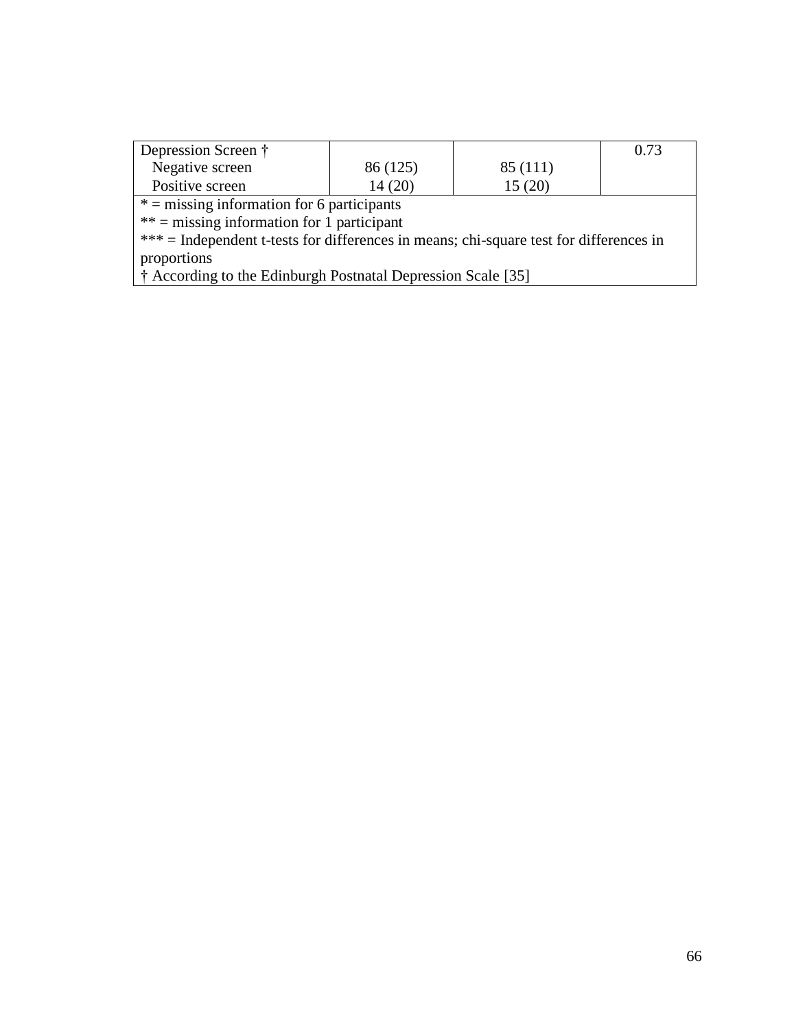| Depression Screen † | | | 0.73 |
|---|---|---|---|
| Negative screen | 86 (125) | 85 (111) | |
| Positive screen | 14 (20) | 15 (20) | |

* = missing information for 6 participants
** = missing information for 1 participant
*** = Independent t-tests for differences in means; chi-square test for differences in proportions
† According to the Edinburgh Postnatal Depression Scale [35]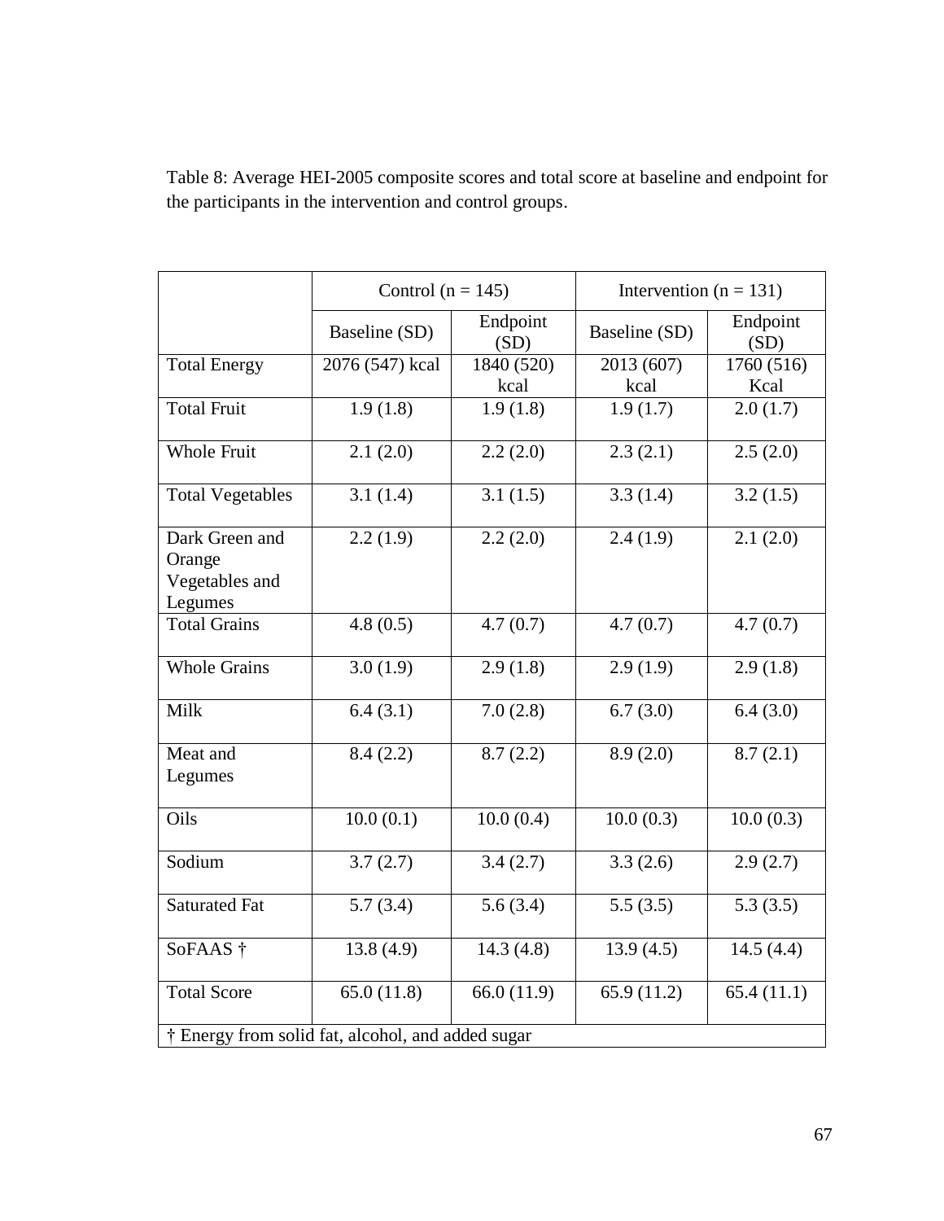Table 8: Average HEI-2005 composite scores and total score at baseline and endpoint for the participants in the intervention and control groups.

| | Control (n = 145) | | Intervention (n = 131) | |
|---|---|---|---|---|
| | Baseline (SD) | Endpoint (SD) | Baseline (SD) | Endpoint (SD) |
| Total Energy | 2076 (547) kcal | 1840 (520) kcal | 2013 (607) kcal | 1760 (516) Kcal |
| Total Fruit | 1.9 (1.8) | 1.9 (1.8) | 1.9 (1.7) | 2.0 (1.7) |
| Whole Fruit | 2.1 (2.0) | 2.2 (2.0) | 2.3 (2.1) | 2.5 (2.0) |
| Total Vegetables | 3.1 (1.4) | 3.1 (1.5) | 3.3 (1.4) | 3.2 (1.5) |
| Dark Green and Orange Vegetables and Legumes | 2.2 (1.9) | 2.2 (2.0) | 2.4 (1.9) | 2.1 (2.0) |
| Total Grains | 4.8 (0.5) | 4.7 (0.7) | 4.7 (0.7) | 4.7 (0.7) |
| Whole Grains | 3.0 (1.9) | 2.9 (1.8) | 2.9 (1.9) | 2.9 (1.8) |
| Milk | 6.4 (3.1) | 7.0 (2.8) | 6.7 (3.0) | 6.4 (3.0) |
| Meat and Legumes | 8.4 (2.2) | 8.7 (2.2) | 8.9 (2.0) | 8.7 (2.1) |
| Oils | 10.0 (0.1) | 10.0 (0.4) | 10.0 (0.3) | 10.0 (0.3) |
| Sodium | 3.7 (2.7) | 3.4 (2.7) | 3.3 (2.6) | 2.9 (2.7) |
| Saturated Fat | 5.7 (3.4) | 5.6 (3.4) | 5.5 (3.5) | 5.3 (3.5) |
| SoFAAS † | 13.8 (4.9) | 14.3 (4.8) | 13.9 (4.5) | 14.5 (4.4) |
| Total Score | 65.0 (11.8) | 66.0 (11.9) | 65.9 (11.2) | 65.4 (11.1) |

† Energy from solid fat, alcohol, and added sugar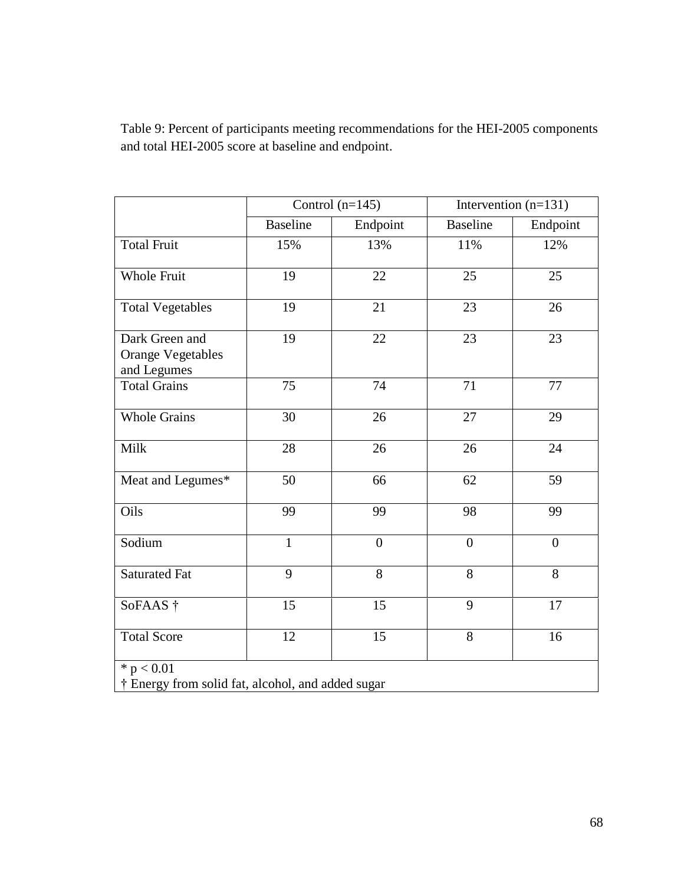Table 9: Percent of participants meeting recommendations for the HEI-2005 components and total HEI-2005 score at baseline and endpoint.

| | Control (n=145) | | Intervention (n=131) | |
|---|---|---|---|---|
| | Baseline | Endpoint | Baseline | Endpoint |
| Total Fruit | 15% | 13% | 11% | 12% |
| Whole Fruit | 19 | 22 | 25 | 25 |
| Total Vegetables | 19 | 21 | 23 | 26 |
| Dark Green and Orange Vegetables and Legumes | 19 | 22 | 23 | 23 |
| Total Grains | 75 | 74 | 71 | 77 |
| Whole Grains | 30 | 26 | 27 | 29 |
| Milk | 28 | 26 | 26 | 24 |
| Meat and Legumes* | 50 | 66 | 62 | 59 |
| Oils | 99 | 99 | 98 | 99 |
| Sodium | 1 | 0 | 0 | 0 |
| Saturated Fat | 9 | 8 | 8 | 8 |
| SoFAAS † | 15 | 15 | 9 | 17 |
| Total Score | 12 | 15 | 8 | 16 |

* $p < 0.01$
† Energy from solid fat, alcohol, and added sugar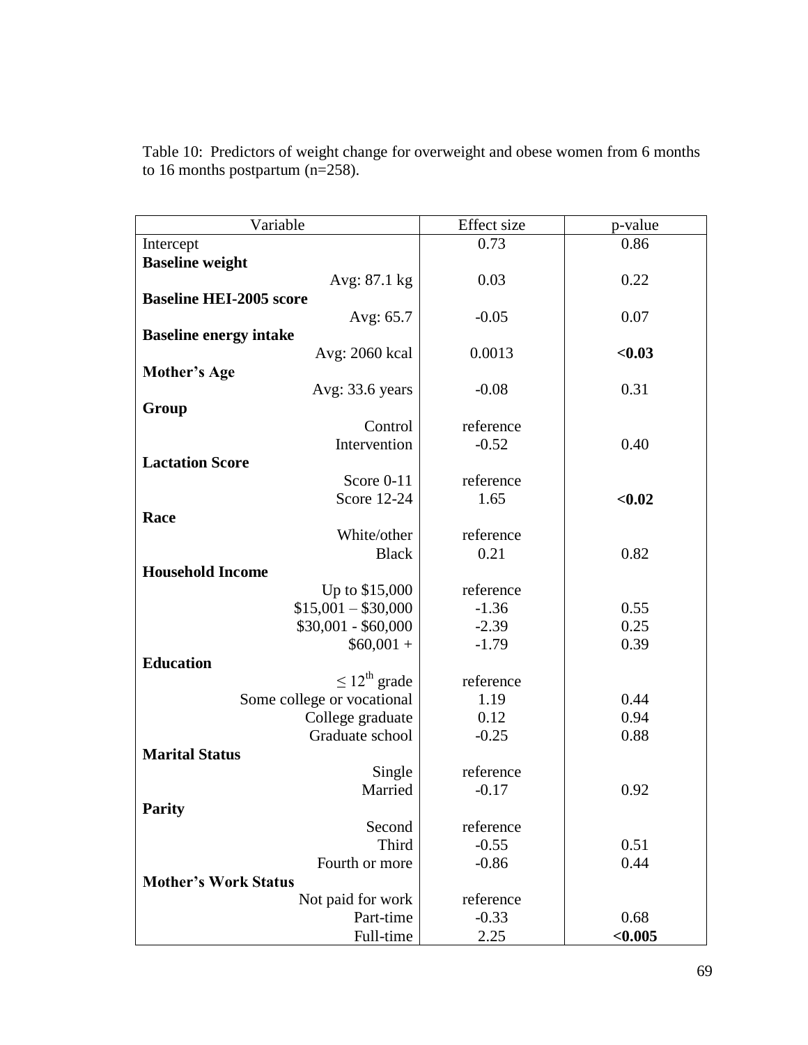Table 10: Predictors of weight change for overweight and obese women from 6 months to 16 months postpartum (n=258).

| Variable | Effect size | p-value |
|---|---|---|
| Intercept | 0.73 | 0.86 |
| **Baseline weight** | | |
| Avg: 87.1 kg | 0.03 | 0.22 |
| **Baseline HEI-2005 score** | | |
| Avg: 65.7 | -0.05 | 0.07 |
| **Baseline energy intake** | | |
| Avg: 2060 kcal | 0.0013 | **<0.03** |
| **Mother's Age** | | |
| Avg: 33.6 years | -0.08 | 0.31 |
| **Group** | | |
| Control | reference | |
| Intervention | -0.52 | 0.40 |
| **Lactation Score** | | |
| Score 0-11 | reference | |
| Score 12-24 | 1.65 | **<0.02** |
| **Race** | | |
| White/other | reference | |
| Black | 0.21 | 0.82 |
| **Household Income** | | |
| Up to $15,000 | reference | |
| $15,001 – $30,000 | -1.36 | 0.55 |
| $30,001 - $60,000 | -2.39 | 0.25 |
| $60,001 + | -1.79 | 0.39 |
| **Education** | | |
| $\leq 12^{th}$ grade | reference | |
| Some college or vocational | 1.19 | 0.44 |
| College graduate | 0.12 | 0.94 |
| Graduate school | -0.25 | 0.88 |
| **Marital Status** | | |
| Single | reference | |
| Married | -0.17 | 0.92 |
| **Parity** | | |
| Second | reference | |
| Third | -0.55 | 0.51 |
| Fourth or more | -0.86 | 0.44 |
| **Mother's Work Status** | | |
| Not paid for work | reference | |
| Part-time | -0.33 | 0.68 |
| Full-time | 2.25 | **<0.005** |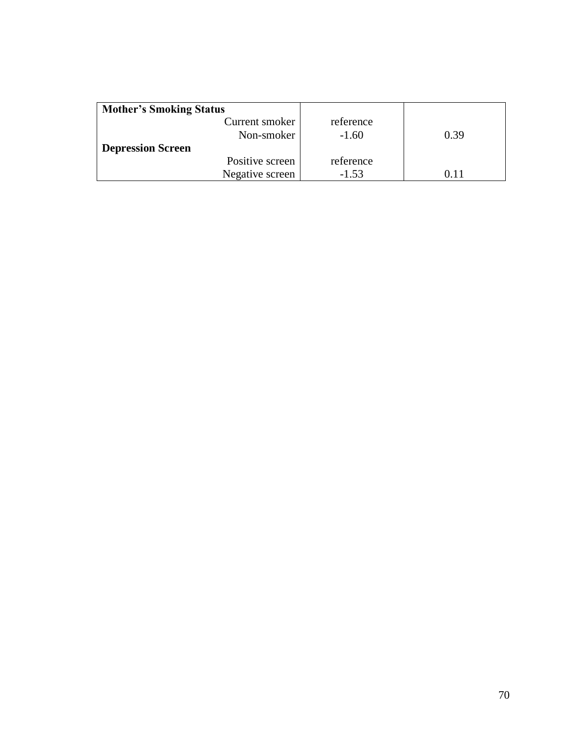| | | |
|---|---|---|
| **Mother's Smoking Status** | | |
| Current smoker | reference | |
| Non-smoker | -1.60 | 0.39 |
| **Depression Screen** | | |
| Positive screen | reference | |
| Negative screen | -1.53 | 0.11 |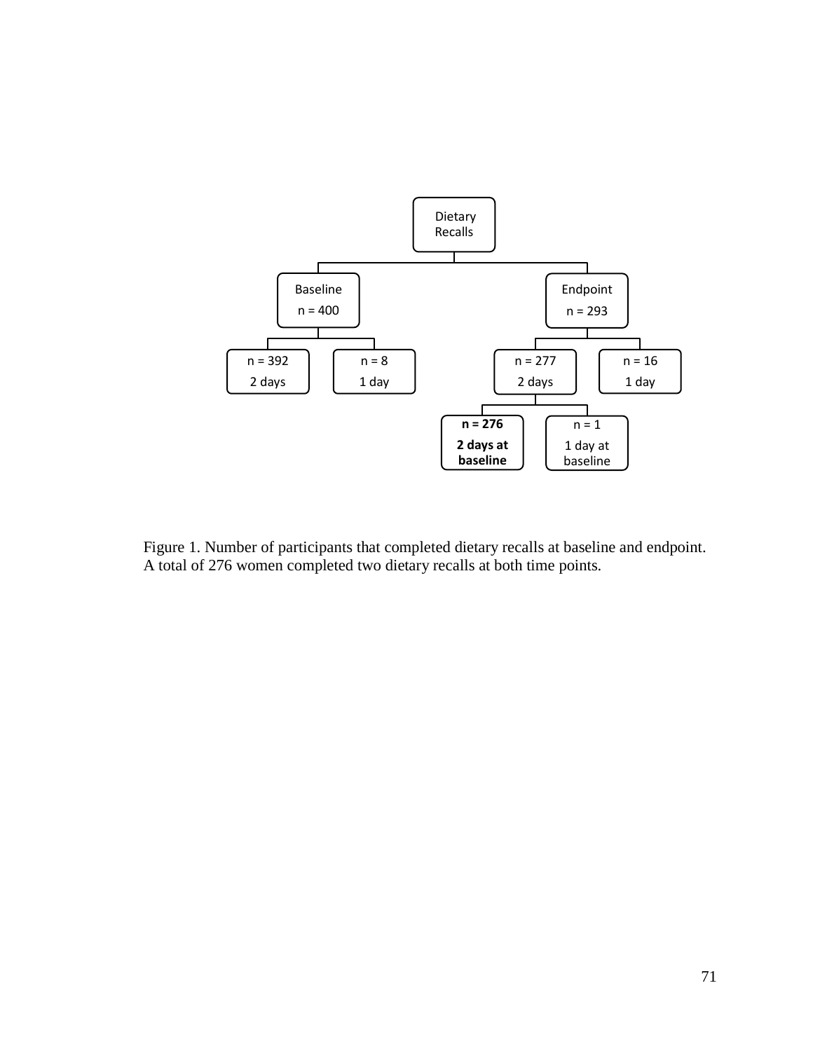Dietary Recalls

- Baseline n = 400
  - n = 392 2 days
  - n = 8 1 day
- Endpoint n = 293
  - n = 277 2 days
    - **n = 276 2 days at baseline**
    - n = 1 1 day at baseline
  - n = 16 1 day

Figure 1. Number of participants that completed dietary recalls at baseline and endpoint. A total of 276 women completed two dietary recalls at both time points.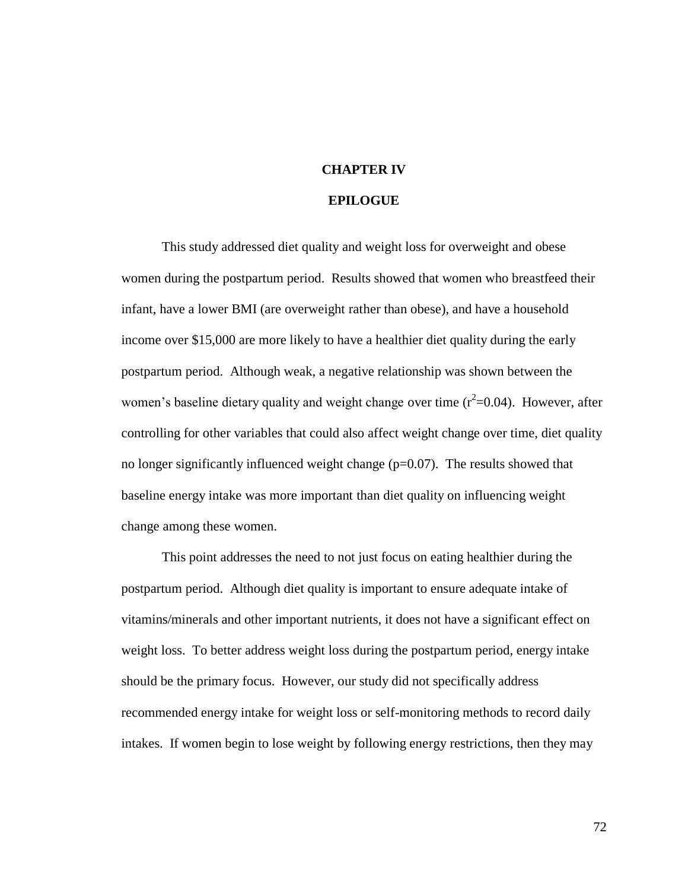# CHAPTER IV

# EPILOGUE

This study addressed diet quality and weight loss for overweight and obese women during the postpartum period. Results showed that women who breastfeed their infant, have a lower BMI (are overweight rather than obese), and have a household income over $15,000 are more likely to have a healthier diet quality during the early postpartum period. Although weak, a negative relationship was shown between the women's baseline dietary quality and weight change over time ($r^2$=0.04). However, after controlling for other variables that could also affect weight change over time, diet quality no longer significantly influenced weight change (p=0.07). The results showed that baseline energy intake was more important than diet quality on influencing weight change among these women.

This point addresses the need to not just focus on eating healthier during the postpartum period. Although diet quality is important to ensure adequate intake of vitamins/minerals and other important nutrients, it does not have a significant effect on weight loss. To better address weight loss during the postpartum period, energy intake should be the primary focus. However, our study did not specifically address recommended energy intake for weight loss or self-monitoring methods to record daily intakes. If women begin to lose weight by following energy restrictions, then they may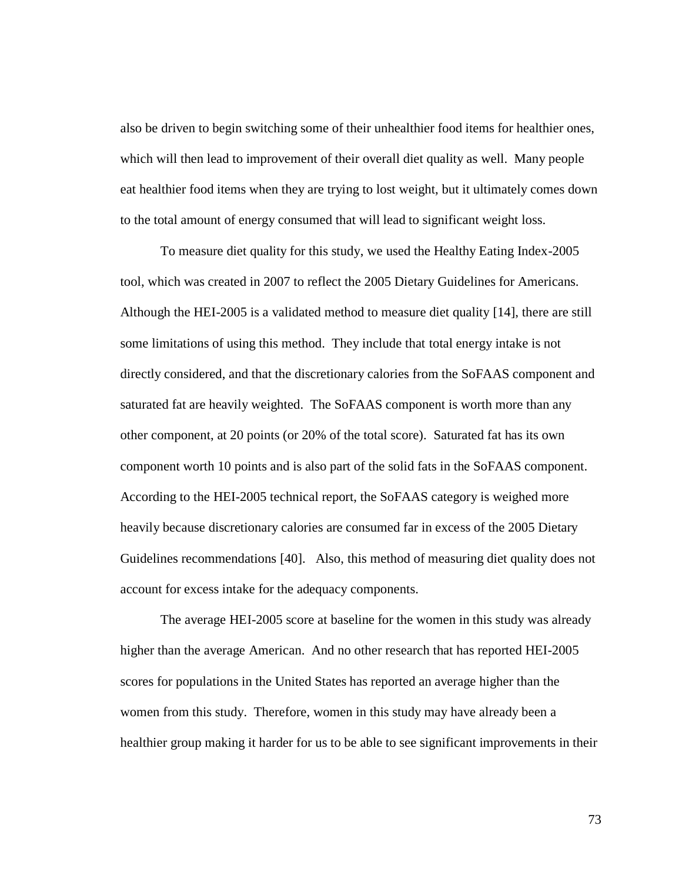also be driven to begin switching some of their unhealthier food items for healthier ones, which will then lead to improvement of their overall diet quality as well. Many people eat healthier food items when they are trying to lost weight, but it ultimately comes down to the total amount of energy consumed that will lead to significant weight loss.

To measure diet quality for this study, we used the Healthy Eating Index-2005 tool, which was created in 2007 to reflect the 2005 Dietary Guidelines for Americans. Although the HEI-2005 is a validated method to measure diet quality [14], there are still some limitations of using this method. They include that total energy intake is not directly considered, and that the discretionary calories from the SoFAAS component and saturated fat are heavily weighted. The SoFAAS component is worth more than any other component, at 20 points (or 20% of the total score). Saturated fat has its own component worth 10 points and is also part of the solid fats in the SoFAAS component. According to the HEI-2005 technical report, the SoFAAS category is weighed more heavily because discretionary calories are consumed far in excess of the 2005 Dietary Guidelines recommendations [40]. Also, this method of measuring diet quality does not account for excess intake for the adequacy components.

The average HEI-2005 score at baseline for the women in this study was already higher than the average American. And no other research that has reported HEI-2005 scores for populations in the United States has reported an average higher than the women from this study. Therefore, women in this study may have already been a healthier group making it harder for us to be able to see significant improvements in their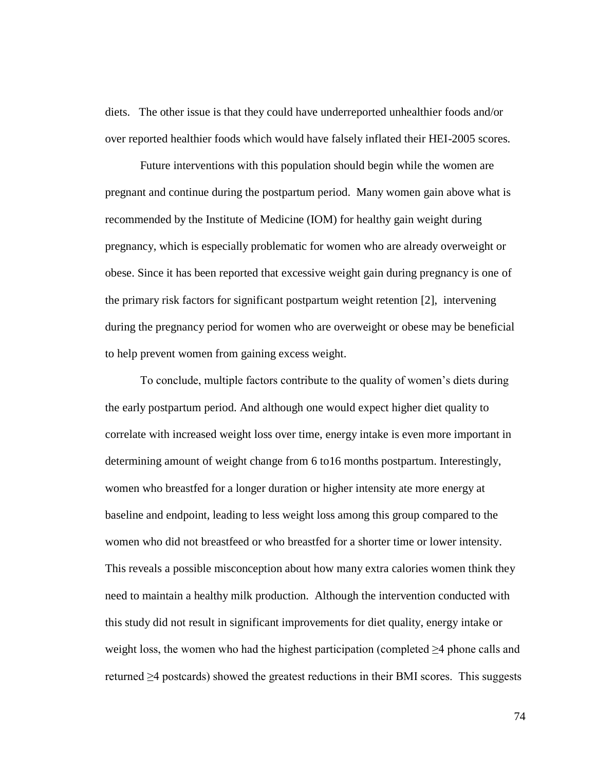diets. The other issue is that they could have underreported unhealthier foods and/or over reported healthier foods which would have falsely inflated their HEI-2005 scores.

Future interventions with this population should begin while the women are pregnant and continue during the postpartum period. Many women gain above what is recommended by the Institute of Medicine (IOM) for healthy gain weight during pregnancy, which is especially problematic for women who are already overweight or obese. Since it has been reported that excessive weight gain during pregnancy is one of the primary risk factors for significant postpartum weight retention [2], intervening during the pregnancy period for women who are overweight or obese may be beneficial to help prevent women from gaining excess weight.

To conclude, multiple factors contribute to the quality of women's diets during the early postpartum period. And although one would expect higher diet quality to correlate with increased weight loss over time, energy intake is even more important in determining amount of weight change from 6 to16 months postpartum. Interestingly, women who breastfed for a longer duration or higher intensity ate more energy at baseline and endpoint, leading to less weight loss among this group compared to the women who did not breastfeed or who breastfed for a shorter time or lower intensity. This reveals a possible misconception about how many extra calories women think they need to maintain a healthy milk production. Although the intervention conducted with this study did not result in significant improvements for diet quality, energy intake or weight loss, the women who had the highest participation (completed ≥4 phone calls and returned ≥4 postcards) showed the greatest reductions in their BMI scores. This suggests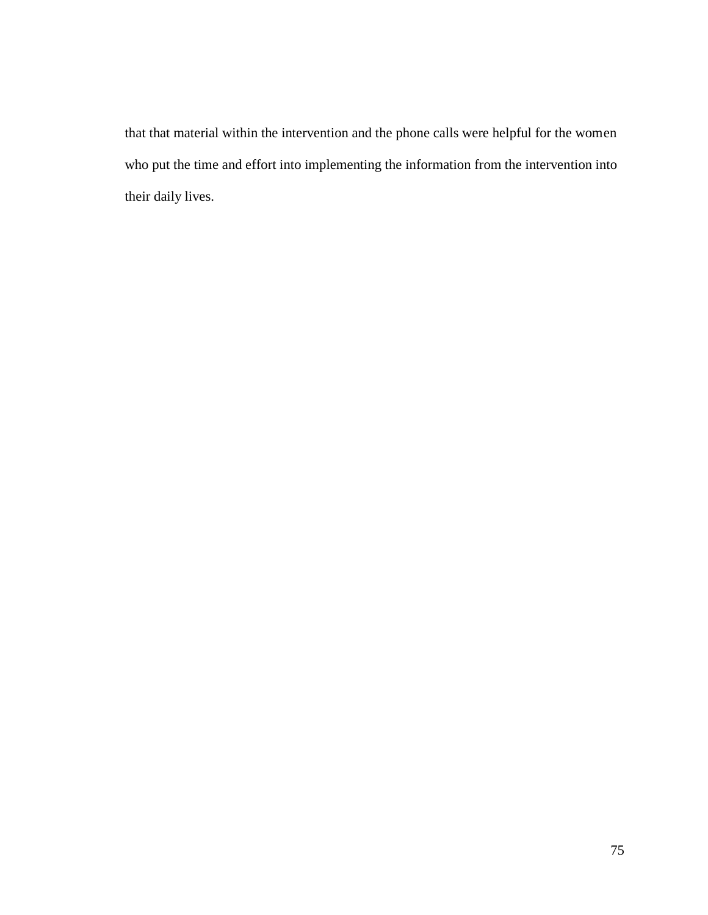that that material within the intervention and the phone calls were helpful for the women who put the time and effort into implementing the information from the intervention into their daily lives.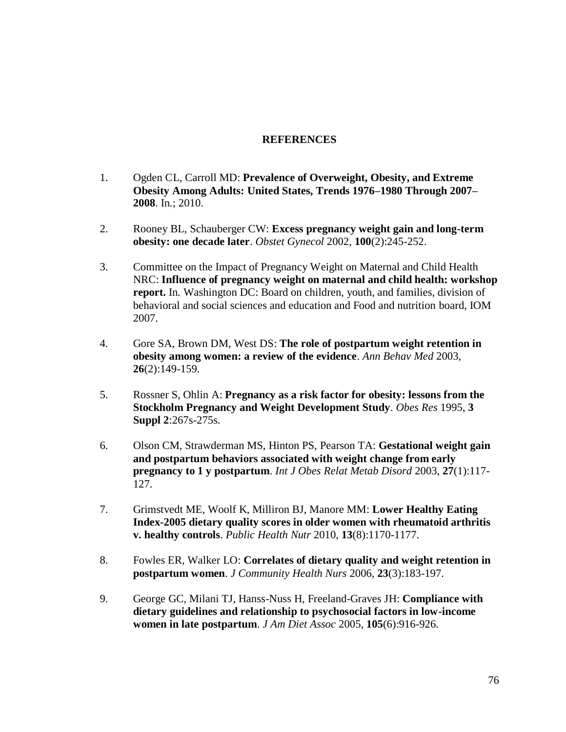## REFERENCES

1. Ogden CL, Carroll MD: **Prevalence of Overweight, Obesity, and Extreme Obesity Among Adults: United States, Trends 1976–1980 Through 2007–2008**. In.; 2010.

2. Rooney BL, Schauberger CW: **Excess pregnancy weight gain and long-term obesity: one decade later**. *Obstet Gynecol* 2002, **100**(2):245-252.

3. Committee on the Impact of Pregnancy Weight on Maternal and Child Health NRC: **Influence of pregnancy weight on maternal and child health: workshop report.** In. Washington DC: Board on children, youth, and families, division of behavioral and social sciences and education and Food and nutrition board, IOM 2007.

4. Gore SA, Brown DM, West DS: **The role of postpartum weight retention in obesity among women: a review of the evidence**. *Ann Behav Med* 2003, **26**(2):149-159.

5. Rossner S, Ohlin A: **Pregnancy as a risk factor for obesity: lessons from the Stockholm Pregnancy and Weight Development Study**. *Obes Res* 1995, **3 Suppl 2**:267s-275s.

6. Olson CM, Strawderman MS, Hinton PS, Pearson TA: **Gestational weight gain and postpartum behaviors associated with weight change from early pregnancy to 1 y postpartum**. *Int J Obes Relat Metab Disord* 2003, **27**(1):117-127.

7. Grimstvedt ME, Woolf K, Milliron BJ, Manore MM: **Lower Healthy Eating Index-2005 dietary quality scores in older women with rheumatoid arthritis v. healthy controls**. *Public Health Nutr* 2010, **13**(8):1170-1177.

8. Fowles ER, Walker LO: **Correlates of dietary quality and weight retention in postpartum women**. *J Community Health Nurs* 2006, **23**(3):183-197.

9. George GC, Milani TJ, Hanss-Nuss H, Freeland-Graves JH: **Compliance with dietary guidelines and relationship to psychosocial factors in low-income women in late postpartum**. *J Am Diet Assoc* 2005, **105**(6):916-926.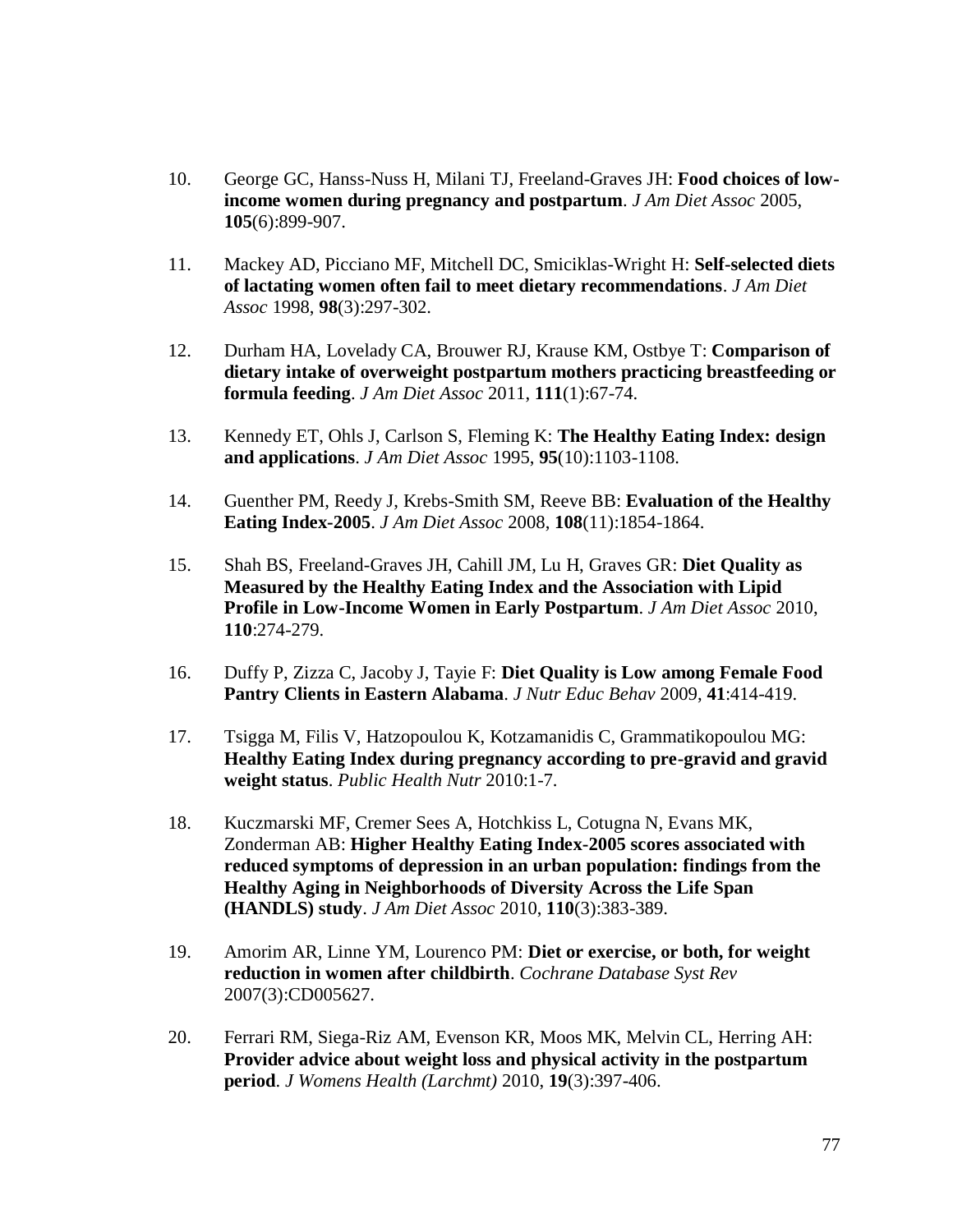10. George GC, Hanss-Nuss H, Milani TJ, Freeland-Graves JH: **Food choices of low-income women during pregnancy and postpartum**. *J Am Diet Assoc* 2005, **105**(6):899-907.

11. Mackey AD, Picciano MF, Mitchell DC, Smiciklas-Wright H: **Self-selected diets of lactating women often fail to meet dietary recommendations**. *J Am Diet Assoc* 1998, **98**(3):297-302.

12. Durham HA, Lovelady CA, Brouwer RJ, Krause KM, Ostbye T: **Comparison of dietary intake of overweight postpartum mothers practicing breastfeeding or formula feeding**. *J Am Diet Assoc* 2011, **111**(1):67-74.

13. Kennedy ET, Ohls J, Carlson S, Fleming K: **The Healthy Eating Index: design and applications**. *J Am Diet Assoc* 1995, **95**(10):1103-1108.

14. Guenther PM, Reedy J, Krebs-Smith SM, Reeve BB: **Evaluation of the Healthy Eating Index-2005**. *J Am Diet Assoc* 2008, **108**(11):1854-1864.

15. Shah BS, Freeland-Graves JH, Cahill JM, Lu H, Graves GR: **Diet Quality as Measured by the Healthy Eating Index and the Association with Lipid Profile in Low-Income Women in Early Postpartum**. *J Am Diet Assoc* 2010, **110**:274-279.

16. Duffy P, Zizza C, Jacoby J, Tayie F: **Diet Quality is Low among Female Food Pantry Clients in Eastern Alabama**. *J Nutr Educ Behav* 2009, **41**:414-419.

17. Tsigga M, Filis V, Hatzopoulou K, Kotzamanidis C, Grammatikopoulou MG: **Healthy Eating Index during pregnancy according to pre-gravid and gravid weight status**. *Public Health Nutr* 2010:1-7.

18. Kuczmarski MF, Cremer Sees A, Hotchkiss L, Cotugna N, Evans MK, Zonderman AB: **Higher Healthy Eating Index-2005 scores associated with reduced symptoms of depression in an urban population: findings from the Healthy Aging in Neighborhoods of Diversity Across the Life Span (HANDLS) study**. *J Am Diet Assoc* 2010, **110**(3):383-389.

19. Amorim AR, Linne YM, Lourenco PM: **Diet or exercise, or both, for weight reduction in women after childbirth**. *Cochrane Database Syst Rev* 2007(3):CD005627.

20. Ferrari RM, Siega-Riz AM, Evenson KR, Moos MK, Melvin CL, Herring AH: **Provider advice about weight loss and physical activity in the postpartum period**. *J Womens Health (Larchmt)* 2010, **19**(3):397-406.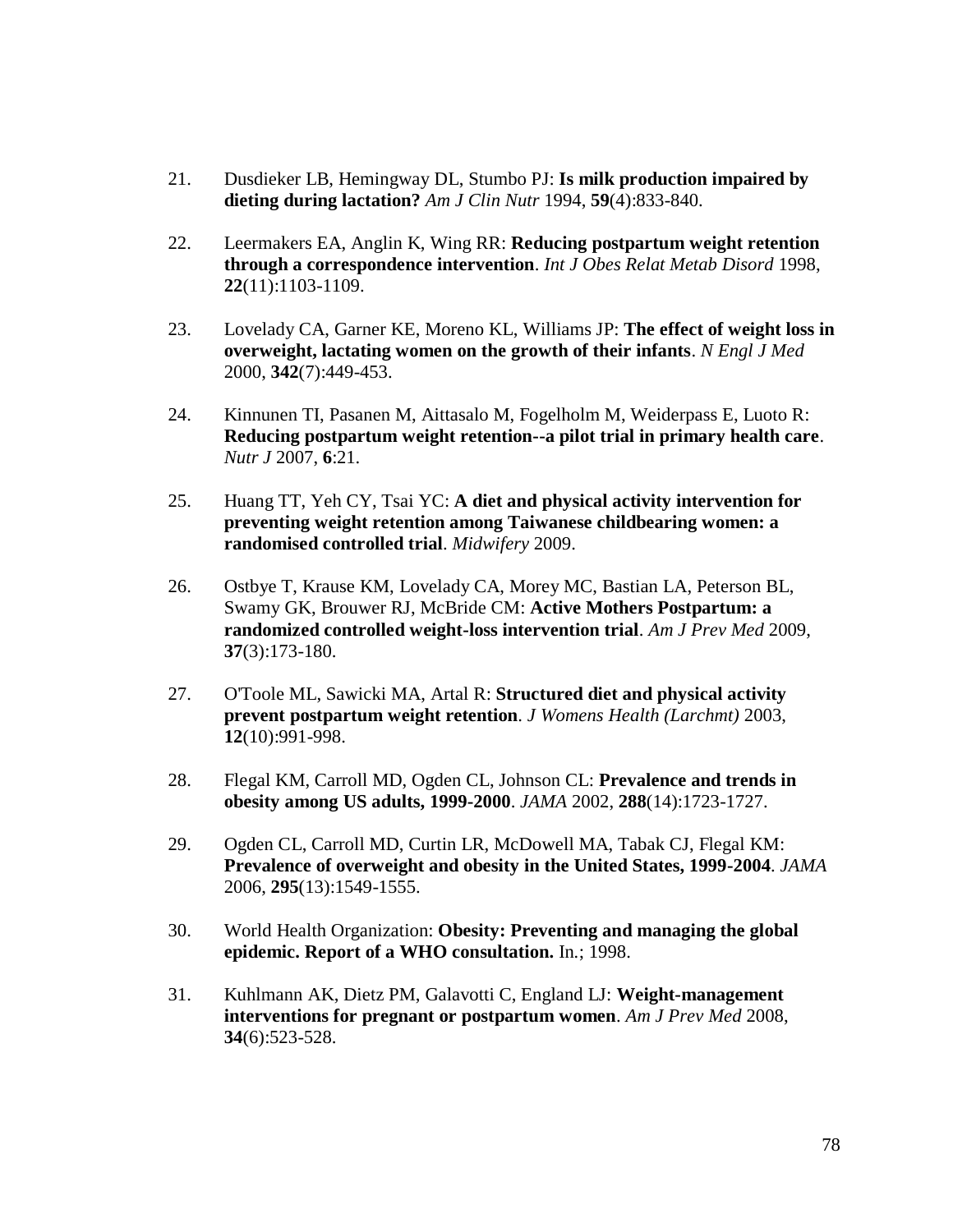21. Dusdieker LB, Hemingway DL, Stumbo PJ: **Is milk production impaired by dieting during lactation?** *Am J Clin Nutr* 1994, **59**(4):833-840.

22. Leermakers EA, Anglin K, Wing RR: **Reducing postpartum weight retention through a correspondence intervention**. *Int J Obes Relat Metab Disord* 1998, **22**(11):1103-1109.

23. Lovelady CA, Garner KE, Moreno KL, Williams JP: **The effect of weight loss in overweight, lactating women on the growth of their infants**. *N Engl J Med* 2000, **342**(7):449-453.

24. Kinnunen TI, Pasanen M, Aittasalo M, Fogelholm M, Weiderpass E, Luoto R: **Reducing postpartum weight retention--a pilot trial in primary health care**. *Nutr J* 2007, **6**:21.

25. Huang TT, Yeh CY, Tsai YC: **A diet and physical activity intervention for preventing weight retention among Taiwanese childbearing women: a randomised controlled trial**. *Midwifery* 2009.

26. Ostbye T, Krause KM, Lovelady CA, Morey MC, Bastian LA, Peterson BL, Swamy GK, Brouwer RJ, McBride CM: **Active Mothers Postpartum: a randomized controlled weight-loss intervention trial**. *Am J Prev Med* 2009, **37**(3):173-180.

27. O'Toole ML, Sawicki MA, Artal R: **Structured diet and physical activity prevent postpartum weight retention**. *J Womens Health (Larchmt)* 2003, **12**(10):991-998.

28. Flegal KM, Carroll MD, Ogden CL, Johnson CL: **Prevalence and trends in obesity among US adults, 1999-2000**. *JAMA* 2002, **288**(14):1723-1727.

29. Ogden CL, Carroll MD, Curtin LR, McDowell MA, Tabak CJ, Flegal KM: **Prevalence of overweight and obesity in the United States, 1999-2004**. *JAMA* 2006, **295**(13):1549-1555.

30. World Health Organization: **Obesity: Preventing and managing the global epidemic. Report of a WHO consultation.** In.; 1998.

31. Kuhlmann AK, Dietz PM, Galavotti C, England LJ: **Weight-management interventions for pregnant or postpartum women**. *Am J Prev Med* 2008, **34**(6):523-528.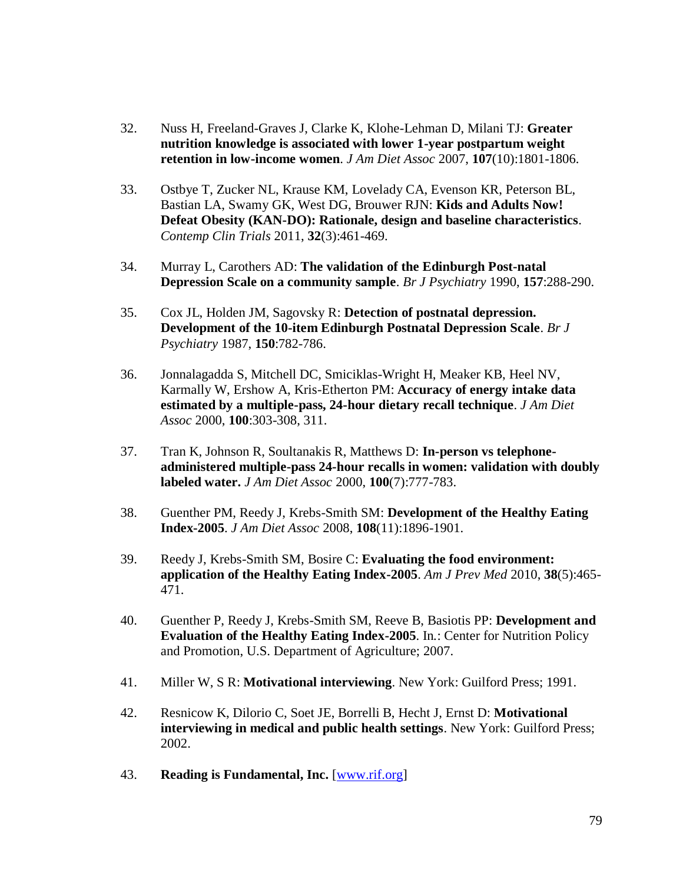32. Nuss H, Freeland-Graves J, Clarke K, Klohe-Lehman D, Milani TJ: **Greater nutrition knowledge is associated with lower 1-year postpartum weight retention in low-income women**. *J Am Diet Assoc* 2007, **107**(10):1801-1806.

33. Ostbye T, Zucker NL, Krause KM, Lovelady CA, Evenson KR, Peterson BL, Bastian LA, Swamy GK, West DG, Brouwer RJN: **Kids and Adults Now! Defeat Obesity (KAN-DO): Rationale, design and baseline characteristics**. *Contemp Clin Trials* 2011, **32**(3):461-469.

34. Murray L, Carothers AD: **The validation of the Edinburgh Post-natal Depression Scale on a community sample**. *Br J Psychiatry* 1990, **157**:288-290.

35. Cox JL, Holden JM, Sagovsky R: **Detection of postnatal depression. Development of the 10-item Edinburgh Postnatal Depression Scale**. *Br J Psychiatry* 1987, **150**:782-786.

36. Jonnalagadda S, Mitchell DC, Smiciklas-Wright H, Meaker KB, Heel NV, Karmally W, Ershow A, Kris-Etherton PM: **Accuracy of energy intake data estimated by a multiple-pass, 24-hour dietary recall technique**. *J Am Diet Assoc* 2000, **100**:303-308, 311.

37. Tran K, Johnson R, Soultanakis R, Matthews D: **In-person vs telephone-administered multiple-pass 24-hour recalls in women: validation with doubly labeled water.** *J Am Diet Assoc* 2000, **100**(7):777-783.

38. Guenther PM, Reedy J, Krebs-Smith SM: **Development of the Healthy Eating Index-2005**. *J Am Diet Assoc* 2008, **108**(11):1896-1901.

39. Reedy J, Krebs-Smith SM, Bosire C: **Evaluating the food environment: application of the Healthy Eating Index-2005**. *Am J Prev Med* 2010, **38**(5):465-471.

40. Guenther P, Reedy J, Krebs-Smith SM, Reeve B, Basiotis PP: **Development and Evaluation of the Healthy Eating Index-2005**. In.: Center for Nutrition Policy and Promotion, U.S. Department of Agriculture; 2007.

41. Miller W, S R: **Motivational interviewing**. New York: Guilford Press; 1991.

42. Resnicow K, Dilorio C, Soet JE, Borrelli B, Hecht J, Ernst D: **Motivational interviewing in medical and public health settings**. New York: Guilford Press; 2002.

43. **Reading is Fundamental, Inc.** [www.rif.org]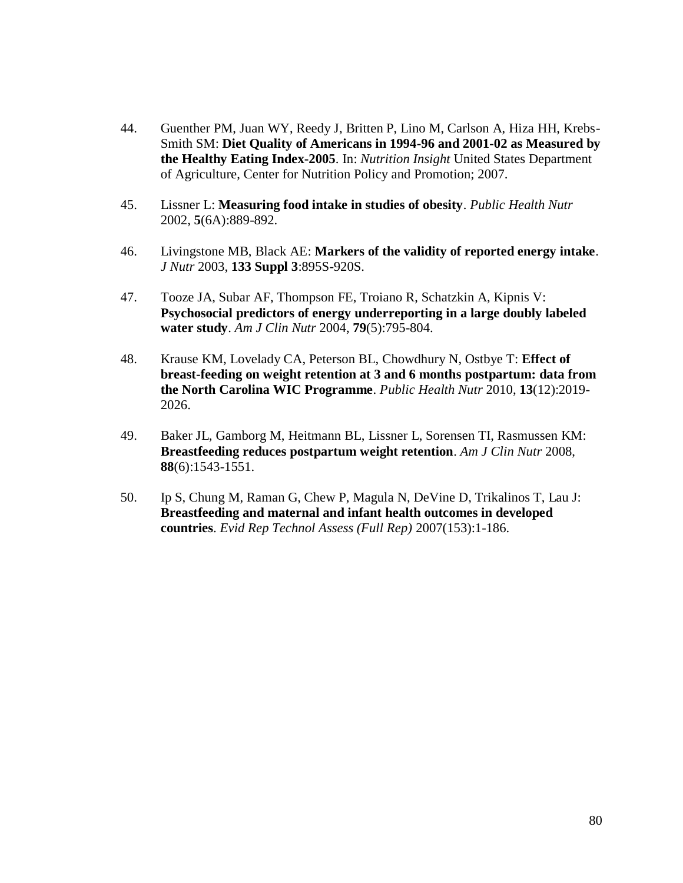44. Guenther PM, Juan WY, Reedy J, Britten P, Lino M, Carlson A, Hiza HH, Krebs-Smith SM: **Diet Quality of Americans in 1994-96 and 2001-02 as Measured by the Healthy Eating Index-2005**. In: *Nutrition Insight* United States Department of Agriculture, Center for Nutrition Policy and Promotion; 2007.

45. Lissner L: **Measuring food intake in studies of obesity**. *Public Health Nutr* 2002, **5**(6A):889-892.

46. Livingstone MB, Black AE: **Markers of the validity of reported energy intake**. *J Nutr* 2003, **133 Suppl 3**:895S-920S.

47. Tooze JA, Subar AF, Thompson FE, Troiano R, Schatzkin A, Kipnis V: **Psychosocial predictors of energy underreporting in a large doubly labeled water study**. *Am J Clin Nutr* 2004, **79**(5):795-804.

48. Krause KM, Lovelady CA, Peterson BL, Chowdhury N, Ostbye T: **Effect of breast-feeding on weight retention at 3 and 6 months postpartum: data from the North Carolina WIC Programme**. *Public Health Nutr* 2010, **13**(12):2019-2026.

49. Baker JL, Gamborg M, Heitmann BL, Lissner L, Sorensen TI, Rasmussen KM: **Breastfeeding reduces postpartum weight retention**. *Am J Clin Nutr* 2008, **88**(6):1543-1551.

50. Ip S, Chung M, Raman G, Chew P, Magula N, DeVine D, Trikalinos T, Lau J: **Breastfeeding and maternal and infant health outcomes in developed countries**. *Evid Rep Technol Assess (Full Rep)* 2007(153):1-186.